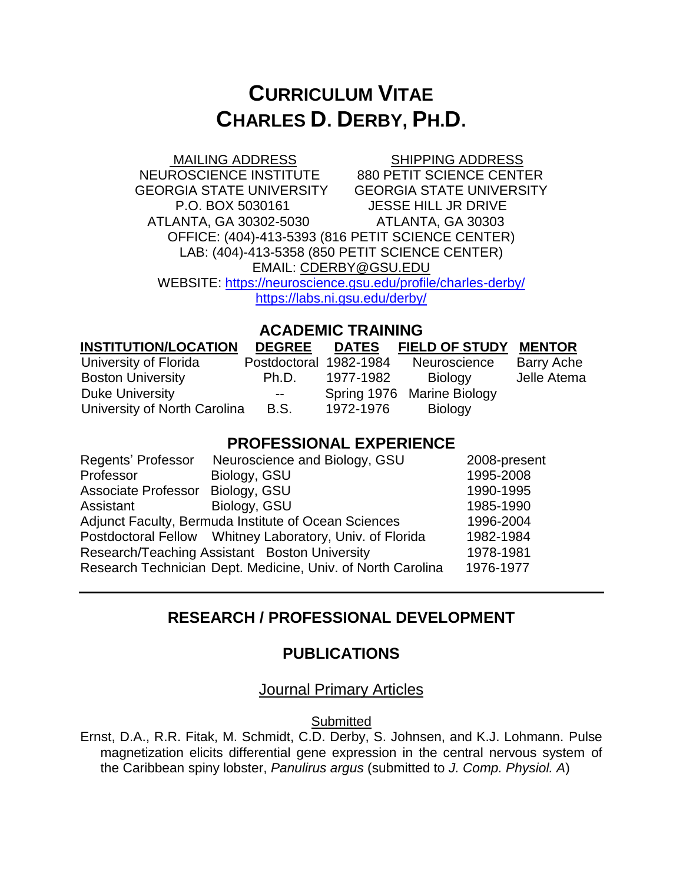# CURRICULUM VITAE
# CHARLES D. DERBY, PH.D.

| MAILING ADDRESS | SHIPPING ADDRESS |
| --- | --- |
| NEUROSCIENCE INSTITUTE | 880 PETIT SCIENCE CENTER |
| GEORGIA STATE UNIVERSITY | GEORGIA STATE UNIVERSITY |
| P.O. BOX 5030161 | JESSE HILL JR DRIVE |
| ATLANTA, GA 30302-5030 | ATLANTA, GA 30303 |

OFFICE: (404)-413-5393 (816 PETIT SCIENCE CENTER)
LAB: (404)-413-5358 (850 PETIT SCIENCE CENTER)
EMAIL: CDERBY@GSU.EDU
WEBSITE: https://neuroscience.gsu.edu/profile/charles-derby/
https://labs.ni.gsu.edu/derby/

## ACADEMIC TRAINING

| INSTITUTION/LOCATION | DEGREE | DATES | FIELD OF STUDY | MENTOR |
| --- | --- | --- | --- | --- |
| University of Florida | Postdoctoral | 1982-1984 | Neuroscience | Barry Ache |
| Boston University | Ph.D. | 1977-1982 | Biology | Jelle Atema |
| Duke University | -- | Spring 1976 | Marine Biology | |
| University of North Carolina | B.S. | 1972-1976 | Biology | |

## PROFESSIONAL EXPERIENCE

| | | |
| --- | --- | --- |
| Regents' Professor | Neuroscience and Biology, GSU | 2008-present |
| Professor | Biology, GSU | 1995-2008 |
| Associate Professor | Biology, GSU | 1990-1995 |
| Assistant | Biology, GSU | 1985-1990 |
| Adjunct Faculty, Bermuda Institute of Ocean Sciences | | 1996-2004 |
| Postdoctoral Fellow | Whitney Laboratory, Univ. of Florida | 1982-1984 |
| Research/Teaching Assistant | Boston University | 1978-1981 |
| Research Technician | Dept. Medicine, Univ. of North Carolina | 1976-1977 |

---

## RESEARCH / PROFESSIONAL DEVELOPMENT

## PUBLICATIONS

### Journal Primary Articles

#### Submitted

Ernst, D.A., R.R. Fitak, M. Schmidt, C.D. Derby, S. Johnsen, and K.J. Lohmann. Pulse magnetization elicits differential gene expression in the central nervous system of the Caribbean spiny lobster, *Panulirus argus* (submitted to *J. Comp. Physiol. A*)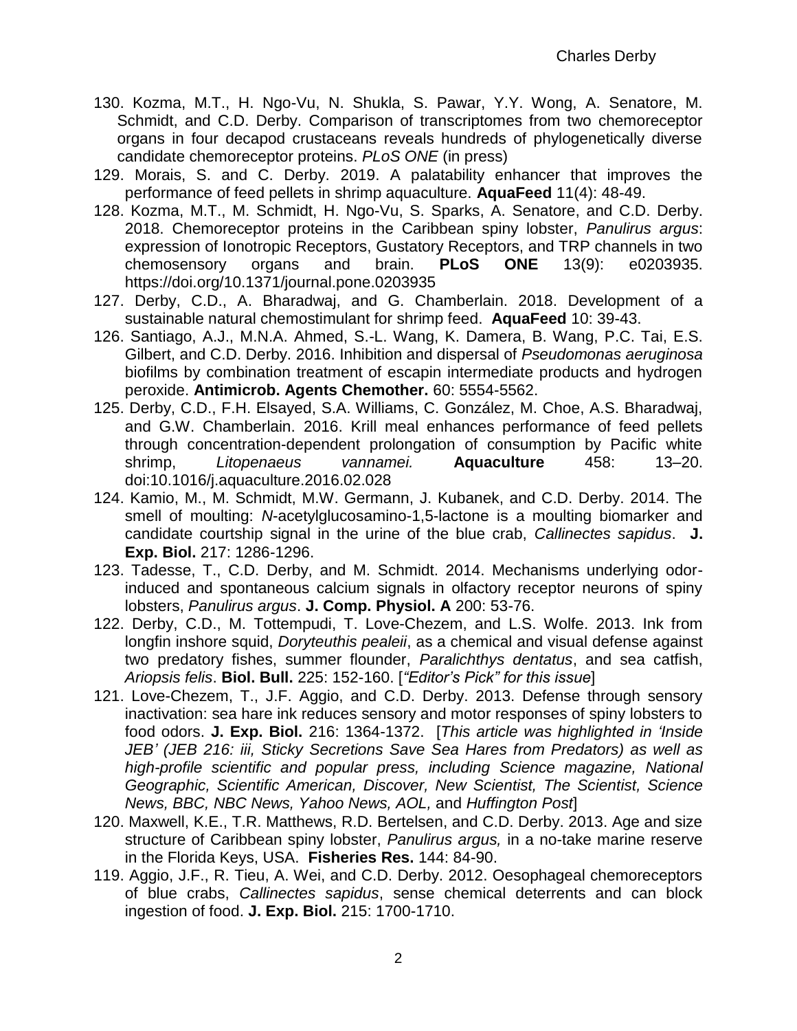130. Kozma, M.T., H. Ngo-Vu, N. Shukla, S. Pawar, Y.Y. Wong, A. Senatore, M. Schmidt, and C.D. Derby. Comparison of transcriptomes from two chemoreceptor organs in four decapod crustaceans reveals hundreds of phylogenetically diverse candidate chemoreceptor proteins. *PLoS ONE* (in press)

129. Morais, S. and C. Derby. 2019. A palatability enhancer that improves the performance of feed pellets in shrimp aquaculture. **AquaFeed** 11(4): 48-49.

128. Kozma, M.T., M. Schmidt, H. Ngo-Vu, S. Sparks, A. Senatore, and C.D. Derby. 2018. Chemoreceptor proteins in the Caribbean spiny lobster, *Panulirus argus*: expression of Ionotropic Receptors, Gustatory Receptors, and TRP channels in two chemosensory organs and brain. **PLoS ONE** 13(9): e0203935. https://doi.org/10.1371/journal.pone.0203935

127. Derby, C.D., A. Bharadwaj, and G. Chamberlain. 2018. Development of a sustainable natural chemostimulant for shrimp feed. **AquaFeed** 10: 39-43.

126. Santiago, A.J., M.N.A. Ahmed, S.-L. Wang, K. Damera, B. Wang, P.C. Tai, E.S. Gilbert, and C.D. Derby. 2016. Inhibition and dispersal of *Pseudomonas aeruginosa* biofilms by combination treatment of escapin intermediate products and hydrogen peroxide. **Antimicrob. Agents Chemother.** 60: 5554-5562.

125. Derby, C.D., F.H. Elsayed, S.A. Williams, C. González, M. Choe, A.S. Bharadwaj, and G.W. Chamberlain. 2016. Krill meal enhances performance of feed pellets through concentration-dependent prolongation of consumption by Pacific white shrimp, *Litopenaeus vannamei.* **Aquaculture** 458: 13–20. doi:10.1016/j.aquaculture.2016.02.028

124. Kamio, M., M. Schmidt, M.W. Germann, J. Kubanek, and C.D. Derby. 2014. The smell of moulting: *N*-acetylglucosamino-1,5-lactone is a moulting biomarker and candidate courtship signal in the urine of the blue crab, *Callinectes sapidus*. **J. Exp. Biol.** 217: 1286-1296.

123. Tadesse, T., C.D. Derby, and M. Schmidt. 2014. Mechanisms underlying odor-induced and spontaneous calcium signals in olfactory receptor neurons of spiny lobsters, *Panulirus argus*. **J. Comp. Physiol. A** 200: 53-76.

122. Derby, C.D., M. Tottempudi, T. Love-Chezem, and L.S. Wolfe. 2013. Ink from longfin inshore squid, *Doryteuthis pealeii*, as a chemical and visual defense against two predatory fishes, summer flounder, *Paralichthys dentatus*, and sea catfish, *Ariopsis felis*. **Biol. Bull.** 225: 152-160. [*"Editor's Pick" for this issue*]

121. Love-Chezem, T., J.F. Aggio, and C.D. Derby. 2013. Defense through sensory inactivation: sea hare ink reduces sensory and motor responses of spiny lobsters to food odors. **J. Exp. Biol.** 216: 1364-1372. [*This article was highlighted in 'Inside JEB' (JEB 216: iii, Sticky Secretions Save Sea Hares from Predators) as well as high-profile scientific and popular press, including Science magazine, National Geographic, Scientific American, Discover, New Scientist, The Scientist, Science News, BBC, NBC News, Yahoo News, AOL,* and *Huffington Post*]

120. Maxwell, K.E., T.R. Matthews, R.D. Bertelsen, and C.D. Derby. 2013. Age and size structure of Caribbean spiny lobster, *Panulirus argus,* in a no-take marine reserve in the Florida Keys, USA. **Fisheries Res.** 144: 84-90.

119. Aggio, J.F., R. Tieu, A. Wei, and C.D. Derby. 2012. Oesophageal chemoreceptors of blue crabs, *Callinectes sapidus*, sense chemical deterrents and can block ingestion of food. **J. Exp. Biol.** 215: 1700-1710.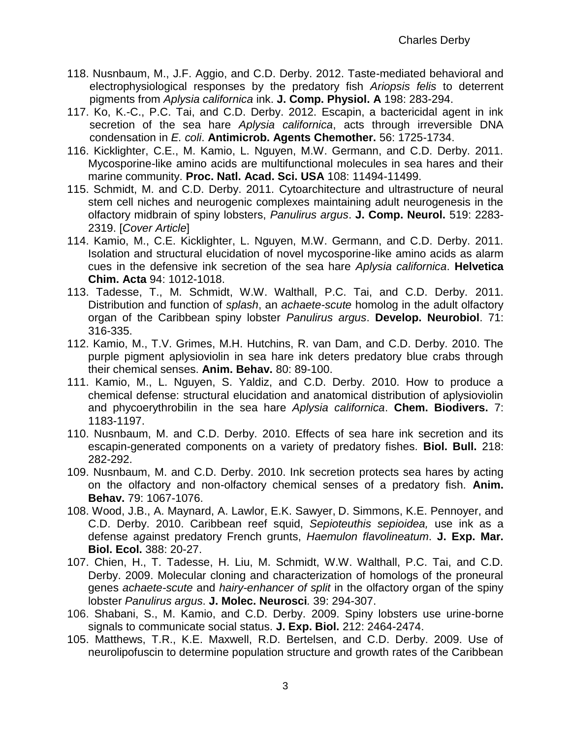118. Nusnbaum, M., J.F. Aggio, and C.D. Derby. 2012. Taste-mediated behavioral and electrophysiological responses by the predatory fish *Ariopsis felis* to deterrent pigments from *Aplysia californica* ink. **J. Comp. Physiol. A** 198: 283-294.

117. Ko, K.-C., P.C. Tai, and C.D. Derby. 2012. Escapin, a bactericidal agent in ink secretion of the sea hare *Aplysia californica*, acts through irreversible DNA condensation in *E. coli*. **Antimicrob. Agents Chemother.** 56: 1725-1734.

116. Kicklighter, C.E., M. Kamio, L. Nguyen, M.W. Germann, and C.D. Derby. 2011. Mycosporine-like amino acids are multifunctional molecules in sea hares and their marine community. **Proc. Natl. Acad. Sci. USA** 108: 11494-11499.

115. Schmidt, M. and C.D. Derby. 2011. Cytoarchitecture and ultrastructure of neural stem cell niches and neurogenic complexes maintaining adult neurogenesis in the olfactory midbrain of spiny lobsters, *Panulirus argus*. **J. Comp. Neurol.** 519: 2283-2319. [*Cover Article*]

114. Kamio, M., C.E. Kicklighter, L. Nguyen, M.W. Germann, and C.D. Derby. 2011. Isolation and structural elucidation of novel mycosporine-like amino acids as alarm cues in the defensive ink secretion of the sea hare *Aplysia californica*. **Helvetica Chim. Acta** 94: 1012-1018.

113. Tadesse, T., M. Schmidt, W.W. Walthall, P.C. Tai, and C.D. Derby. 2011. Distribution and function of *splash*, an *achaete-scute* homolog in the adult olfactory organ of the Caribbean spiny lobster *Panulirus argus*. **Develop. Neurobiol**. 71: 316-335.

112. Kamio, M., T.V. Grimes, M.H. Hutchins, R. van Dam, and C.D. Derby. 2010. The purple pigment aplysioviolin in sea hare ink deters predatory blue crabs through their chemical senses. **Anim. Behav.** 80: 89-100.

111. Kamio, M., L. Nguyen, S. Yaldiz, and C.D. Derby. 2010. How to produce a chemical defense: structural elucidation and anatomical distribution of aplysioviolin and phycoerythrobilin in the sea hare *Aplysia californica*. **Chem. Biodivers.** 7: 1183-1197.

110. Nusnbaum, M. and C.D. Derby. 2010. Effects of sea hare ink secretion and its escapin-generated components on a variety of predatory fishes. **Biol. Bull.** 218: 282-292.

109. Nusnbaum, M. and C.D. Derby. 2010. Ink secretion protects sea hares by acting on the olfactory and non-olfactory chemical senses of a predatory fish. **Anim. Behav.** 79: 1067-1076.

108. Wood, J.B., A. Maynard, A. Lawlor, E.K. Sawyer, D. Simmons, K.E. Pennoyer, and C.D. Derby. 2010. Caribbean reef squid, *Sepioteuthis sepioidea,* use ink as a defense against predatory French grunts, *Haemulon flavolineatum*. **J. Exp. Mar. Biol. Ecol.** 388: 20-27.

107. Chien, H., T. Tadesse, H. Liu, M. Schmidt, W.W. Walthall, P.C. Tai, and C.D. Derby. 2009. Molecular cloning and characterization of homologs of the proneural genes *achaete-scute* and *hairy-enhancer of split* in the olfactory organ of the spiny lobster *Panulirus argus*. **J. Molec. Neurosci***.* 39: 294-307.

106. Shabani, S., M. Kamio, and C.D. Derby. 2009. Spiny lobsters use urine-borne signals to communicate social status. **J. Exp. Biol.** 212: 2464-2474.

105. Matthews, T.R., K.E. Maxwell, R.D. Bertelsen, and C.D. Derby. 2009. Use of neurolipofuscin to determine population structure and growth rates of the Caribbean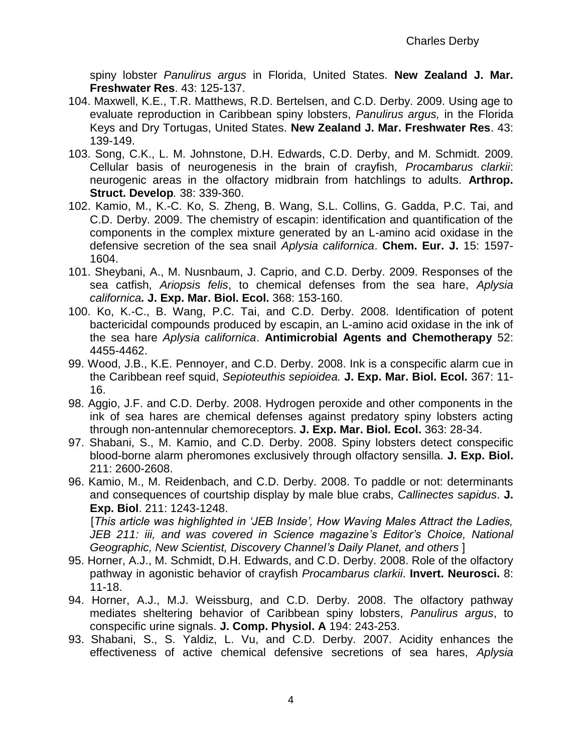spiny lobster *Panulirus argus* in Florida, United States. **New Zealand J. Mar. Freshwater Res**. 43: 125-137.

104. Maxwell, K.E., T.R. Matthews, R.D. Bertelsen, and C.D. Derby. 2009. Using age to evaluate reproduction in Caribbean spiny lobsters, *Panulirus argus,* in the Florida Keys and Dry Tortugas, United States. **New Zealand J. Mar. Freshwater Res**. 43: 139-149.

103. Song, C.K., L. M. Johnstone, D.H. Edwards, C.D. Derby, and M. Schmidt. 2009. Cellular basis of neurogenesis in the brain of crayfish, *Procambarus clarkii*: neurogenic areas in the olfactory midbrain from hatchlings to adults. **Arthrop. Struct. Develop***.* 38: 339-360.

102. Kamio, M., K.-C. Ko, S. Zheng, B. Wang, S.L. Collins, G. Gadda, P.C. Tai, and C.D. Derby. 2009. The chemistry of escapin: identification and quantification of the components in the complex mixture generated by an L-amino acid oxidase in the defensive secretion of the sea snail *Aplysia californica*. **Chem. Eur. J.** 15: 1597-1604.

101. Sheybani, A., M. Nusnbaum, J. Caprio, and C.D. Derby. 2009. Responses of the sea catfish, *Ariopsis felis*, to chemical defenses from the sea hare, *Aplysia californica.* **J. Exp. Mar. Biol. Ecol.** 368: 153-160.

100. Ko, K.-C., B. Wang, P.C. Tai, and C.D. Derby. 2008. Identification of potent bactericidal compounds produced by escapin, an L-amino acid oxidase in the ink of the sea hare *Aplysia californica*. **Antimicrobial Agents and Chemotherapy** 52: 4455-4462.

99. Wood, J.B., K.E. Pennoyer, and C.D. Derby. 2008. Ink is a conspecific alarm cue in the Caribbean reef squid, *Sepioteuthis sepioidea.* **J. Exp. Mar. Biol. Ecol.** 367: 11-16.

98. Aggio, J.F. and C.D. Derby. 2008. Hydrogen peroxide and other components in the ink of sea hares are chemical defenses against predatory spiny lobsters acting through non-antennular chemoreceptors. **J. Exp. Mar. Biol. Ecol.** 363: 28-34.

97. Shabani, S., M. Kamio, and C.D. Derby. 2008. Spiny lobsters detect conspecific blood-borne alarm pheromones exclusively through olfactory sensilla. **J. Exp. Biol.** 211: 2600-2608.

96. Kamio, M., M. Reidenbach, and C.D. Derby. 2008. To paddle or not: determinants and consequences of courtship display by male blue crabs, *Callinectes sapidus*. **J. Exp. Biol**. 211: 1243-1248.
[*This article was highlighted in 'JEB Inside', How Waving Males Attract the Ladies, JEB 211: iii, and was covered in Science magazine's Editor's Choice, National Geographic, New Scientist, Discovery Channel's Daily Planet, and others* ]

95. Horner, A.J., M. Schmidt, D.H. Edwards, and C.D. Derby. 2008. Role of the olfactory pathway in agonistic behavior of crayfish *Procambarus clarkii*. **Invert. Neurosci.** 8: 11-18.

94. Horner, A.J., M.J. Weissburg, and C.D. Derby. 2008. The olfactory pathway mediates sheltering behavior of Caribbean spiny lobsters, *Panulirus argus*, to conspecific urine signals. **J. Comp. Physiol. A** 194: 243-253.

93. Shabani, S., S. Yaldiz, L. Vu, and C.D. Derby. 2007. Acidity enhances the effectiveness of active chemical defensive secretions of sea hares, *Aplysia*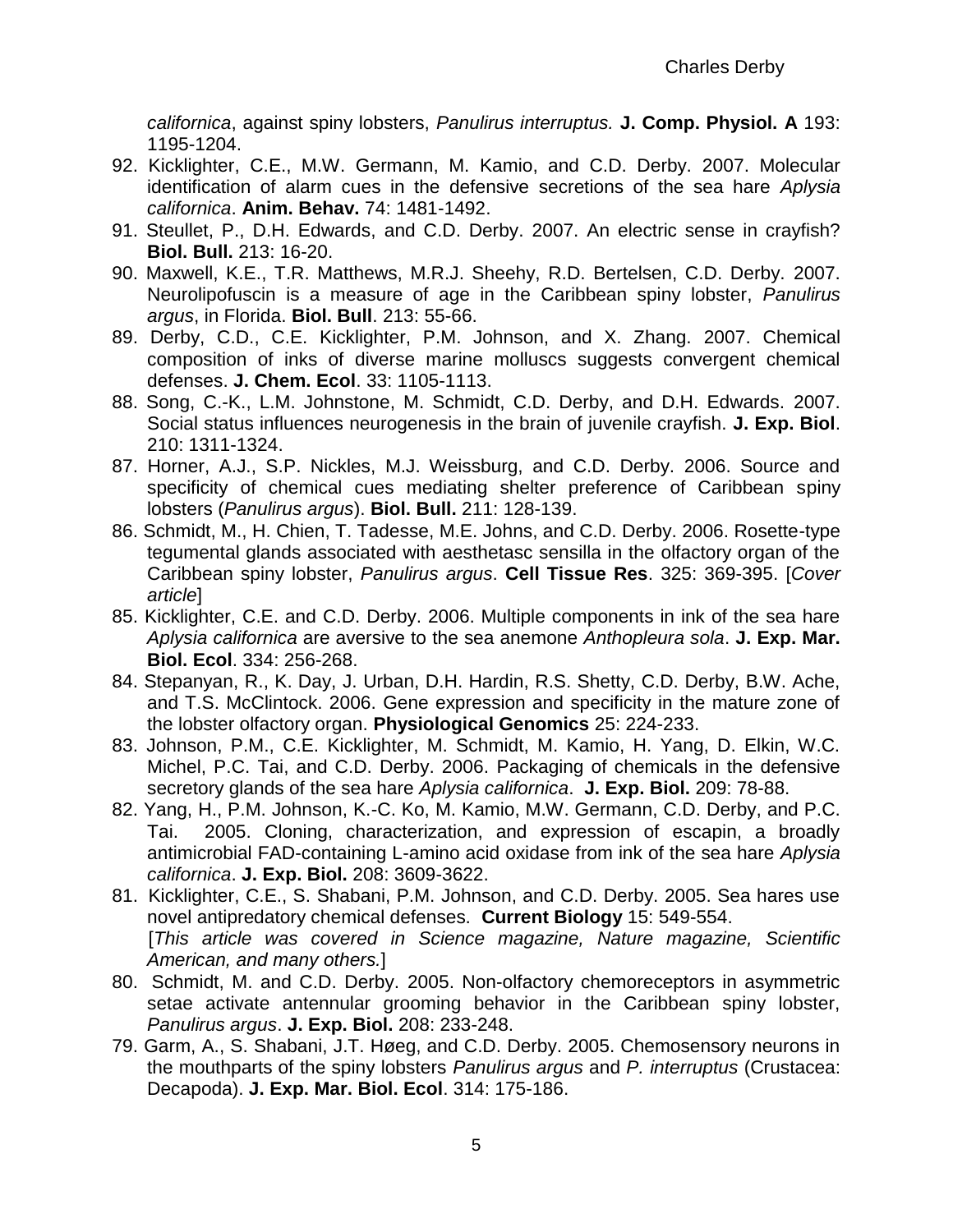*californica*, against spiny lobsters, *Panulirus interruptus.* **J. Comp. Physiol. A** 193: 1195-1204.

92. Kicklighter, C.E., M.W. Germann, M. Kamio, and C.D. Derby. 2007. Molecular identification of alarm cues in the defensive secretions of the sea hare *Aplysia californica*. **Anim. Behav.** 74: 1481-1492.
91. Steullet, P., D.H. Edwards, and C.D. Derby. 2007. An electric sense in crayfish? **Biol. Bull.** 213: 16-20.
90. Maxwell, K.E., T.R. Matthews, M.R.J. Sheehy, R.D. Bertelsen, C.D. Derby. 2007. Neurolipofuscin is a measure of age in the Caribbean spiny lobster, *Panulirus argus*, in Florida. **Biol. Bull**. 213: 55-66.
89. Derby, C.D., C.E. Kicklighter, P.M. Johnson, and X. Zhang. 2007. Chemical composition of inks of diverse marine molluscs suggests convergent chemical defenses. **J. Chem. Ecol**. 33: 1105-1113.
88. Song, C.-K., L.M. Johnstone, M. Schmidt, C.D. Derby, and D.H. Edwards. 2007. Social status influences neurogenesis in the brain of juvenile crayfish. **J. Exp. Biol**. 210: 1311-1324.
87. Horner, A.J., S.P. Nickles, M.J. Weissburg, and C.D. Derby. 2006. Source and specificity of chemical cues mediating shelter preference of Caribbean spiny lobsters (*Panulirus argus*). **Biol. Bull.** 211: 128-139.
86. Schmidt, M., H. Chien, T. Tadesse, M.E. Johns, and C.D. Derby. 2006. Rosette-type tegumental glands associated with aesthetasc sensilla in the olfactory organ of the Caribbean spiny lobster, *Panulirus argus*. **Cell Tissue Res**. 325: 369-395. [*Cover article*]
85. Kicklighter, C.E. and C.D. Derby. 2006. Multiple components in ink of the sea hare *Aplysia californica* are aversive to the sea anemone *Anthopleura sola*. **J. Exp. Mar. Biol. Ecol**. 334: 256-268.
84. Stepanyan, R., K. Day, J. Urban, D.H. Hardin, R.S. Shetty, C.D. Derby, B.W. Ache, and T.S. McClintock. 2006. Gene expression and specificity in the mature zone of the lobster olfactory organ. **Physiological Genomics** 25: 224-233.
83. Johnson, P.M., C.E. Kicklighter, M. Schmidt, M. Kamio, H. Yang, D. Elkin, W.C. Michel, P.C. Tai, and C.D. Derby. 2006. Packaging of chemicals in the defensive secretory glands of the sea hare *Aplysia californica*. **J. Exp. Biol.** 209: 78-88.
82. Yang, H., P.M. Johnson, K.-C. Ko, M. Kamio, M.W. Germann, C.D. Derby, and P.C. Tai. 2005. Cloning, characterization, and expression of escapin, a broadly antimicrobial FAD-containing L-amino acid oxidase from ink of the sea hare *Aplysia californica*. **J. Exp. Biol.** 208: 3609-3622.
81. Kicklighter, C.E., S. Shabani, P.M. Johnson, and C.D. Derby. 2005. Sea hares use novel antipredatory chemical defenses. **Current Biology** 15: 549-554. [*This article was covered in Science magazine, Nature magazine, Scientific American, and many others.*]
80. Schmidt, M. and C.D. Derby. 2005. Non-olfactory chemoreceptors in asymmetric setae activate antennular grooming behavior in the Caribbean spiny lobster, *Panulirus argus*. **J. Exp. Biol.** 208: 233-248.
79. Garm, A., S. Shabani, J.T. Høeg, and C.D. Derby. 2005. Chemosensory neurons in the mouthparts of the spiny lobsters *Panulirus argus* and *P. interruptus* (Crustacea: Decapoda). **J. Exp. Mar. Biol. Ecol**. 314: 175-186.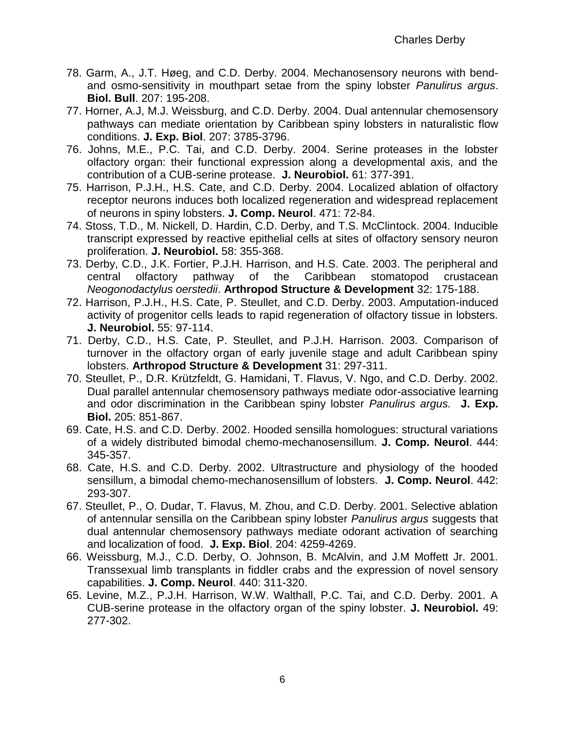78. Garm, A., J.T. Høeg, and C.D. Derby. 2004. Mechanosensory neurons with bend- and osmo-sensitivity in mouthpart setae from the spiny lobster *Panulirus argus*. **Biol. Bull**. 207: 195-208.

77. Horner, A.J, M.J. Weissburg, and C.D. Derby. 2004. Dual antennular chemosensory pathways can mediate orientation by Caribbean spiny lobsters in naturalistic flow conditions. **J. Exp. Biol**. 207: 3785-3796.

76. Johns, M.E., P.C. Tai, and C.D. Derby. 2004. Serine proteases in the lobster olfactory organ: their functional expression along a developmental axis, and the contribution of a CUB-serine protease. **J. Neurobiol.** 61: 377-391.

75. Harrison, P.J.H., H.S. Cate, and C.D. Derby. 2004. Localized ablation of olfactory receptor neurons induces both localized regeneration and widespread replacement of neurons in spiny lobsters. **J. Comp. Neurol**. 471: 72-84.

74. Stoss, T.D., M. Nickell, D. Hardin, C.D. Derby, and T.S. McClintock. 2004. Inducible transcript expressed by reactive epithelial cells at sites of olfactory sensory neuron proliferation. **J. Neurobiol.** 58: 355-368.

73. Derby, C.D., J.K. Fortier, P.J.H. Harrison, and H.S. Cate. 2003. The peripheral and central olfactory pathway of the Caribbean stomatopod crustacean *Neogonodactylus oerstedii*. **Arthropod Structure & Development** 32: 175-188.

72. Harrison, P.J.H., H.S. Cate, P. Steullet, and C.D. Derby. 2003. Amputation-induced activity of progenitor cells leads to rapid regeneration of olfactory tissue in lobsters. **J. Neurobiol.** 55: 97-114.

71. Derby, C.D., H.S. Cate, P. Steullet, and P.J.H. Harrison. 2003. Comparison of turnover in the olfactory organ of early juvenile stage and adult Caribbean spiny lobsters. **Arthropod Structure & Development** 31: 297-311.

70. Steullet, P., D.R. Krützfeldt, G. Hamidani, T. Flavus, V. Ngo, and C.D. Derby. 2002. Dual parallel antennular chemosensory pathways mediate odor-associative learning and odor discrimination in the Caribbean spiny lobster *Panulirus argus.* **J. Exp. Biol.** 205: 851-867.

69. Cate, H.S. and C.D. Derby. 2002. Hooded sensilla homologues: structural variations of a widely distributed bimodal chemo-mechanosensillum. **J. Comp. Neurol**. 444: 345-357.

68. Cate, H.S. and C.D. Derby. 2002. Ultrastructure and physiology of the hooded sensillum, a bimodal chemo-mechanosensillum of lobsters. **J. Comp. Neurol**. 442: 293-307.

67. Steullet, P., O. Dudar, T. Flavus, M. Zhou, and C.D. Derby. 2001. Selective ablation of antennular sensilla on the Caribbean spiny lobster *Panulirus argus* suggests that dual antennular chemosensory pathways mediate odorant activation of searching and localization of food. **J. Exp. Biol**. 204: 4259-4269.

66. Weissburg, M.J., C.D. Derby, O. Johnson, B. McAlvin, and J.M Moffett Jr. 2001. Transsexual limb transplants in fiddler crabs and the expression of novel sensory capabilities. **J. Comp. Neurol**. 440: 311-320.

65. Levine, M.Z., P.J.H. Harrison, W.W. Walthall, P.C. Tai, and C.D. Derby. 2001. A CUB-serine protease in the olfactory organ of the spiny lobster. **J. Neurobiol.** 49: 277-302.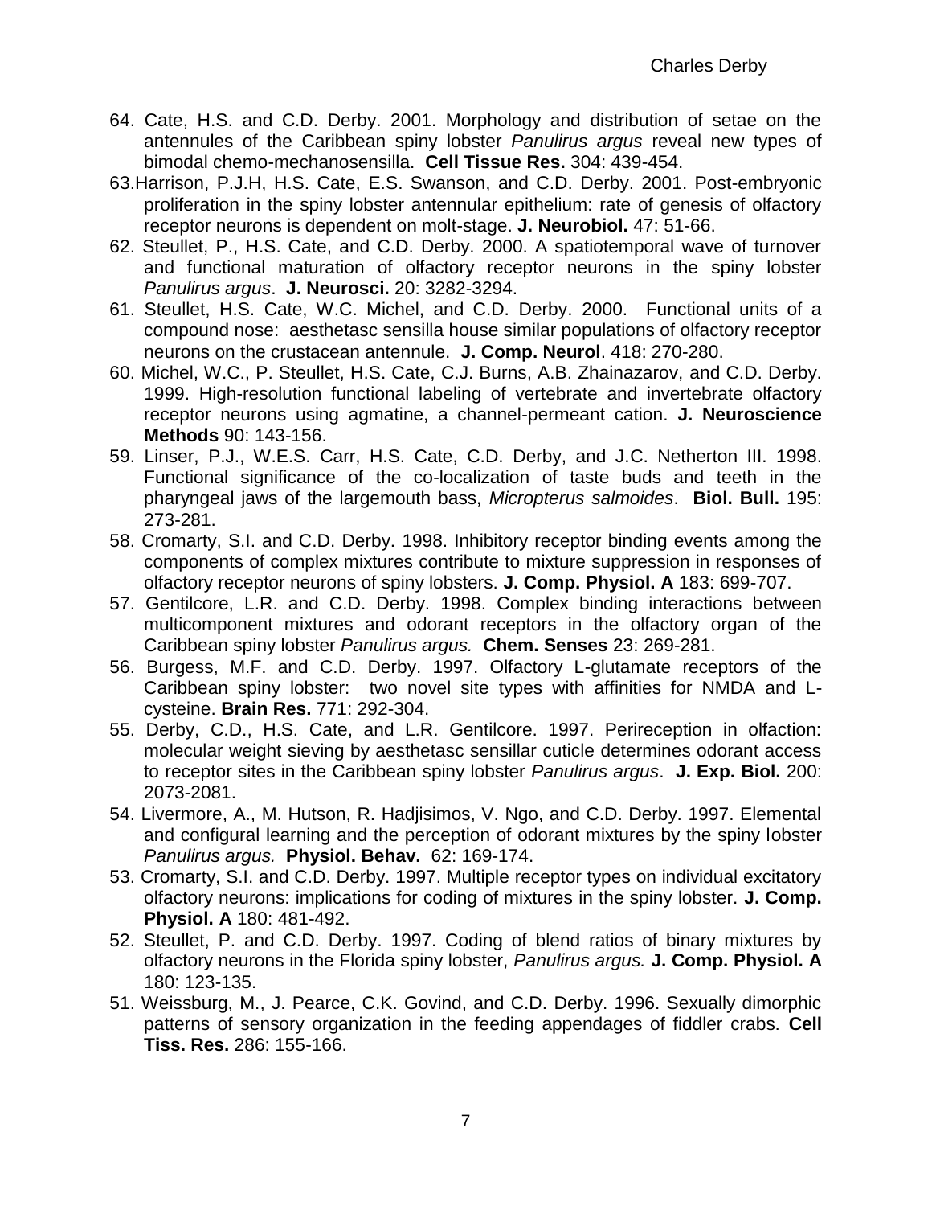64. Cate, H.S. and C.D. Derby. 2001. Morphology and distribution of setae on the antennules of the Caribbean spiny lobster *Panulirus argus* reveal new types of bimodal chemo-mechanosensilla. **Cell Tissue Res.** 304: 439-454.

63. Harrison, P.J.H, H.S. Cate, E.S. Swanson, and C.D. Derby. 2001. Post-embryonic proliferation in the spiny lobster antennular epithelium: rate of genesis of olfactory receptor neurons is dependent on molt-stage. **J. Neurobiol.** 47: 51-66.

62. Steullet, P., H.S. Cate, and C.D. Derby. 2000. A spatiotemporal wave of turnover and functional maturation of olfactory receptor neurons in the spiny lobster *Panulirus argus*. **J. Neurosci.** 20: 3282-3294.

61. Steullet, H.S. Cate, W.C. Michel, and C.D. Derby. 2000. Functional units of a compound nose: aesthetasc sensilla house similar populations of olfactory receptor neurons on the crustacean antennule. **J. Comp. Neurol**. 418: 270-280.

60. Michel, W.C., P. Steullet, H.S. Cate, C.J. Burns, A.B. Zhainazarov, and C.D. Derby. 1999. High-resolution functional labeling of vertebrate and invertebrate olfactory receptor neurons using agmatine, a channel-permeant cation. **J. Neuroscience Methods** 90: 143-156.

59. Linser, P.J., W.E.S. Carr, H.S. Cate, C.D. Derby, and J.C. Netherton III. 1998. Functional significance of the co-localization of taste buds and teeth in the pharyngeal jaws of the largemouth bass, *Micropterus salmoides*. **Biol. Bull.** 195: 273-281.

58. Cromarty, S.I. and C.D. Derby. 1998. Inhibitory receptor binding events among the components of complex mixtures contribute to mixture suppression in responses of olfactory receptor neurons of spiny lobsters. **J. Comp. Physiol. A** 183: 699-707.

57. Gentilcore, L.R. and C.D. Derby. 1998. Complex binding interactions between multicomponent mixtures and odorant receptors in the olfactory organ of the Caribbean spiny lobster *Panulirus argus.* **Chem. Senses** 23: 269-281.

56. Burgess, M.F. and C.D. Derby. 1997. Olfactory L-glutamate receptors of the Caribbean spiny lobster: two novel site types with affinities for NMDA and L-cysteine. **Brain Res.** 771: 292-304.

55. Derby, C.D., H.S. Cate, and L.R. Gentilcore. 1997. Perireception in olfaction: molecular weight sieving by aesthetasc sensillar cuticle determines odorant access to receptor sites in the Caribbean spiny lobster *Panulirus argus*. **J. Exp. Biol.** 200: 2073-2081.

54. Livermore, A., M. Hutson, R. Hadjisimos, V. Ngo, and C.D. Derby. 1997. Elemental and configural learning and the perception of odorant mixtures by the spiny lobster *Panulirus argus.* **Physiol. Behav.** 62: 169-174.

53. Cromarty, S.I. and C.D. Derby. 1997. Multiple receptor types on individual excitatory olfactory neurons: implications for coding of mixtures in the spiny lobster. **J. Comp. Physiol. A** 180: 481-492.

52. Steullet, P. and C.D. Derby. 1997. Coding of blend ratios of binary mixtures by olfactory neurons in the Florida spiny lobster, *Panulirus argus.* **J. Comp. Physiol. A** 180: 123-135.

51. Weissburg, M., J. Pearce, C.K. Govind, and C.D. Derby. 1996. Sexually dimorphic patterns of sensory organization in the feeding appendages of fiddler crabs. **Cell Tiss. Res.** 286: 155-166.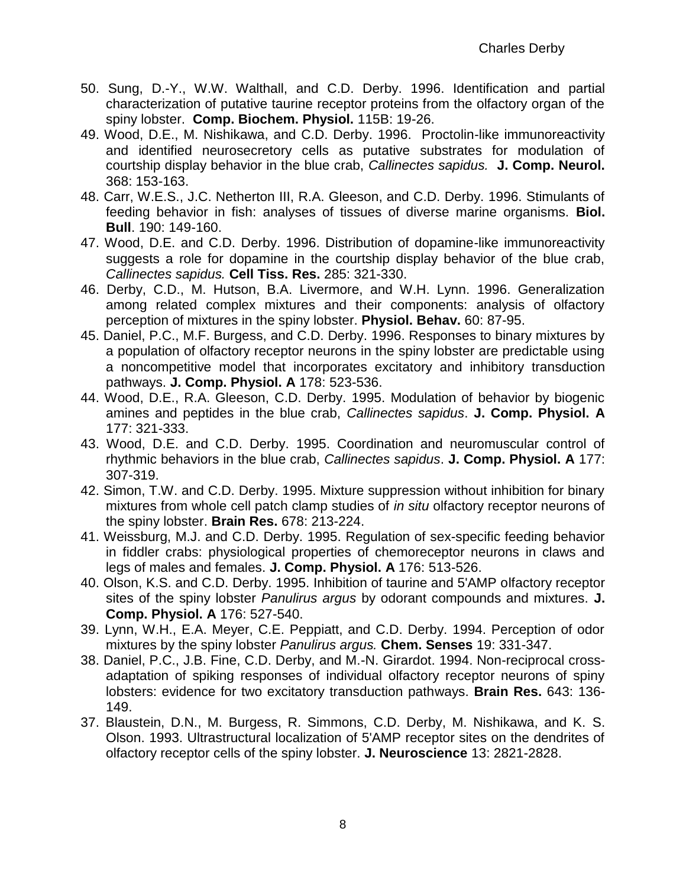50. Sung, D.-Y., W.W. Walthall, and C.D. Derby. 1996. Identification and partial characterization of putative taurine receptor proteins from the olfactory organ of the spiny lobster. **Comp. Biochem. Physiol.** 115B: 19-26.

49. Wood, D.E., M. Nishikawa, and C.D. Derby. 1996. Proctolin-like immunoreactivity and identified neurosecretory cells as putative substrates for modulation of courtship display behavior in the blue crab, *Callinectes sapidus.* **J. Comp. Neurol.** 368: 153-163.

48. Carr, W.E.S., J.C. Netherton III, R.A. Gleeson, and C.D. Derby. 1996. Stimulants of feeding behavior in fish: analyses of tissues of diverse marine organisms. **Biol. Bull**. 190: 149-160.

47. Wood, D.E. and C.D. Derby. 1996. Distribution of dopamine-like immunoreactivity suggests a role for dopamine in the courtship display behavior of the blue crab, *Callinectes sapidus.* **Cell Tiss. Res.** 285: 321-330.

46. Derby, C.D., M. Hutson, B.A. Livermore, and W.H. Lynn. 1996. Generalization among related complex mixtures and their components: analysis of olfactory perception of mixtures in the spiny lobster. **Physiol. Behav.** 60: 87-95.

45. Daniel, P.C., M.F. Burgess, and C.D. Derby. 1996. Responses to binary mixtures by a population of olfactory receptor neurons in the spiny lobster are predictable using a noncompetitive model that incorporates excitatory and inhibitory transduction pathways. **J. Comp. Physiol. A** 178: 523-536.

44. Wood, D.E., R.A. Gleeson, C.D. Derby. 1995. Modulation of behavior by biogenic amines and peptides in the blue crab, *Callinectes sapidus*. **J. Comp. Physiol. A** 177: 321-333.

43. Wood, D.E. and C.D. Derby. 1995. Coordination and neuromuscular control of rhythmic behaviors in the blue crab, *Callinectes sapidus*. **J. Comp. Physiol. A** 177: 307-319.

42. Simon, T.W. and C.D. Derby. 1995. Mixture suppression without inhibition for binary mixtures from whole cell patch clamp studies of *in situ* olfactory receptor neurons of the spiny lobster. **Brain Res.** 678: 213-224.

41. Weissburg, M.J. and C.D. Derby. 1995. Regulation of sex-specific feeding behavior in fiddler crabs: physiological properties of chemoreceptor neurons in claws and legs of males and females. **J. Comp. Physiol. A** 176: 513-526.

40. Olson, K.S. and C.D. Derby. 1995. Inhibition of taurine and 5'AMP olfactory receptor sites of the spiny lobster *Panulirus argus* by odorant compounds and mixtures. **J. Comp. Physiol. A** 176: 527-540.

39. Lynn, W.H., E.A. Meyer, C.E. Peppiatt, and C.D. Derby. 1994. Perception of odor mixtures by the spiny lobster *Panulirus argus.* **Chem. Senses** 19: 331-347.

38. Daniel, P.C., J.B. Fine, C.D. Derby, and M.-N. Girardot. 1994. Non-reciprocal cross-adaptation of spiking responses of individual olfactory receptor neurons of spiny lobsters: evidence for two excitatory transduction pathways. **Brain Res.** 643: 136-149.

37. Blaustein, D.N., M. Burgess, R. Simmons, C.D. Derby, M. Nishikawa, and K. S. Olson. 1993. Ultrastructural localization of 5'AMP receptor sites on the dendrites of olfactory receptor cells of the spiny lobster. **J. Neuroscience** 13: 2821-2828.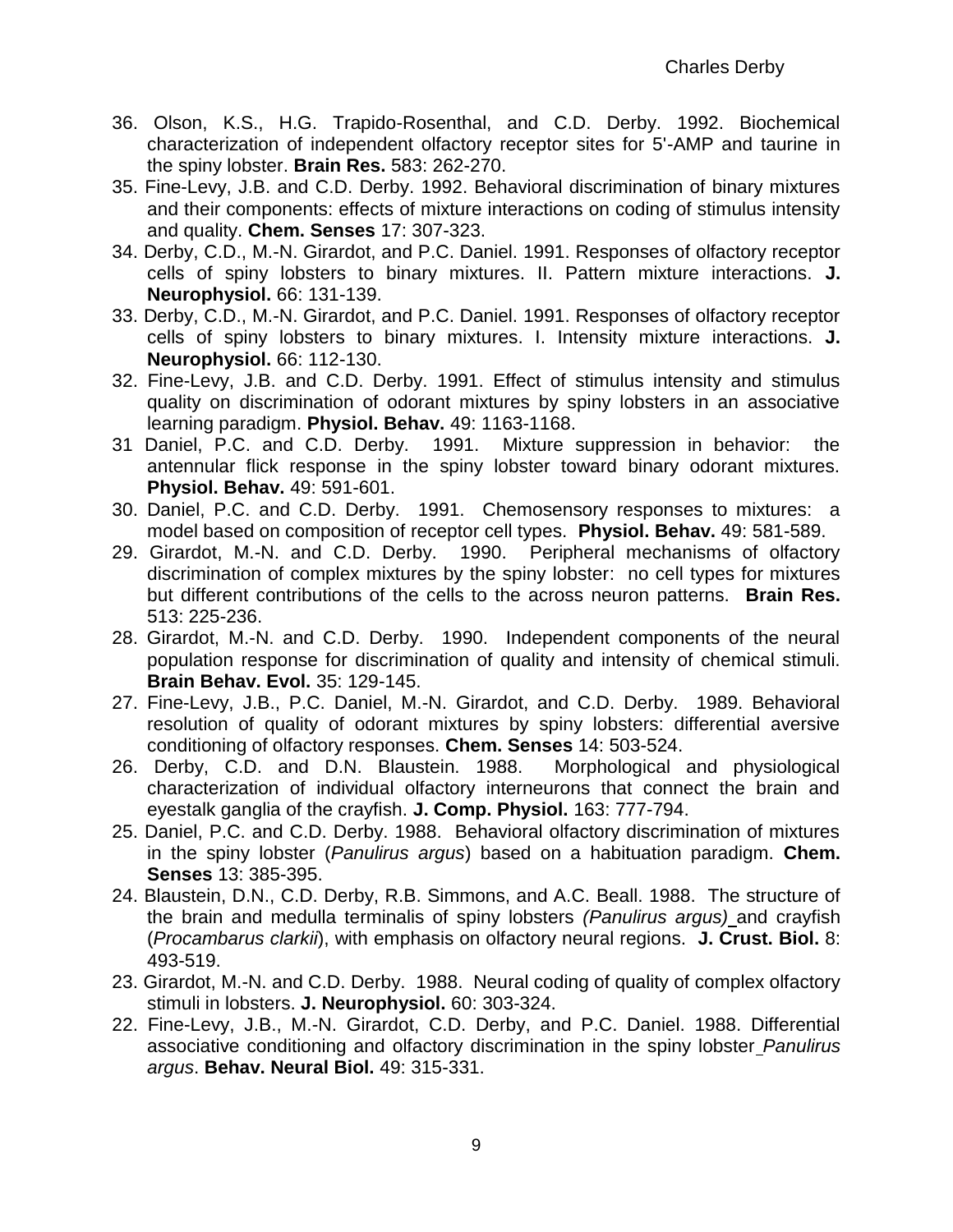36. Olson, K.S., H.G. Trapido-Rosenthal, and C.D. Derby. 1992. Biochemical characterization of independent olfactory receptor sites for 5'-AMP and taurine in the spiny lobster. **Brain Res.** 583: 262-270.

35. Fine-Levy, J.B. and C.D. Derby. 1992. Behavioral discrimination of binary mixtures and their components: effects of mixture interactions on coding of stimulus intensity and quality. **Chem. Senses** 17: 307-323.

34. Derby, C.D., M.-N. Girardot, and P.C. Daniel. 1991. Responses of olfactory receptor cells of spiny lobsters to binary mixtures. II. Pattern mixture interactions. **J. Neurophysiol.** 66: 131-139.

33. Derby, C.D., M.-N. Girardot, and P.C. Daniel. 1991. Responses of olfactory receptor cells of spiny lobsters to binary mixtures. I. Intensity mixture interactions. **J. Neurophysiol.** 66: 112-130.

32. Fine-Levy, J.B. and C.D. Derby. 1991. Effect of stimulus intensity and stimulus quality on discrimination of odorant mixtures by spiny lobsters in an associative learning paradigm. **Physiol. Behav.** 49: 1163-1168.

31 Daniel, P.C. and C.D. Derby. 1991. Mixture suppression in behavior: the antennular flick response in the spiny lobster toward binary odorant mixtures. **Physiol. Behav.** 49: 591-601.

30. Daniel, P.C. and C.D. Derby. 1991. Chemosensory responses to mixtures: a model based on composition of receptor cell types. **Physiol. Behav.** 49: 581-589.

29. Girardot, M.-N. and C.D. Derby. 1990. Peripheral mechanisms of olfactory discrimination of complex mixtures by the spiny lobster: no cell types for mixtures but different contributions of the cells to the across neuron patterns. **Brain Res.** 513: 225-236.

28. Girardot, M.-N. and C.D. Derby. 1990. Independent components of the neural population response for discrimination of quality and intensity of chemical stimuli. **Brain Behav. Evol.** 35: 129-145.

27. Fine-Levy, J.B., P.C. Daniel, M.-N. Girardot, and C.D. Derby. 1989. Behavioral resolution of quality of odorant mixtures by spiny lobsters: differential aversive conditioning of olfactory responses. **Chem. Senses** 14: 503-524.

26. Derby, C.D. and D.N. Blaustein. 1988. Morphological and physiological characterization of individual olfactory interneurons that connect the brain and eyestalk ganglia of the crayfish. **J. Comp. Physiol.** 163: 777-794.

25. Daniel, P.C. and C.D. Derby. 1988. Behavioral olfactory discrimination of mixtures in the spiny lobster (*Panulirus argus*) based on a habituation paradigm. **Chem. Senses** 13: 385-395.

24. Blaustein, D.N., C.D. Derby, R.B. Simmons, and A.C. Beall. 1988. The structure of the brain and medulla terminalis of spiny lobsters *(Panulirus argus)* and crayfish (*Procambarus clarkii*), with emphasis on olfactory neural regions. **J. Crust. Biol.** 8: 493-519.

23. Girardot, M.-N. and C.D. Derby. 1988. Neural coding of quality of complex olfactory stimuli in lobsters. **J. Neurophysiol.** 60: 303-324.

22. Fine-Levy, J.B., M.-N. Girardot, C.D. Derby, and P.C. Daniel. 1988. Differential associative conditioning and olfactory discrimination in the spiny lobster *Panulirus argus*. **Behav. Neural Biol.** 49: 315-331.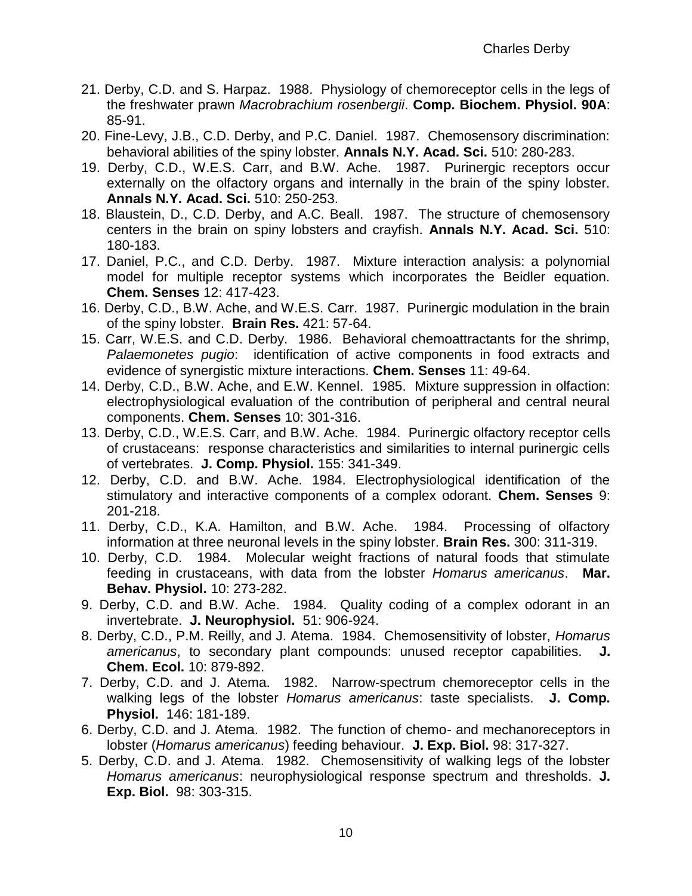21. Derby, C.D. and S. Harpaz. 1988. Physiology of chemoreceptor cells in the legs of the freshwater prawn *Macrobrachium rosenbergii*. **Comp. Biochem. Physiol. 90A**: 85-91.
20. Fine-Levy, J.B., C.D. Derby, and P.C. Daniel. 1987. Chemosensory discrimination: behavioral abilities of the spiny lobster. **Annals N.Y. Acad. Sci.** 510: 280-283.
19. Derby, C.D., W.E.S. Carr, and B.W. Ache. 1987. Purinergic receptors occur externally on the olfactory organs and internally in the brain of the spiny lobster. **Annals N.Y. Acad. Sci.** 510: 250-253.
18. Blaustein, D., C.D. Derby, and A.C. Beall. 1987. The structure of chemosensory centers in the brain on spiny lobsters and crayfish. **Annals N.Y. Acad. Sci.** 510: 180-183.
17. Daniel, P.C., and C.D. Derby. 1987. Mixture interaction analysis: a polynomial model for multiple receptor systems which incorporates the Beidler equation. **Chem. Senses** 12: 417-423.
16. Derby, C.D., B.W. Ache, and W.E.S. Carr. 1987. Purinergic modulation in the brain of the spiny lobster. **Brain Res.** 421: 57-64.
15. Carr, W.E.S. and C.D. Derby. 1986. Behavioral chemoattractants for the shrimp, *Palaemonetes pugio*: identification of active components in food extracts and evidence of synergistic mixture interactions. **Chem. Senses** 11: 49-64.
14. Derby, C.D., B.W. Ache, and E.W. Kennel. 1985. Mixture suppression in olfaction: electrophysiological evaluation of the contribution of peripheral and central neural components. **Chem. Senses** 10: 301-316.
13. Derby, C.D., W.E.S. Carr, and B.W. Ache. 1984. Purinergic olfactory receptor cells of crustaceans: response characteristics and similarities to internal purinergic cells of vertebrates. **J. Comp. Physiol.** 155: 341-349.
12. Derby, C.D. and B.W. Ache. 1984. Electrophysiological identification of the stimulatory and interactive components of a complex odorant. **Chem. Senses** 9: 201-218.
11. Derby, C.D., K.A. Hamilton, and B.W. Ache. 1984. Processing of olfactory information at three neuronal levels in the spiny lobster. **Brain Res.** 300: 311-319.
10. Derby, C.D. 1984. Molecular weight fractions of natural foods that stimulate feeding in crustaceans, with data from the lobster *Homarus americanus*. **Mar. Behav. Physiol.** 10: 273-282.
9. Derby, C.D. and B.W. Ache. 1984. Quality coding of a complex odorant in an invertebrate. **J. Neurophysiol.** 51: 906-924.
8. Derby, C.D., P.M. Reilly, and J. Atema. 1984. Chemosensitivity of lobster, *Homarus americanus*, to secondary plant compounds: unused receptor capabilities. **J. Chem. Ecol.** 10: 879-892.
7. Derby, C.D. and J. Atema. 1982. Narrow-spectrum chemoreceptor cells in the walking legs of the lobster *Homarus americanus*: taste specialists. **J. Comp. Physiol.** 146: 181-189.
6. Derby, C.D. and J. Atema. 1982. The function of chemo- and mechanoreceptors in lobster (*Homarus americanus*) feeding behaviour. **J. Exp. Biol.** 98: 317-327.
5. Derby, C.D. and J. Atema. 1982. Chemosensitivity of walking legs of the lobster *Homarus americanus*: neurophysiological response spectrum and thresholds. **J. Exp. Biol.** 98: 303-315.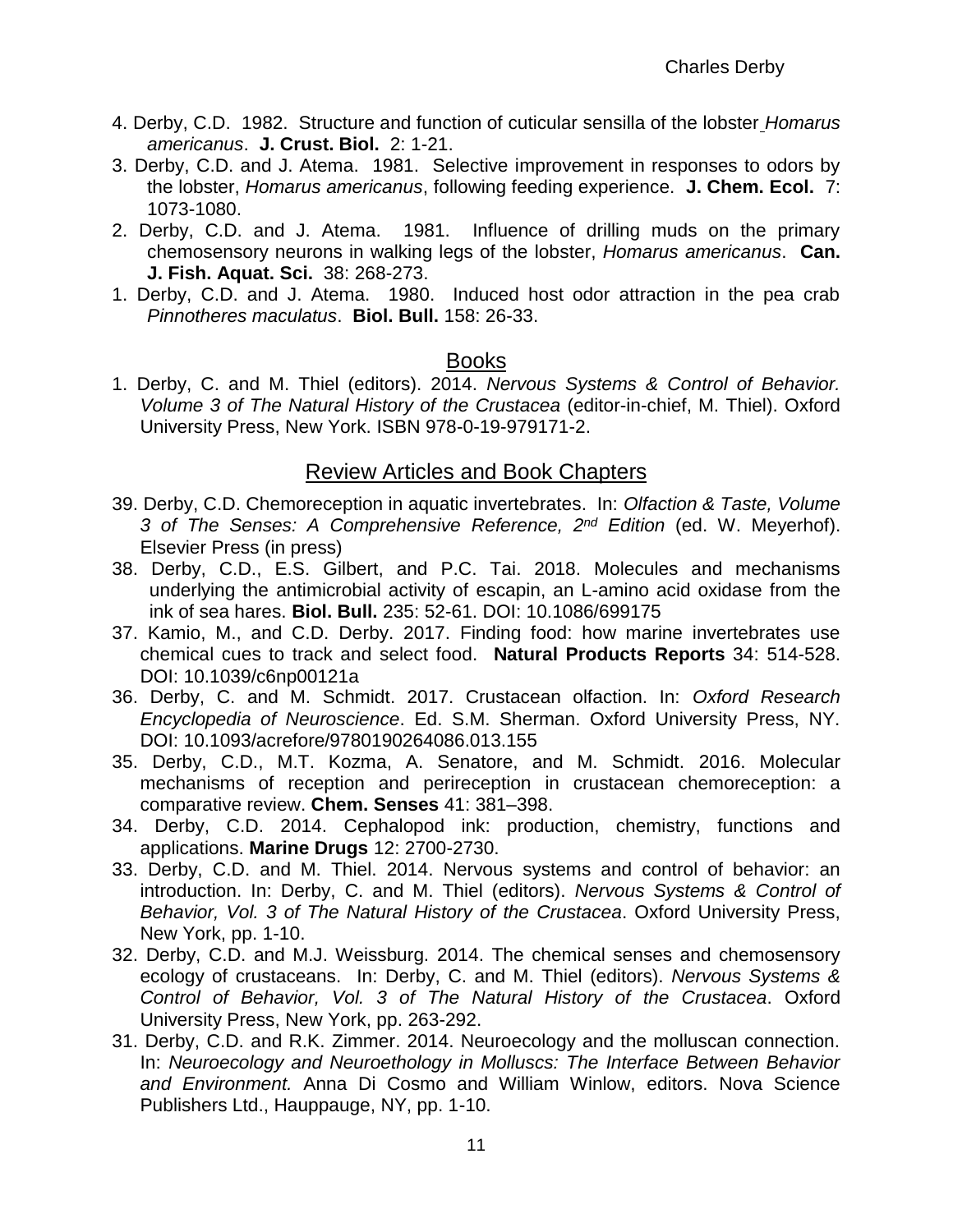4. Derby, C.D. 1982. Structure and function of cuticular sensilla of the lobster *Homarus americanus*. **J. Crust. Biol.** 2: 1-21.
3. Derby, C.D. and J. Atema. 1981. Selective improvement in responses to odors by the lobster, *Homarus americanus*, following feeding experience. **J. Chem. Ecol.** 7: 1073-1080.
2. Derby, C.D. and J. Atema. 1981. Influence of drilling muds on the primary chemosensory neurons in walking legs of the lobster, *Homarus americanus*. **Can. J. Fish. Aquat. Sci.** 38: 268-273.
1. Derby, C.D. and J. Atema. 1980. Induced host odor attraction in the pea crab *Pinnotheres maculatus*. **Biol. Bull.** 158: 26-33.

## Books

1. Derby, C. and M. Thiel (editors). 2014. *Nervous Systems & Control of Behavior. Volume 3 of The Natural History of the Crustacea* (editor-in-chief, M. Thiel). Oxford University Press, New York. ISBN 978-0-19-979171-2.

## Review Articles and Book Chapters

39. Derby, C.D. Chemoreception in aquatic invertebrates. In: *Olfaction & Taste, Volume 3 of The Senses: A Comprehensive Reference, 2nd Edition* (ed. W. Meyerhof). Elsevier Press (in press)
38. Derby, C.D., E.S. Gilbert, and P.C. Tai. 2018. Molecules and mechanisms underlying the antimicrobial activity of escapin, an L-amino acid oxidase from the ink of sea hares. **Biol. Bull.** 235: 52-61. DOI: 10.1086/699175
37. Kamio, M., and C.D. Derby. 2017. Finding food: how marine invertebrates use chemical cues to track and select food. **Natural Products Reports** 34: 514-528. DOI: 10.1039/c6np00121a
36. Derby, C. and M. Schmidt. 2017. Crustacean olfaction. In: *Oxford Research Encyclopedia of Neuroscience*. Ed. S.M. Sherman. Oxford University Press, NY. DOI: 10.1093/acrefore/9780190264086.013.155
35. Derby, C.D., M.T. Kozma, A. Senatore, and M. Schmidt. 2016. Molecular mechanisms of reception and perireception in crustacean chemoreception: a comparative review. **Chem. Senses** 41: 381–398.
34. Derby, C.D. 2014. Cephalopod ink: production, chemistry, functions and applications. **Marine Drugs** 12: 2700-2730.
33. Derby, C.D. and M. Thiel. 2014. Nervous systems and control of behavior: an introduction. In: Derby, C. and M. Thiel (editors). *Nervous Systems & Control of Behavior, Vol. 3 of The Natural History of the Crustacea*. Oxford University Press, New York, pp. 1-10.
32. Derby, C.D. and M.J. Weissburg. 2014. The chemical senses and chemosensory ecology of crustaceans. In: Derby, C. and M. Thiel (editors). *Nervous Systems & Control of Behavior, Vol. 3 of The Natural History of the Crustacea*. Oxford University Press, New York, pp. 263-292.
31. Derby, C.D. and R.K. Zimmer. 2014. Neuroecology and the molluscan connection. In: *Neuroecology and Neuroethology in Molluscs: The Interface Between Behavior and Environment.* Anna Di Cosmo and William Winlow, editors. Nova Science Publishers Ltd., Hauppauge, NY, pp. 1-10.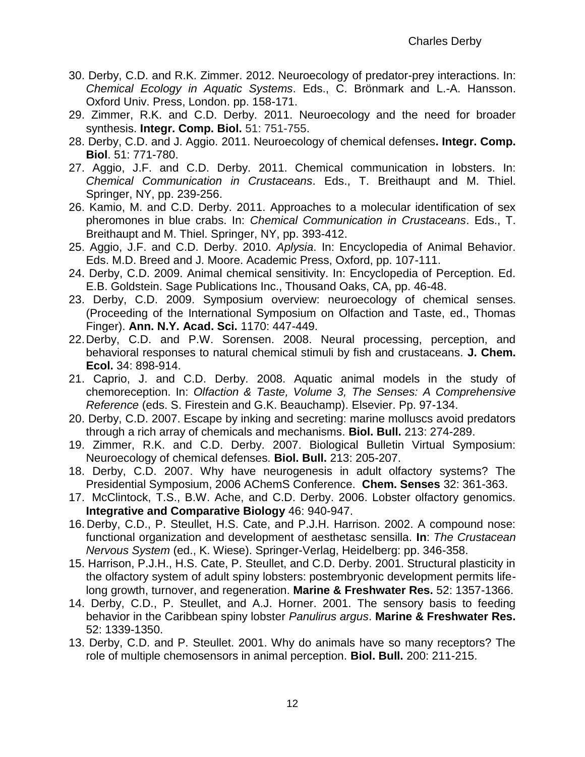30. Derby, C.D. and R.K. Zimmer. 2012. Neuroecology of predator-prey interactions. In: *Chemical Ecology in Aquatic Systems*. Eds., C. Brönmark and L.-A. Hansson. Oxford Univ. Press, London. pp. 158-171.
29. Zimmer, R.K. and C.D. Derby. 2011. Neuroecology and the need for broader synthesis. **Integr. Comp. Biol.** 51: 751-755.
28. Derby, C.D. and J. Aggio. 2011. Neuroecology of chemical defenses**. Integr. Comp. Biol**. 51: 771-780.
27. Aggio, J.F. and C.D. Derby. 2011. Chemical communication in lobsters. In: *Chemical Communication in Crustaceans*. Eds., T. Breithaupt and M. Thiel. Springer, NY, pp. 239-256.
26. Kamio, M. and C.D. Derby. 2011. Approaches to a molecular identification of sex pheromones in blue crabs. In: *Chemical Communication in Crustaceans*. Eds., T. Breithaupt and M. Thiel. Springer, NY, pp. 393-412.
25. Aggio, J.F. and C.D. Derby. 2010. *Aplysia*. In: Encyclopedia of Animal Behavior. Eds. M.D. Breed and J. Moore. Academic Press, Oxford, pp. 107-111.
24. Derby, C.D. 2009. Animal chemical sensitivity. In: Encyclopedia of Perception. Ed. E.B. Goldstein. Sage Publications Inc., Thousand Oaks, CA, pp. 46-48.
23. Derby, C.D. 2009. Symposium overview: neuroecology of chemical senses. (Proceeding of the International Symposium on Olfaction and Taste, ed., Thomas Finger). **Ann. N.Y. Acad. Sci.** 1170: 447-449.
22. Derby, C.D. and P.W. Sorensen. 2008. Neural processing, perception, and behavioral responses to natural chemical stimuli by fish and crustaceans. **J. Chem. Ecol.** 34: 898-914.
21. Caprio, J. and C.D. Derby. 2008. Aquatic animal models in the study of chemoreception. In: *Olfaction & Taste, Volume 3, The Senses: A Comprehensive Reference* (eds. S. Firestein and G.K. Beauchamp). Elsevier. Pp. 97-134.
20. Derby, C.D. 2007. Escape by inking and secreting: marine molluscs avoid predators through a rich array of chemicals and mechanisms. **Biol. Bull.** 213: 274-289.
19. Zimmer, R.K. and C.D. Derby. 2007. Biological Bulletin Virtual Symposium: Neuroecology of chemical defenses. **Biol. Bull.** 213: 205-207.
18. Derby, C.D. 2007. Why have neurogenesis in adult olfactory systems? The Presidential Symposium, 2006 AChemS Conference. **Chem. Senses** 32: 361-363.
17. McClintock, T.S., B.W. Ache, and C.D. Derby. 2006. Lobster olfactory genomics. **Integrative and Comparative Biology** 46: 940-947.
16. Derby, C.D., P. Steullet, H.S. Cate, and P.J.H. Harrison. 2002. A compound nose: functional organization and development of aesthetasc sensilla. **In**: *The Crustacean Nervous System* (ed., K. Wiese). Springer-Verlag, Heidelberg: pp. 346-358.
15. Harrison, P.J.H., H.S. Cate, P. Steullet, and C.D. Derby. 2001. Structural plasticity in the olfactory system of adult spiny lobsters: postembryonic development permits life-long growth, turnover, and regeneration. **Marine & Freshwater Res.** 52: 1357-1366.
14. Derby, C.D., P. Steullet, and A.J. Horner. 2001. The sensory basis to feeding behavior in the Caribbean spiny lobster *Panulirus argus*. **Marine & Freshwater Res.** 52: 1339-1350.
13. Derby, C.D. and P. Steullet. 2001. Why do animals have so many receptors? The role of multiple chemosensors in animal perception. **Biol. Bull.** 200: 211-215.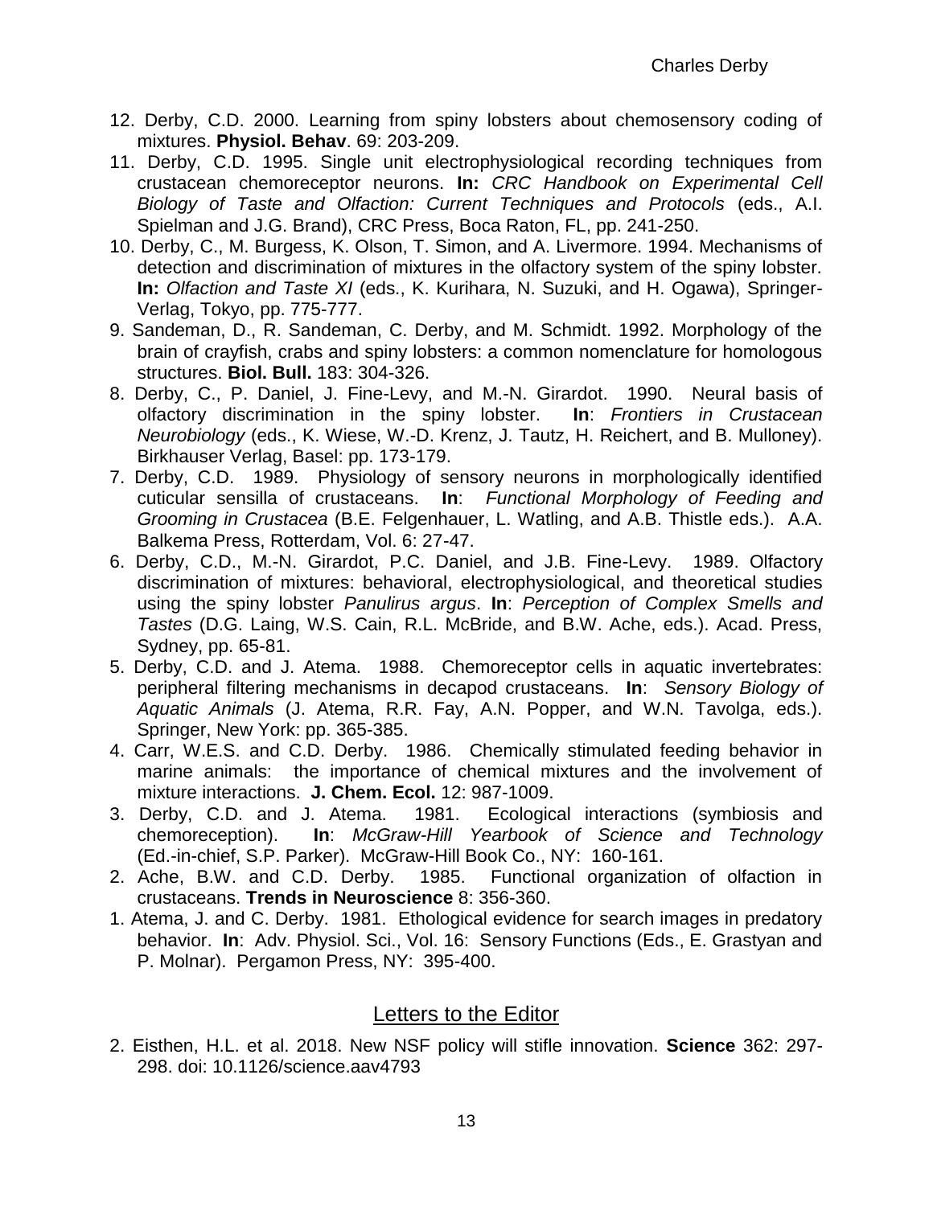12. Derby, C.D. 2000. Learning from spiny lobsters about chemosensory coding of mixtures. **Physiol. Behav**. 69: 203-209.
11. Derby, C.D. 1995. Single unit electrophysiological recording techniques from crustacean chemoreceptor neurons. **In:** *CRC Handbook on Experimental Cell Biology of Taste and Olfaction: Current Techniques and Protocols* (eds., A.I. Spielman and J.G. Brand), CRC Press, Boca Raton, FL, pp. 241-250.
10. Derby, C., M. Burgess, K. Olson, T. Simon, and A. Livermore. 1994. Mechanisms of detection and discrimination of mixtures in the olfactory system of the spiny lobster. **In:** *Olfaction and Taste XI* (eds., K. Kurihara, N. Suzuki, and H. Ogawa), Springer-Verlag, Tokyo, pp. 775-777.
9. Sandeman, D., R. Sandeman, C. Derby, and M. Schmidt. 1992. Morphology of the brain of crayfish, crabs and spiny lobsters: a common nomenclature for homologous structures. **Biol. Bull.** 183: 304-326.
8. Derby, C., P. Daniel, J. Fine-Levy, and M.-N. Girardot. 1990. Neural basis of olfactory discrimination in the spiny lobster. **In**: *Frontiers in Crustacean Neurobiology* (eds., K. Wiese, W.-D. Krenz, J. Tautz, H. Reichert, and B. Mulloney). Birkhauser Verlag, Basel: pp. 173-179.
7. Derby, C.D. 1989. Physiology of sensory neurons in morphologically identified cuticular sensilla of crustaceans. **In**: *Functional Morphology of Feeding and Grooming in Crustacea* (B.E. Felgenhauer, L. Watling, and A.B. Thistle eds.). A.A. Balkema Press, Rotterdam, Vol. 6: 27-47.
6. Derby, C.D., M.-N. Girardot, P.C. Daniel, and J.B. Fine-Levy. 1989. Olfactory discrimination of mixtures: behavioral, electrophysiological, and theoretical studies using the spiny lobster *Panulirus argus*. **In**: *Perception of Complex Smells and Tastes* (D.G. Laing, W.S. Cain, R.L. McBride, and B.W. Ache, eds.). Acad. Press, Sydney, pp. 65-81.
5. Derby, C.D. and J. Atema. 1988. Chemoreceptor cells in aquatic invertebrates: peripheral filtering mechanisms in decapod crustaceans. **In**: *Sensory Biology of Aquatic Animals* (J. Atema, R.R. Fay, A.N. Popper, and W.N. Tavolga, eds.). Springer, New York: pp. 365-385.
4. Carr, W.E.S. and C.D. Derby. 1986. Chemically stimulated feeding behavior in marine animals: the importance of chemical mixtures and the involvement of mixture interactions. **J. Chem. Ecol.** 12: 987-1009.
3. Derby, C.D. and J. Atema. 1981. Ecological interactions (symbiosis and chemoreception). **In**: *McGraw-Hill Yearbook of Science and Technology* (Ed.-in-chief, S.P. Parker). McGraw-Hill Book Co., NY: 160-161.
2. Ache, B.W. and C.D. Derby. 1985. Functional organization of olfaction in crustaceans. **Trends in Neuroscience** 8: 356-360.
1. Atema, J. and C. Derby. 1981. Ethological evidence for search images in predatory behavior. **In**: Adv. Physiol. Sci., Vol. 16: Sensory Functions (Eds., E. Grastyan and P. Molnar). Pergamon Press, NY: 395-400.

## Letters to the Editor

2. Eisthen, H.L. et al. 2018. New NSF policy will stifle innovation. **Science** 362: 297-298. doi: 10.1126/science.aav4793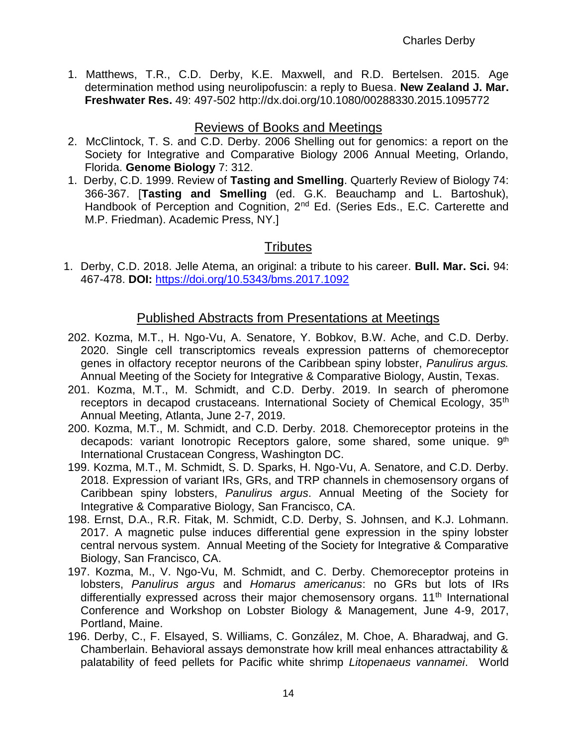1. Matthews, T.R., C.D. Derby, K.E. Maxwell, and R.D. Bertelsen. 2015. Age determination method using neurolipofuscin: a reply to Buesa. **New Zealand J. Mar. Freshwater Res.** 49: 497-502 http://dx.doi.org/10.1080/00288330.2015.1095772

## Reviews of Books and Meetings

2. McClintock, T. S. and C.D. Derby. 2006 Shelling out for genomics: a report on the Society for Integrative and Comparative Biology 2006 Annual Meeting, Orlando, Florida. **Genome Biology** 7: 312.
1. Derby, C.D. 1999. Review of **Tasting and Smelling**. Quarterly Review of Biology 74: 366-367. [**Tasting and Smelling** (ed. G.K. Beauchamp and L. Bartoshuk), Handbook of Perception and Cognition, 2nd Ed. (Series Eds., E.C. Carterette and M.P. Friedman). Academic Press, NY.]

## Tributes

1. Derby, C.D. 2018. Jelle Atema, an original: a tribute to his career. **Bull. Mar. Sci.** 94: 467-478. **DOI:** https://doi.org/10.5343/bms.2017.1092

## Published Abstracts from Presentations at Meetings

202. Kozma, M.T., H. Ngo-Vu, A. Senatore, Y. Bobkov, B.W. Ache, and C.D. Derby. 2020. Single cell transcriptomics reveals expression patterns of chemoreceptor genes in olfactory receptor neurons of the Caribbean spiny lobster, *Panulirus argus.* Annual Meeting of the Society for Integrative & Comparative Biology, Austin, Texas.
201. Kozma, M.T., M. Schmidt, and C.D. Derby. 2019. In search of pheromone receptors in decapod crustaceans. International Society of Chemical Ecology, 35th Annual Meeting, Atlanta, June 2-7, 2019.
200. Kozma, M.T., M. Schmidt, and C.D. Derby. 2018. Chemoreceptor proteins in the decapods: variant Ionotropic Receptors galore, some shared, some unique. 9th International Crustacean Congress, Washington DC.
199. Kozma, M.T., M. Schmidt, S. D. Sparks, H. Ngo-Vu, A. Senatore, and C.D. Derby. 2018. Expression of variant IRs, GRs, and TRP channels in chemosensory organs of Caribbean spiny lobsters, *Panulirus argus*. Annual Meeting of the Society for Integrative & Comparative Biology, San Francisco, CA.
198. Ernst, D.A., R.R. Fitak, M. Schmidt, C.D. Derby, S. Johnsen, and K.J. Lohmann. 2017. A magnetic pulse induces differential gene expression in the spiny lobster central nervous system. Annual Meeting of the Society for Integrative & Comparative Biology, San Francisco, CA.
197. Kozma, M., V. Ngo-Vu, M. Schmidt, and C. Derby. Chemoreceptor proteins in lobsters, *Panulirus argus* and *Homarus americanus*: no GRs but lots of IRs differentially expressed across their major chemosensory organs. 11th International Conference and Workshop on Lobster Biology & Management, June 4-9, 2017, Portland, Maine.
196. Derby, C., F. Elsayed, S. Williams, C. González, M. Choe, A. Bharadwaj, and G. Chamberlain. Behavioral assays demonstrate how krill meal enhances attractability & palatability of feed pellets for Pacific white shrimp *Litopenaeus vannamei*. World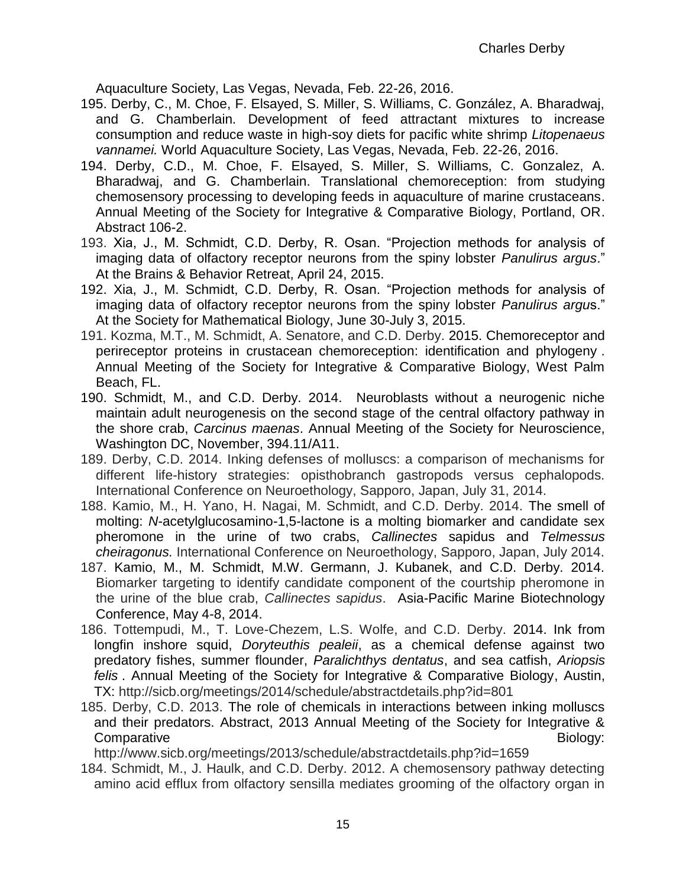Aquaculture Society, Las Vegas, Nevada, Feb. 22-26, 2016.

195. Derby, C., M. Choe, F. Elsayed, S. Miller, S. Williams, C. González, A. Bharadwaj, and G. Chamberlain. Development of feed attractant mixtures to increase consumption and reduce waste in high-soy diets for pacific white shrimp *Litopenaeus vannamei.* World Aquaculture Society, Las Vegas, Nevada, Feb. 22-26, 2016.
194. Derby, C.D., M. Choe, F. Elsayed, S. Miller, S. Williams, C. Gonzalez, A. Bharadwaj, and G. Chamberlain. Translational chemoreception: from studying chemosensory processing to developing feeds in aquaculture of marine crustaceans. Annual Meeting of the Society for Integrative & Comparative Biology, Portland, OR. Abstract 106-2.
193. Xia, J., M. Schmidt, C.D. Derby, R. Osan. "Projection methods for analysis of imaging data of olfactory receptor neurons from the spiny lobster *Panulirus argus*." At the Brains & Behavior Retreat, April 24, 2015.
192. Xia, J., M. Schmidt, C.D. Derby, R. Osan. "Projection methods for analysis of imaging data of olfactory receptor neurons from the spiny lobster *Panulirus argus*." At the Society for Mathematical Biology, June 30-July 3, 2015.
191. Kozma, M.T., M. Schmidt, A. Senatore, and C.D. Derby. 2015. Chemoreceptor and perireceptor proteins in crustacean chemoreception: identification and phylogeny . Annual Meeting of the Society for Integrative & Comparative Biology, West Palm Beach, FL.
190. Schmidt, M., and C.D. Derby. 2014. Neuroblasts without a neurogenic niche maintain adult neurogenesis on the second stage of the central olfactory pathway in the shore crab, *Carcinus maenas*. Annual Meeting of the Society for Neuroscience, Washington DC, November, 394.11/A11.
189. Derby, C.D. 2014. Inking defenses of molluscs: a comparison of mechanisms for different life-history strategies: opisthobranch gastropods versus cephalopods. International Conference on Neuroethology, Sapporo, Japan, July 31, 2014.
188. Kamio, M., H. Yano, H. Nagai, M. Schmidt, and C.D. Derby. 2014. The smell of molting: *N*-acetylglucosamino-1,5-lactone is a molting biomarker and candidate sex pheromone in the urine of two crabs, *Callinectes* sapidus and *Telmessus cheiragonus.* International Conference on Neuroethology, Sapporo, Japan, July 2014.
187. Kamio, M., M. Schmidt, M.W. Germann, J. Kubanek, and C.D. Derby. 2014. Biomarker targeting to identify candidate component of the courtship pheromone in the urine of the blue crab, *Callinectes sapidus*. Asia-Pacific Marine Biotechnology Conference, May 4-8, 2014.
186. Tottempudi, M., T. Love-Chezem, L.S. Wolfe, and C.D. Derby. 2014. Ink from longfin inshore squid, *Doryteuthis pealeii*, as a chemical defense against two predatory fishes, summer flounder, *Paralichthys dentatus*, and sea catfish, *Ariopsis felis* . Annual Meeting of the Society for Integrative & Comparative Biology, Austin, TX: http://sicb.org/meetings/2014/schedule/abstractdetails.php?id=801
185. Derby, C.D. 2013. The role of chemicals in interactions between inking molluscs and their predators. Abstract, 2013 Annual Meeting of the Society for Integrative & Comparative Biology: http://www.sicb.org/meetings/2013/schedule/abstractdetails.php?id=1659
184. Schmidt, M., J. Haulk, and C.D. Derby. 2012. A chemosensory pathway detecting amino acid efflux from olfactory sensilla mediates grooming of the olfactory organ in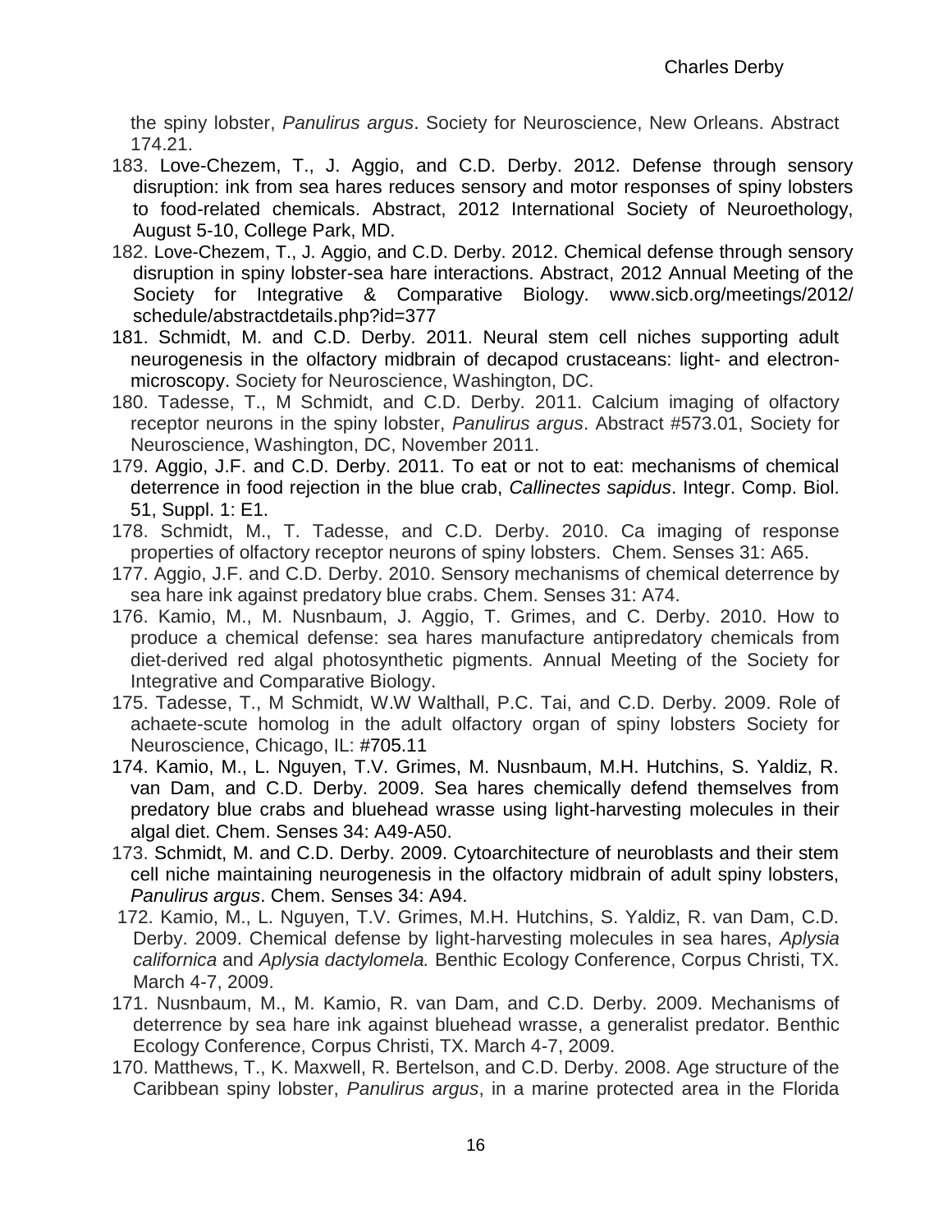the spiny lobster, *Panulirus argus*. Society for Neuroscience, New Orleans. Abstract 174.21.

183. Love-Chezem, T., J. Aggio, and C.D. Derby. 2012. Defense through sensory disruption: ink from sea hares reduces sensory and motor responses of spiny lobsters to food-related chemicals. Abstract, 2012 International Society of Neuroethology, August 5-10, College Park, MD.

182. Love-Chezem, T., J. Aggio, and C.D. Derby. 2012. Chemical defense through sensory disruption in spiny lobster-sea hare interactions. Abstract, 2012 Annual Meeting of the Society for Integrative & Comparative Biology. www.sicb.org/meetings/2012/schedule/abstractdetails.php?id=377

181. Schmidt, M. and C.D. Derby. 2011. Neural stem cell niches supporting adult neurogenesis in the olfactory midbrain of decapod crustaceans: light- and electron-microscopy. Society for Neuroscience, Washington, DC.

180. Tadesse, T., M Schmidt, and C.D. Derby. 2011. Calcium imaging of olfactory receptor neurons in the spiny lobster, *Panulirus argus*. Abstract #573.01, Society for Neuroscience, Washington, DC, November 2011.

179. Aggio, J.F. and C.D. Derby. 2011. To eat or not to eat: mechanisms of chemical deterrence in food rejection in the blue crab, *Callinectes sapidus*. Integr. Comp. Biol. 51, Suppl. 1: E1.

178. Schmidt, M., T. Tadesse, and C.D. Derby. 2010. Ca imaging of response properties of olfactory receptor neurons of spiny lobsters. Chem. Senses 31: A65.

177. Aggio, J.F. and C.D. Derby. 2010. Sensory mechanisms of chemical deterrence by sea hare ink against predatory blue crabs. Chem. Senses 31: A74.

176. Kamio, M., M. Nusnbaum, J. Aggio, T. Grimes, and C. Derby. 2010. How to produce a chemical defense: sea hares manufacture antipredatory chemicals from diet-derived red algal photosynthetic pigments. Annual Meeting of the Society for Integrative and Comparative Biology.

175. Tadesse, T., M Schmidt, W.W Walthall, P.C. Tai, and C.D. Derby. 2009. Role of achaete-scute homolog in the adult olfactory organ of spiny lobsters Society for Neuroscience, Chicago, IL: #705.11

174. Kamio, M., L. Nguyen, T.V. Grimes, M. Nusnbaum, M.H. Hutchins, S. Yaldiz, R. van Dam, and C.D. Derby. 2009. Sea hares chemically defend themselves from predatory blue crabs and bluehead wrasse using light-harvesting molecules in their algal diet. Chem. Senses 34: A49-A50.

173. Schmidt, M. and C.D. Derby. 2009. Cytoarchitecture of neuroblasts and their stem cell niche maintaining neurogenesis in the olfactory midbrain of adult spiny lobsters, *Panulirus argus*. Chem. Senses 34: A94.

172. Kamio, M., L. Nguyen, T.V. Grimes, M.H. Hutchins, S. Yaldiz, R. van Dam, C.D. Derby. 2009. Chemical defense by light-harvesting molecules in sea hares, *Aplysia californica* and *Aplysia dactylomela.* Benthic Ecology Conference, Corpus Christi, TX. March 4-7, 2009.

171. Nusnbaum, M., M. Kamio, R. van Dam, and C.D. Derby. 2009. Mechanisms of deterrence by sea hare ink against bluehead wrasse, a generalist predator. Benthic Ecology Conference, Corpus Christi, TX. March 4-7, 2009.

170. Matthews, T., K. Maxwell, R. Bertelson, and C.D. Derby. 2008. Age structure of the Caribbean spiny lobster, *Panulirus argus*, in a marine protected area in the Florida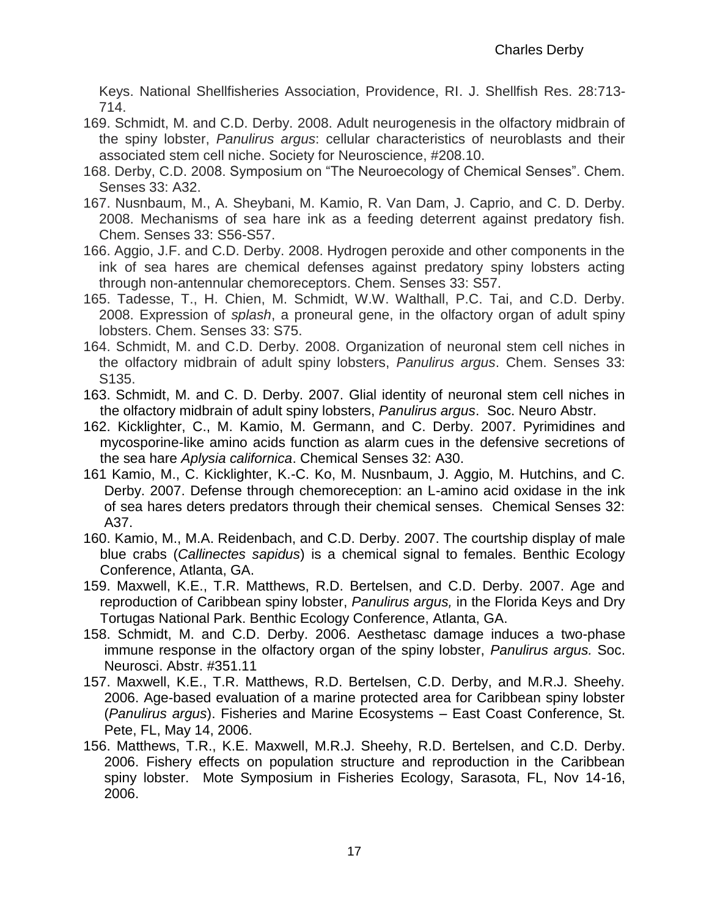Keys. National Shellfisheries Association, Providence, RI. J. Shellfish Res. 28:713-714.

169. Schmidt, M. and C.D. Derby. 2008. Adult neurogenesis in the olfactory midbrain of the spiny lobster, *Panulirus argus*: cellular characteristics of neuroblasts and their associated stem cell niche. Society for Neuroscience, #208.10.

168. Derby, C.D. 2008. Symposium on "The Neuroecology of Chemical Senses". Chem. Senses 33: A32.

167. Nusnbaum, M., A. Sheybani, M. Kamio, R. Van Dam, J. Caprio, and C. D. Derby. 2008. Mechanisms of sea hare ink as a feeding deterrent against predatory fish. Chem. Senses 33: S56-S57.

166. Aggio, J.F. and C.D. Derby. 2008. Hydrogen peroxide and other components in the ink of sea hares are chemical defenses against predatory spiny lobsters acting through non-antennular chemoreceptors. Chem. Senses 33: S57.

165. Tadesse, T., H. Chien, M. Schmidt, W.W. Walthall, P.C. Tai, and C.D. Derby. 2008. Expression of *splash*, a proneural gene, in the olfactory organ of adult spiny lobsters. Chem. Senses 33: S75.

164. Schmidt, M. and C.D. Derby. 2008. Organization of neuronal stem cell niches in the olfactory midbrain of adult spiny lobsters, *Panulirus argus*. Chem. Senses 33: S135.

163. Schmidt, M. and C. D. Derby. 2007. Glial identity of neuronal stem cell niches in the olfactory midbrain of adult spiny lobsters, *Panulirus argus*. Soc. Neuro Abstr.

162. Kicklighter, C., M. Kamio, M. Germann, and C. Derby. 2007. Pyrimidines and mycosporine-like amino acids function as alarm cues in the defensive secretions of the sea hare *Aplysia californica*. Chemical Senses 32: A30.

161 Kamio, M., C. Kicklighter, K.-C. Ko, M. Nusnbaum, J. Aggio, M. Hutchins, and C. Derby. 2007. Defense through chemoreception: an L-amino acid oxidase in the ink of sea hares deters predators through their chemical senses. Chemical Senses 32: A37.

160. Kamio, M., M.A. Reidenbach, and C.D. Derby. 2007. The courtship display of male blue crabs (*Callinectes sapidus*) is a chemical signal to females. Benthic Ecology Conference, Atlanta, GA.

159. Maxwell, K.E., T.R. Matthews, R.D. Bertelsen, and C.D. Derby. 2007. Age and reproduction of Caribbean spiny lobster, *Panulirus argus,* in the Florida Keys and Dry Tortugas National Park. Benthic Ecology Conference, Atlanta, GA.

158. Schmidt, M. and C.D. Derby. 2006. Aesthetasc damage induces a two-phase immune response in the olfactory organ of the spiny lobster, *Panulirus argus.* Soc. Neurosci. Abstr. #351.11

157. Maxwell, K.E., T.R. Matthews, R.D. Bertelsen, C.D. Derby, and M.R.J. Sheehy. 2006. Age-based evaluation of a marine protected area for Caribbean spiny lobster (*Panulirus argus*). Fisheries and Marine Ecosystems – East Coast Conference, St. Pete, FL, May 14, 2006.

156. Matthews, T.R., K.E. Maxwell, M.R.J. Sheehy, R.D. Bertelsen, and C.D. Derby. 2006. Fishery effects on population structure and reproduction in the Caribbean spiny lobster. Mote Symposium in Fisheries Ecology, Sarasota, FL, Nov 14-16, 2006.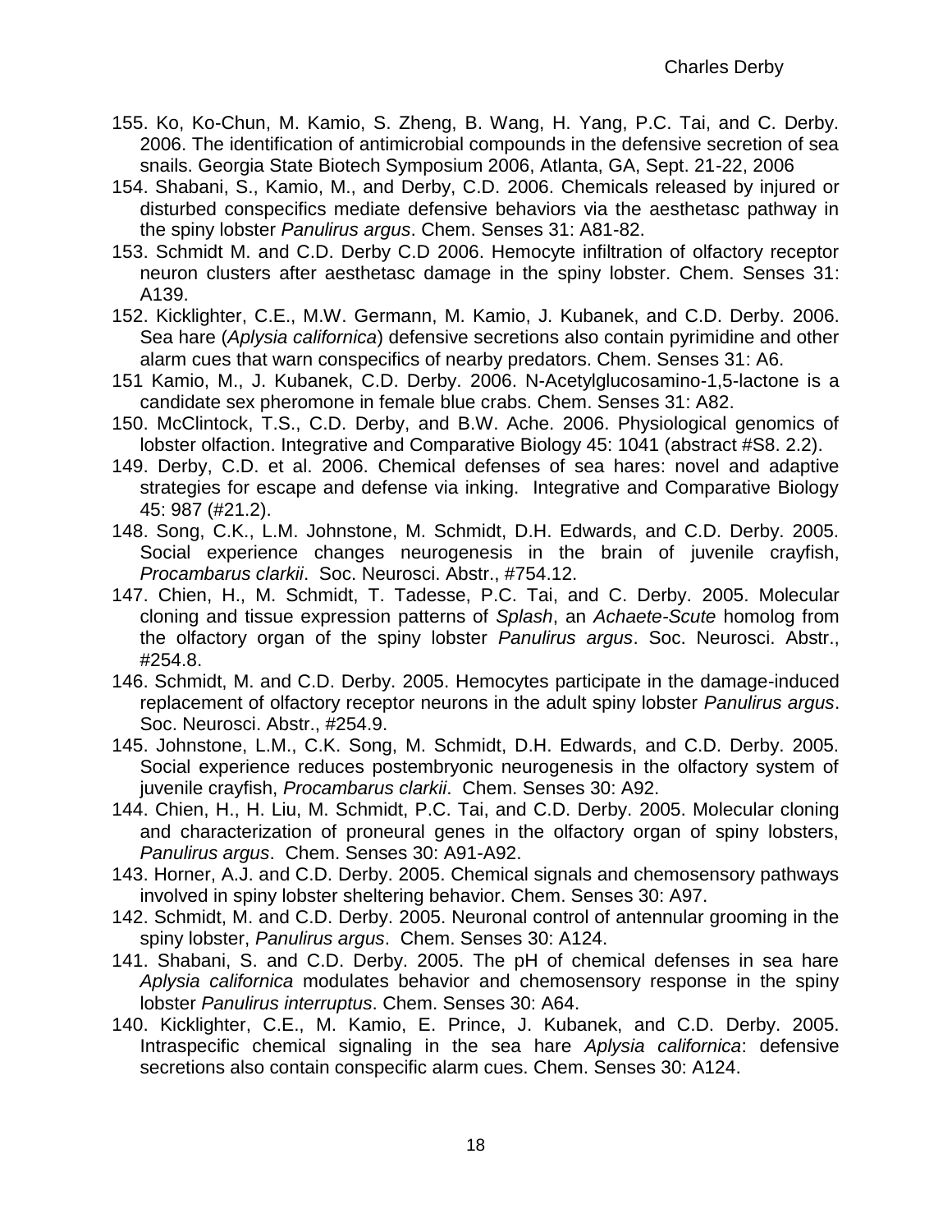155. Ko, Ko-Chun, M. Kamio, S. Zheng, B. Wang, H. Yang, P.C. Tai, and C. Derby. 2006. The identification of antimicrobial compounds in the defensive secretion of sea snails. Georgia State Biotech Symposium 2006, Atlanta, GA, Sept. 21-22, 2006

154. Shabani, S., Kamio, M., and Derby, C.D. 2006. Chemicals released by injured or disturbed conspecifics mediate defensive behaviors via the aesthetasc pathway in the spiny lobster *Panulirus argus*. Chem. Senses 31: A81-82.

153. Schmidt M. and C.D. Derby C.D 2006. Hemocyte infiltration of olfactory receptor neuron clusters after aesthetasc damage in the spiny lobster. Chem. Senses 31: A139.

152. Kicklighter, C.E., M.W. Germann, M. Kamio, J. Kubanek, and C.D. Derby. 2006. Sea hare (*Aplysia californica*) defensive secretions also contain pyrimidine and other alarm cues that warn conspecifics of nearby predators. Chem. Senses 31: A6.

151 Kamio, M., J. Kubanek, C.D. Derby. 2006. N-Acetylglucosamino-1,5-lactone is a candidate sex pheromone in female blue crabs. Chem. Senses 31: A82.

150. McClintock, T.S., C.D. Derby, and B.W. Ache. 2006. Physiological genomics of lobster olfaction. Integrative and Comparative Biology 45: 1041 (abstract #S8. 2.2).

149. Derby, C.D. et al. 2006. Chemical defenses of sea hares: novel and adaptive strategies for escape and defense via inking. Integrative and Comparative Biology 45: 987 (#21.2).

148. Song, C.K., L.M. Johnstone, M. Schmidt, D.H. Edwards, and C.D. Derby. 2005. Social experience changes neurogenesis in the brain of juvenile crayfish, *Procambarus clarkii*. Soc. Neurosci. Abstr., #754.12.

147. Chien, H., M. Schmidt, T. Tadesse, P.C. Tai, and C. Derby. 2005. Molecular cloning and tissue expression patterns of *Splash*, an *Achaete-Scute* homolog from the olfactory organ of the spiny lobster *Panulirus argus*. Soc. Neurosci. Abstr., #254.8.

146. Schmidt, M. and C.D. Derby. 2005. Hemocytes participate in the damage-induced replacement of olfactory receptor neurons in the adult spiny lobster *Panulirus argus*. Soc. Neurosci. Abstr., #254.9.

145. Johnstone, L.M., C.K. Song, M. Schmidt, D.H. Edwards, and C.D. Derby. 2005. Social experience reduces postembryonic neurogenesis in the olfactory system of juvenile crayfish, *Procambarus clarkii*. Chem. Senses 30: A92.

144. Chien, H., H. Liu, M. Schmidt, P.C. Tai, and C.D. Derby. 2005. Molecular cloning and characterization of proneural genes in the olfactory organ of spiny lobsters, *Panulirus argus*. Chem. Senses 30: A91-A92.

143. Horner, A.J. and C.D. Derby. 2005. Chemical signals and chemosensory pathways involved in spiny lobster sheltering behavior. Chem. Senses 30: A97.

142. Schmidt, M. and C.D. Derby. 2005. Neuronal control of antennular grooming in the spiny lobster, *Panulirus argus*. Chem. Senses 30: A124.

141. Shabani, S. and C.D. Derby. 2005. The pH of chemical defenses in sea hare *Aplysia californica* modulates behavior and chemosensory response in the spiny lobster *Panulirus interruptus*. Chem. Senses 30: A64.

140. Kicklighter, C.E., M. Kamio, E. Prince, J. Kubanek, and C.D. Derby. 2005. Intraspecific chemical signaling in the sea hare *Aplysia californica*: defensive secretions also contain conspecific alarm cues. Chem. Senses 30: A124.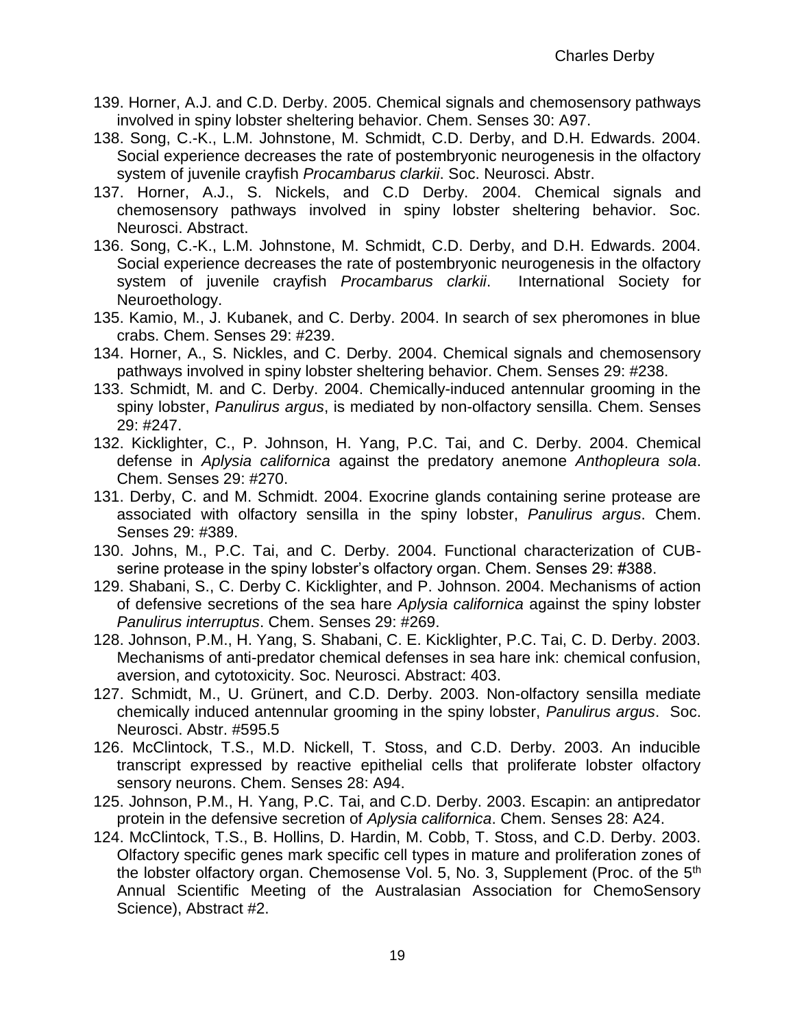139. Horner, A.J. and C.D. Derby. 2005. Chemical signals and chemosensory pathways involved in spiny lobster sheltering behavior. Chem. Senses 30: A97.
138. Song, C.-K., L.M. Johnstone, M. Schmidt, C.D. Derby, and D.H. Edwards. 2004. Social experience decreases the rate of postembryonic neurogenesis in the olfactory system of juvenile crayfish *Procambarus clarkii*. Soc. Neurosci. Abstr.
137. Horner, A.J., S. Nickels, and C.D Derby. 2004. Chemical signals and chemosensory pathways involved in spiny lobster sheltering behavior. Soc. Neurosci. Abstract.
136. Song, C.-K., L.M. Johnstone, M. Schmidt, C.D. Derby, and D.H. Edwards. 2004. Social experience decreases the rate of postembryonic neurogenesis in the olfactory system of juvenile crayfish *Procambarus clarkii*. International Society for Neuroethology.
135. Kamio, M., J. Kubanek, and C. Derby. 2004. In search of sex pheromones in blue crabs. Chem. Senses 29: #239.
134. Horner, A., S. Nickles, and C. Derby. 2004. Chemical signals and chemosensory pathways involved in spiny lobster sheltering behavior. Chem. Senses 29: #238.
133. Schmidt, M. and C. Derby. 2004. Chemically-induced antennular grooming in the spiny lobster, *Panulirus argus*, is mediated by non-olfactory sensilla. Chem. Senses 29: #247.
132. Kicklighter, C., P. Johnson, H. Yang, P.C. Tai, and C. Derby. 2004. Chemical defense in *Aplysia californica* against the predatory anemone *Anthopleura sola*. Chem. Senses 29: #270.
131. Derby, C. and M. Schmidt. 2004. Exocrine glands containing serine protease are associated with olfactory sensilla in the spiny lobster, *Panulirus argus*. Chem. Senses 29: #389.
130. Johns, M., P.C. Tai, and C. Derby. 2004. Functional characterization of CUB-serine protease in the spiny lobster's olfactory organ. Chem. Senses 29: #388.
129. Shabani, S., C. Derby C. Kicklighter, and P. Johnson. 2004. Mechanisms of action of defensive secretions of the sea hare *Aplysia californica* against the spiny lobster *Panulirus interruptus*. Chem. Senses 29: #269.
128. Johnson, P.M., H. Yang, S. Shabani, C. E. Kicklighter, P.C. Tai, C. D. Derby. 2003. Mechanisms of anti-predator chemical defenses in sea hare ink: chemical confusion, aversion, and cytotoxicity. Soc. Neurosci. Abstract: 403.
127. Schmidt, M., U. Grünert, and C.D. Derby. 2003. Non-olfactory sensilla mediate chemically induced antennular grooming in the spiny lobster, *Panulirus argus*. Soc. Neurosci. Abstr. #595.5
126. McClintock, T.S., M.D. Nickell, T. Stoss, and C.D. Derby. 2003. An inducible transcript expressed by reactive epithelial cells that proliferate lobster olfactory sensory neurons. Chem. Senses 28: A94.
125. Johnson, P.M., H. Yang, P.C. Tai, and C.D. Derby. 2003. Escapin: an antipredator protein in the defensive secretion of *Aplysia californica*. Chem. Senses 28: A24.
124. McClintock, T.S., B. Hollins, D. Hardin, M. Cobb, T. Stoss, and C.D. Derby. 2003. Olfactory specific genes mark specific cell types in mature and proliferation zones of the lobster olfactory organ. Chemosense Vol. 5, No. 3, Supplement (Proc. of the 5th Annual Scientific Meeting of the Australasian Association for ChemoSensory Science), Abstract #2.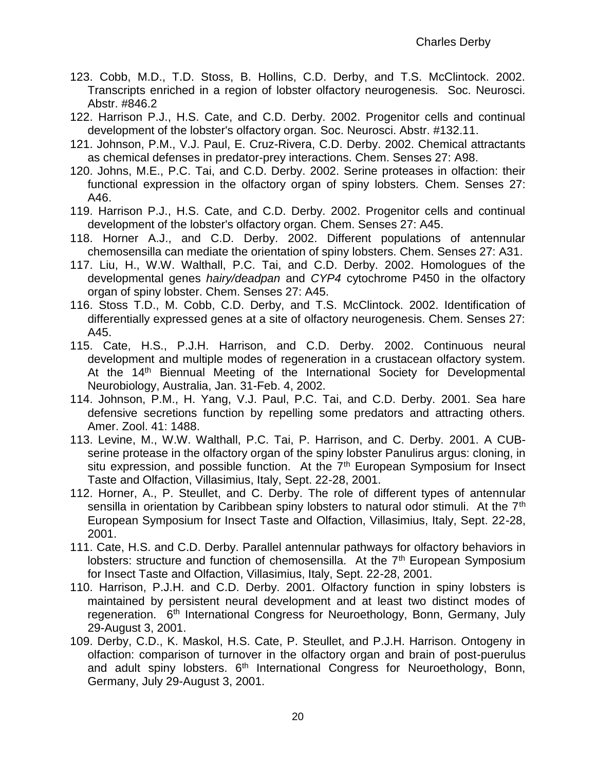123. Cobb, M.D., T.D. Stoss, B. Hollins, C.D. Derby, and T.S. McClintock. 2002. Transcripts enriched in a region of lobster olfactory neurogenesis. Soc. Neurosci. Abstr. #846.2

122. Harrison P.J., H.S. Cate, and C.D. Derby. 2002. Progenitor cells and continual development of the lobster's olfactory organ. Soc. Neurosci. Abstr. #132.11.

121. Johnson, P.M., V.J. Paul, E. Cruz-Rivera, C.D. Derby. 2002. Chemical attractants as chemical defenses in predator-prey interactions. Chem. Senses 27: A98.

120. Johns, M.E., P.C. Tai, and C.D. Derby. 2002. Serine proteases in olfaction: their functional expression in the olfactory organ of spiny lobsters. Chem. Senses 27: A46.

119. Harrison P.J., H.S. Cate, and C.D. Derby. 2002. Progenitor cells and continual development of the lobster's olfactory organ. Chem. Senses 27: A45.

118. Horner A.J., and C.D. Derby. 2002. Different populations of antennular chemosensilla can mediate the orientation of spiny lobsters. Chem. Senses 27: A31.

117. Liu, H., W.W. Walthall, P.C. Tai, and C.D. Derby. 2002. Homologues of the developmental genes *hairy/deadpan* and *CYP4* cytochrome P450 in the olfactory organ of spiny lobster. Chem. Senses 27: A45.

116. Stoss T.D., M. Cobb, C.D. Derby, and T.S. McClintock. 2002. Identification of differentially expressed genes at a site of olfactory neurogenesis. Chem. Senses 27: A45.

115. Cate, H.S., P.J.H. Harrison, and C.D. Derby. 2002. Continuous neural development and multiple modes of regeneration in a crustacean olfactory system. At the 14th Biennual Meeting of the International Society for Developmental Neurobiology, Australia, Jan. 31-Feb. 4, 2002.

114. Johnson, P.M., H. Yang, V.J. Paul, P.C. Tai, and C.D. Derby. 2001. Sea hare defensive secretions function by repelling some predators and attracting others. Amer. Zool. 41: 1488.

113. Levine, M., W.W. Walthall, P.C. Tai, P. Harrison, and C. Derby. 2001. A CUB-serine protease in the olfactory organ of the spiny lobster Panulirus argus: cloning, in situ expression, and possible function. At the 7th European Symposium for Insect Taste and Olfaction, Villasimius, Italy, Sept. 22-28, 2001.

112. Horner, A., P. Steullet, and C. Derby. The role of different types of antennular sensilla in orientation by Caribbean spiny lobsters to natural odor stimuli. At the 7th European Symposium for Insect Taste and Olfaction, Villasimius, Italy, Sept. 22-28, 2001.

111. Cate, H.S. and C.D. Derby. Parallel antennular pathways for olfactory behaviors in lobsters: structure and function of chemosensilla. At the 7th European Symposium for Insect Taste and Olfaction, Villasimius, Italy, Sept. 22-28, 2001.

110. Harrison, P.J.H. and C.D. Derby. 2001. Olfactory function in spiny lobsters is maintained by persistent neural development and at least two distinct modes of regeneration. 6th International Congress for Neuroethology, Bonn, Germany, July 29-August 3, 2001.

109. Derby, C.D., K. Maskol, H.S. Cate, P. Steullet, and P.J.H. Harrison. Ontogeny in olfaction: comparison of turnover in the olfactory organ and brain of post-puerulus and adult spiny lobsters. 6th International Congress for Neuroethology, Bonn, Germany, July 29-August 3, 2001.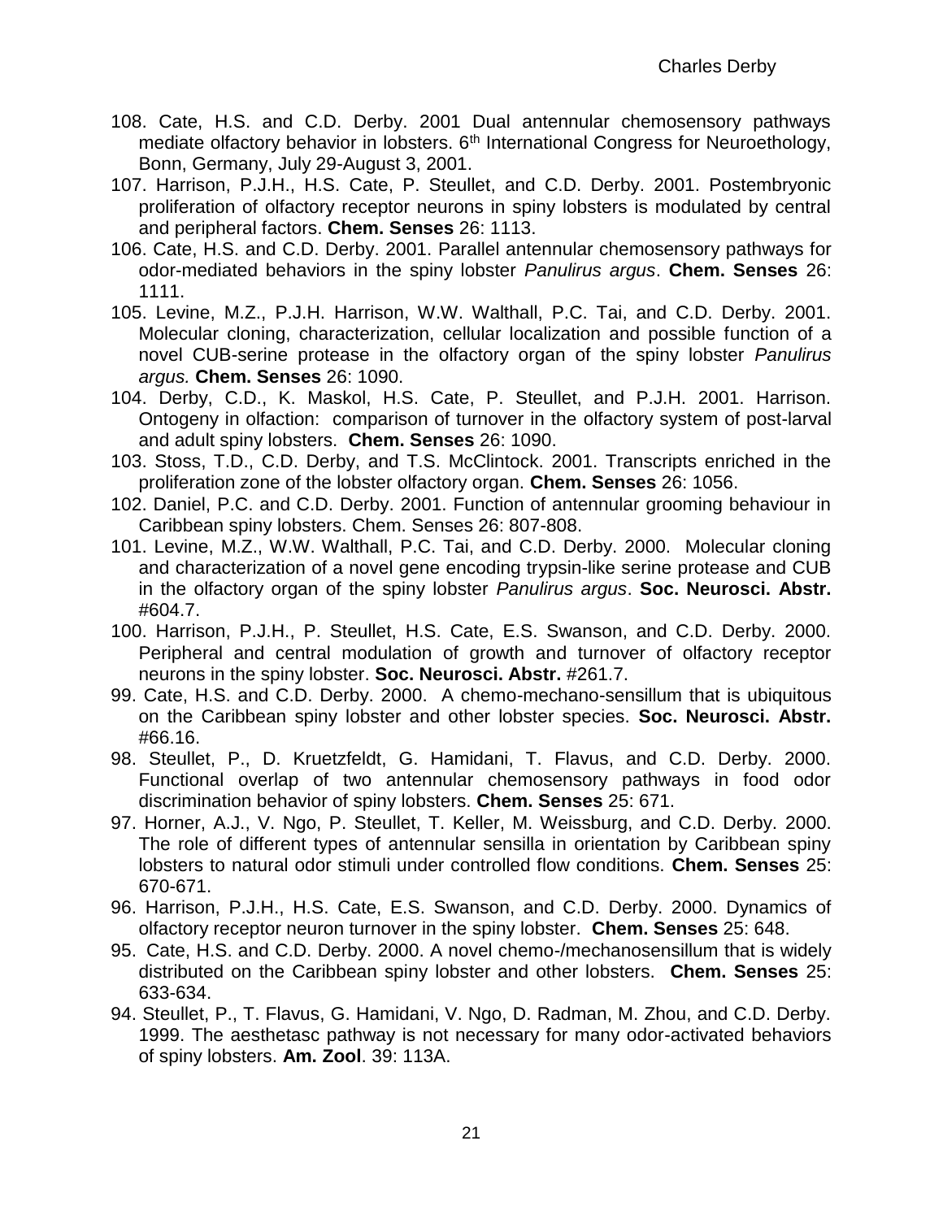108. Cate, H.S. and C.D. Derby. 2001 Dual antennular chemosensory pathways mediate olfactory behavior in lobsters. 6th International Congress for Neuroethology, Bonn, Germany, July 29-August 3, 2001.

107. Harrison, P.J.H., H.S. Cate, P. Steullet, and C.D. Derby. 2001. Postembryonic proliferation of olfactory receptor neurons in spiny lobsters is modulated by central and peripheral factors. **Chem. Senses** 26: 1113.

106. Cate, H.S. and C.D. Derby. 2001. Parallel antennular chemosensory pathways for odor-mediated behaviors in the spiny lobster *Panulirus argus*. **Chem. Senses** 26: 1111.

105. Levine, M.Z., P.J.H. Harrison, W.W. Walthall, P.C. Tai, and C.D. Derby. 2001. Molecular cloning, characterization, cellular localization and possible function of a novel CUB-serine protease in the olfactory organ of the spiny lobster *Panulirus argus.* **Chem. Senses** 26: 1090.

104. Derby, C.D., K. Maskol, H.S. Cate, P. Steullet, and P.J.H. 2001. Harrison. Ontogeny in olfaction: comparison of turnover in the olfactory system of post-larval and adult spiny lobsters. **Chem. Senses** 26: 1090.

103. Stoss, T.D., C.D. Derby, and T.S. McClintock. 2001. Transcripts enriched in the proliferation zone of the lobster olfactory organ. **Chem. Senses** 26: 1056.

102. Daniel, P.C. and C.D. Derby. 2001. Function of antennular grooming behaviour in Caribbean spiny lobsters. Chem. Senses 26: 807-808.

101. Levine, M.Z., W.W. Walthall, P.C. Tai, and C.D. Derby. 2000. Molecular cloning and characterization of a novel gene encoding trypsin-like serine protease and CUB in the olfactory organ of the spiny lobster *Panulirus argus*. **Soc. Neurosci. Abstr.** #604.7.

100. Harrison, P.J.H., P. Steullet, H.S. Cate, E.S. Swanson, and C.D. Derby. 2000. Peripheral and central modulation of growth and turnover of olfactory receptor neurons in the spiny lobster. **Soc. Neurosci. Abstr.** #261.7.

99. Cate, H.S. and C.D. Derby. 2000. A chemo-mechano-sensillum that is ubiquitous on the Caribbean spiny lobster and other lobster species. **Soc. Neurosci. Abstr.** #66.16.

98. Steullet, P., D. Kruetzfeldt, G. Hamidani, T. Flavus, and C.D. Derby. 2000. Functional overlap of two antennular chemosensory pathways in food odor discrimination behavior of spiny lobsters. **Chem. Senses** 25: 671.

97. Horner, A.J., V. Ngo, P. Steullet, T. Keller, M. Weissburg, and C.D. Derby. 2000. The role of different types of antennular sensilla in orientation by Caribbean spiny lobsters to natural odor stimuli under controlled flow conditions. **Chem. Senses** 25: 670-671.

96. Harrison, P.J.H., H.S. Cate, E.S. Swanson, and C.D. Derby. 2000. Dynamics of olfactory receptor neuron turnover in the spiny lobster. **Chem. Senses** 25: 648.

95. Cate, H.S. and C.D. Derby. 2000. A novel chemo-/mechanosensillum that is widely distributed on the Caribbean spiny lobster and other lobsters. **Chem. Senses** 25: 633-634.

94. Steullet, P., T. Flavus, G. Hamidani, V. Ngo, D. Radman, M. Zhou, and C.D. Derby. 1999. The aesthetasc pathway is not necessary for many odor-activated behaviors of spiny lobsters. **Am. Zool**. 39: 113A.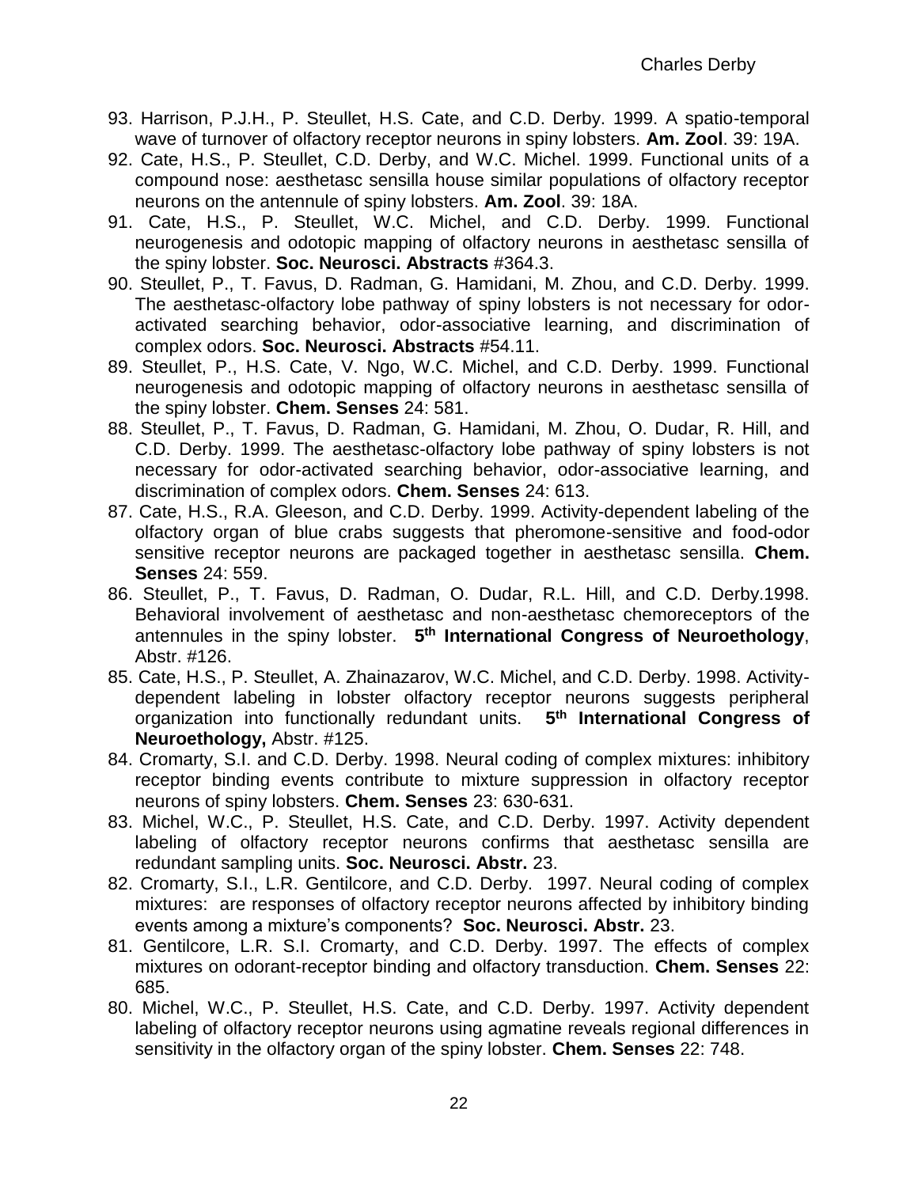93. Harrison, P.J.H., P. Steullet, H.S. Cate, and C.D. Derby. 1999. A spatio-temporal wave of turnover of olfactory receptor neurons in spiny lobsters. **Am. Zool**. 39: 19A.
92. Cate, H.S., P. Steullet, C.D. Derby, and W.C. Michel. 1999. Functional units of a compound nose: aesthetasc sensilla house similar populations of olfactory receptor neurons on the antennule of spiny lobsters. **Am. Zool**. 39: 18A.
91. Cate, H.S., P. Steullet, W.C. Michel, and C.D. Derby. 1999. Functional neurogenesis and odotopic mapping of olfactory neurons in aesthetasc sensilla of the spiny lobster. **Soc. Neurosci. Abstracts** #364.3.
90. Steullet, P., T. Favus, D. Radman, G. Hamidani, M. Zhou, and C.D. Derby. 1999. The aesthetasc-olfactory lobe pathway of spiny lobsters is not necessary for odor-activated searching behavior, odor-associative learning, and discrimination of complex odors. **Soc. Neurosci. Abstracts** #54.11.
89. Steullet, P., H.S. Cate, V. Ngo, W.C. Michel, and C.D. Derby. 1999. Functional neurogenesis and odotopic mapping of olfactory neurons in aesthetasc sensilla of the spiny lobster. **Chem. Senses** 24: 581.
88. Steullet, P., T. Favus, D. Radman, G. Hamidani, M. Zhou, O. Dudar, R. Hill, and C.D. Derby. 1999. The aesthetasc-olfactory lobe pathway of spiny lobsters is not necessary for odor-activated searching behavior, odor-associative learning, and discrimination of complex odors. **Chem. Senses** 24: 613.
87. Cate, H.S., R.A. Gleeson, and C.D. Derby. 1999. Activity-dependent labeling of the olfactory organ of blue crabs suggests that pheromone-sensitive and food-odor sensitive receptor neurons are packaged together in aesthetasc sensilla. **Chem. Senses** 24: 559.
86. Steullet, P., T. Favus, D. Radman, O. Dudar, R.L. Hill, and C.D. Derby.1998. Behavioral involvement of aesthetasc and non-aesthetasc chemoreceptors of the antennules in the spiny lobster. **5th International Congress of Neuroethology**, Abstr. #126.
85. Cate, H.S., P. Steullet, A. Zhainazarov, W.C. Michel, and C.D. Derby. 1998. Activity-dependent labeling in lobster olfactory receptor neurons suggests peripheral organization into functionally redundant units. **5th International Congress of Neuroethology,** Abstr. #125.
84. Cromarty, S.I. and C.D. Derby. 1998. Neural coding of complex mixtures: inhibitory receptor binding events contribute to mixture suppression in olfactory receptor neurons of spiny lobsters. **Chem. Senses** 23: 630-631.
83. Michel, W.C., P. Steullet, H.S. Cate, and C.D. Derby. 1997. Activity dependent labeling of olfactory receptor neurons confirms that aesthetasc sensilla are redundant sampling units. **Soc. Neurosci. Abstr.** 23.
82. Cromarty, S.I., L.R. Gentilcore, and C.D. Derby. 1997. Neural coding of complex mixtures: are responses of olfactory receptor neurons affected by inhibitory binding events among a mixture's components? **Soc. Neurosci. Abstr.** 23.
81. Gentilcore, L.R. S.I. Cromarty, and C.D. Derby. 1997. The effects of complex mixtures on odorant-receptor binding and olfactory transduction. **Chem. Senses** 22: 685.
80. Michel, W.C., P. Steullet, H.S. Cate, and C.D. Derby. 1997. Activity dependent labeling of olfactory receptor neurons using agmatine reveals regional differences in sensitivity in the olfactory organ of the spiny lobster. **Chem. Senses** 22: 748.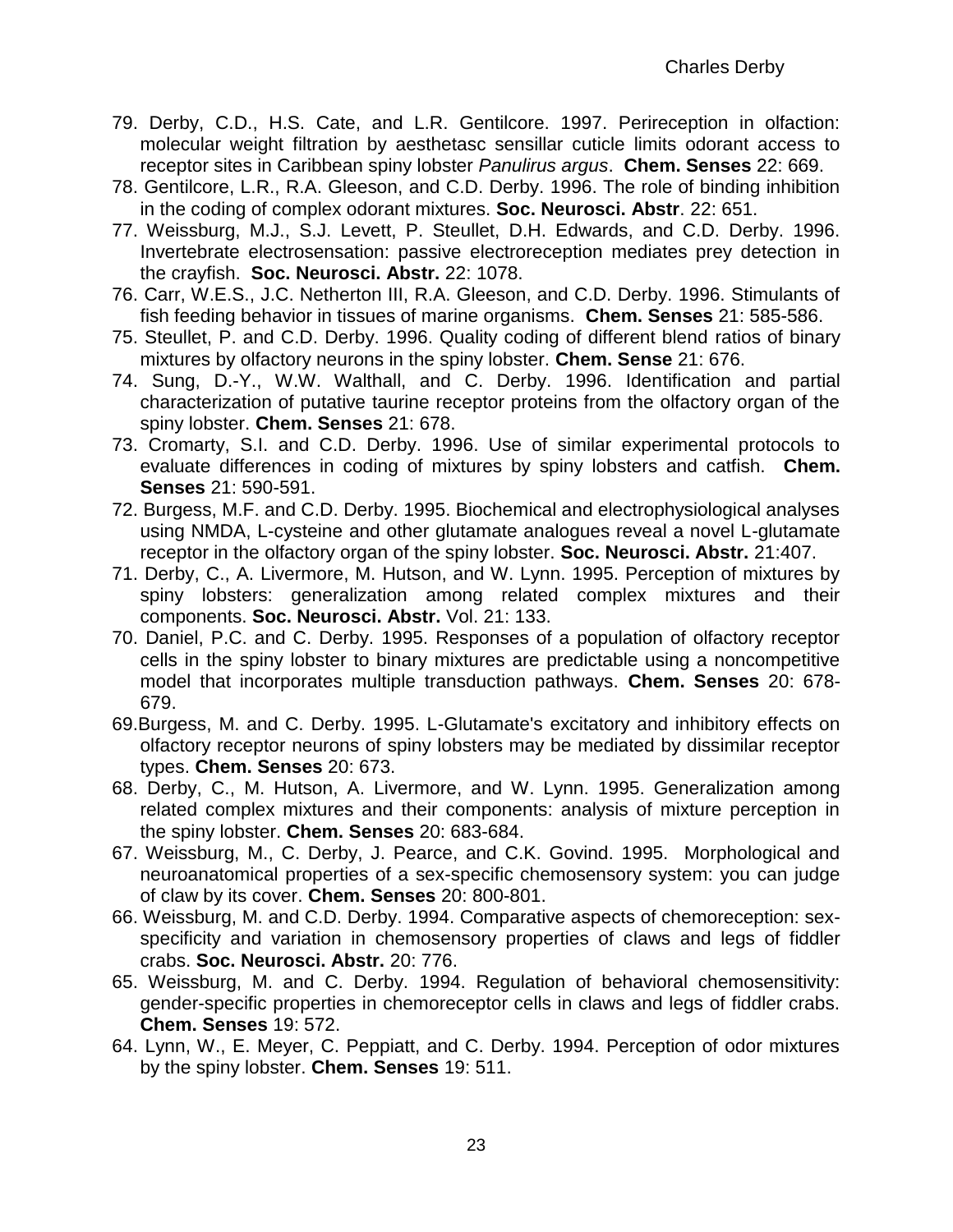79. Derby, C.D., H.S. Cate, and L.R. Gentilcore. 1997. Perireception in olfaction: molecular weight filtration by aesthetasc sensillar cuticle limits odorant access to receptor sites in Caribbean spiny lobster *Panulirus argus*. **Chem. Senses** 22: 669.

78. Gentilcore, L.R., R.A. Gleeson, and C.D. Derby. 1996. The role of binding inhibition in the coding of complex odorant mixtures. **Soc. Neurosci. Abstr**. 22: 651.

77. Weissburg, M.J., S.J. Levett, P. Steullet, D.H. Edwards, and C.D. Derby. 1996. Invertebrate electrosensation: passive electroreception mediates prey detection in the crayfish. **Soc. Neurosci. Abstr.** 22: 1078.

76. Carr, W.E.S., J.C. Netherton III, R.A. Gleeson, and C.D. Derby. 1996. Stimulants of fish feeding behavior in tissues of marine organisms. **Chem. Senses** 21: 585-586.

75. Steullet, P. and C.D. Derby. 1996. Quality coding of different blend ratios of binary mixtures by olfactory neurons in the spiny lobster. **Chem. Sense** 21: 676.

74. Sung, D.-Y., W.W. Walthall, and C. Derby. 1996. Identification and partial characterization of putative taurine receptor proteins from the olfactory organ of the spiny lobster. **Chem. Senses** 21: 678.

73. Cromarty, S.I. and C.D. Derby. 1996. Use of similar experimental protocols to evaluate differences in coding of mixtures by spiny lobsters and catfish. **Chem. Senses** 21: 590-591.

72. Burgess, M.F. and C.D. Derby. 1995. Biochemical and electrophysiological analyses using NMDA, L-cysteine and other glutamate analogues reveal a novel L-glutamate receptor in the olfactory organ of the spiny lobster. **Soc. Neurosci. Abstr.** 21:407.

71. Derby, C., A. Livermore, M. Hutson, and W. Lynn. 1995. Perception of mixtures by spiny lobsters: generalization among related complex mixtures and their components. **Soc. Neurosci. Abstr.** Vol. 21: 133.

70. Daniel, P.C. and C. Derby. 1995. Responses of a population of olfactory receptor cells in the spiny lobster to binary mixtures are predictable using a noncompetitive model that incorporates multiple transduction pathways. **Chem. Senses** 20: 678-679.

69. Burgess, M. and C. Derby. 1995. L-Glutamate's excitatory and inhibitory effects on olfactory receptor neurons of spiny lobsters may be mediated by dissimilar receptor types. **Chem. Senses** 20: 673.

68. Derby, C., M. Hutson, A. Livermore, and W. Lynn. 1995. Generalization among related complex mixtures and their components: analysis of mixture perception in the spiny lobster. **Chem. Senses** 20: 683-684.

67. Weissburg, M., C. Derby, J. Pearce, and C.K. Govind. 1995. Morphological and neuroanatomical properties of a sex-specific chemosensory system: you can judge of claw by its cover. **Chem. Senses** 20: 800-801.

66. Weissburg, M. and C.D. Derby. 1994. Comparative aspects of chemoreception: sex-specificity and variation in chemosensory properties of claws and legs of fiddler crabs. **Soc. Neurosci. Abstr.** 20: 776.

65. Weissburg, M. and C. Derby. 1994. Regulation of behavioral chemosensitivity: gender-specific properties in chemoreceptor cells in claws and legs of fiddler crabs. **Chem. Senses** 19: 572.

64. Lynn, W., E. Meyer, C. Peppiatt, and C. Derby. 1994. Perception of odor mixtures by the spiny lobster. **Chem. Senses** 19: 511.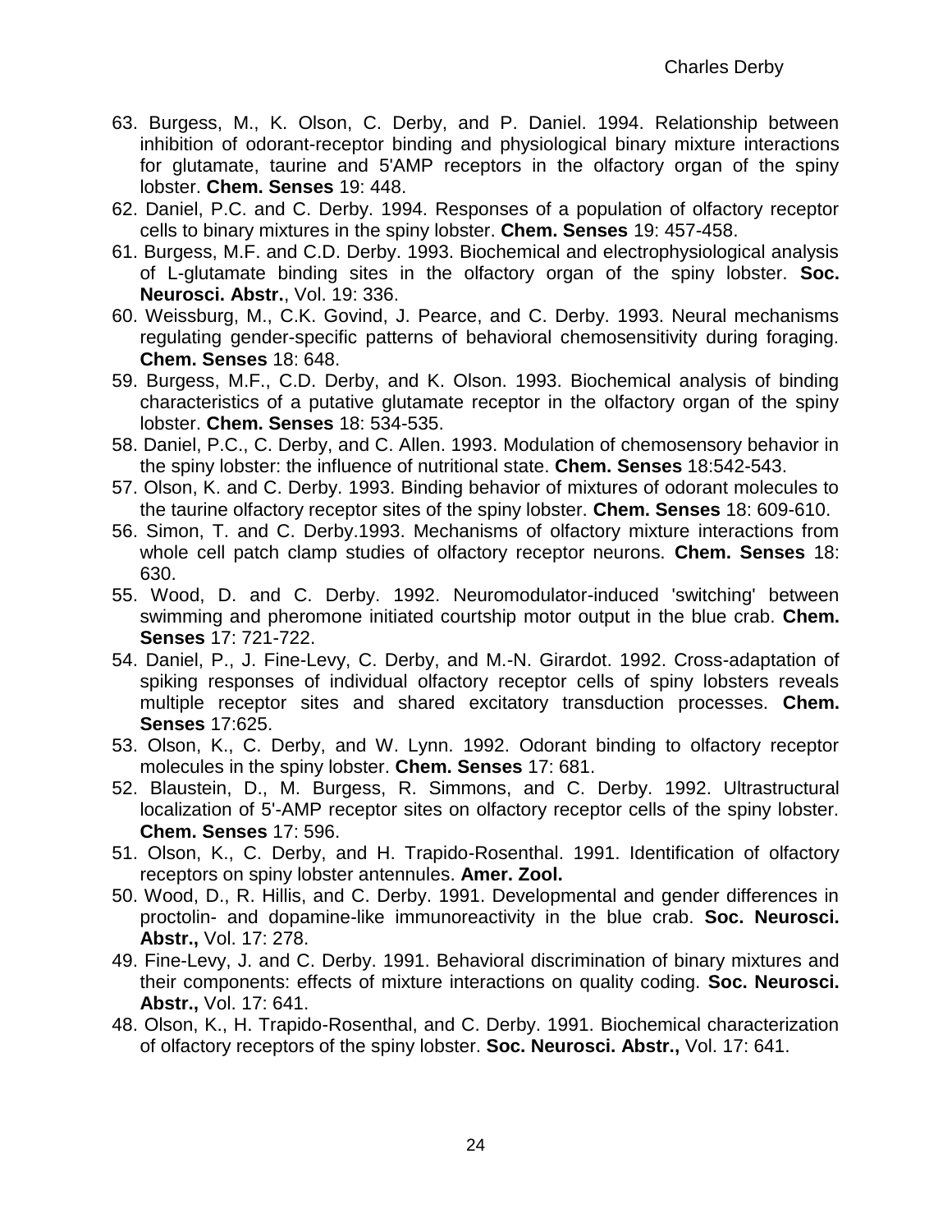63. Burgess, M., K. Olson, C. Derby, and P. Daniel. 1994. Relationship between inhibition of odorant-receptor binding and physiological binary mixture interactions for glutamate, taurine and 5'AMP receptors in the olfactory organ of the spiny lobster. **Chem. Senses** 19: 448.

62. Daniel, P.C. and C. Derby. 1994. Responses of a population of olfactory receptor cells to binary mixtures in the spiny lobster. **Chem. Senses** 19: 457-458.

61. Burgess, M.F. and C.D. Derby. 1993. Biochemical and electrophysiological analysis of L-glutamate binding sites in the olfactory organ of the spiny lobster. **Soc. Neurosci. Abstr.**, Vol. 19: 336.

60. Weissburg, M., C.K. Govind, J. Pearce, and C. Derby. 1993. Neural mechanisms regulating gender-specific patterns of behavioral chemosensitivity during foraging. **Chem. Senses** 18: 648.

59. Burgess, M.F., C.D. Derby, and K. Olson. 1993. Biochemical analysis of binding characteristics of a putative glutamate receptor in the olfactory organ of the spiny lobster. **Chem. Senses** 18: 534-535.

58. Daniel, P.C., C. Derby, and C. Allen. 1993. Modulation of chemosensory behavior in the spiny lobster: the influence of nutritional state. **Chem. Senses** 18:542-543.

57. Olson, K. and C. Derby. 1993. Binding behavior of mixtures of odorant molecules to the taurine olfactory receptor sites of the spiny lobster. **Chem. Senses** 18: 609-610.

56. Simon, T. and C. Derby.1993. Mechanisms of olfactory mixture interactions from whole cell patch clamp studies of olfactory receptor neurons. **Chem. Senses** 18: 630.

55. Wood, D. and C. Derby. 1992. Neuromodulator-induced 'switching' between swimming and pheromone initiated courtship motor output in the blue crab. **Chem. Senses** 17: 721-722.

54. Daniel, P., J. Fine-Levy, C. Derby, and M.-N. Girardot. 1992. Cross-adaptation of spiking responses of individual olfactory receptor cells of spiny lobsters reveals multiple receptor sites and shared excitatory transduction processes. **Chem. Senses** 17:625.

53. Olson, K., C. Derby, and W. Lynn. 1992. Odorant binding to olfactory receptor molecules in the spiny lobster. **Chem. Senses** 17: 681.

52. Blaustein, D., M. Burgess, R. Simmons, and C. Derby. 1992. Ultrastructural localization of 5'-AMP receptor sites on olfactory receptor cells of the spiny lobster. **Chem. Senses** 17: 596.

51. Olson, K., C. Derby, and H. Trapido-Rosenthal. 1991. Identification of olfactory receptors on spiny lobster antennules. **Amer. Zool.**

50. Wood, D., R. Hillis, and C. Derby. 1991. Developmental and gender differences in proctolin- and dopamine-like immunoreactivity in the blue crab. **Soc. Neurosci. Abstr.,** Vol. 17: 278.

49. Fine-Levy, J. and C. Derby. 1991. Behavioral discrimination of binary mixtures and their components: effects of mixture interactions on quality coding. **Soc. Neurosci. Abstr.,** Vol. 17: 641.

48. Olson, K., H. Trapido-Rosenthal, and C. Derby. 1991. Biochemical characterization of olfactory receptors of the spiny lobster. **Soc. Neurosci. Abstr.,** Vol. 17: 641.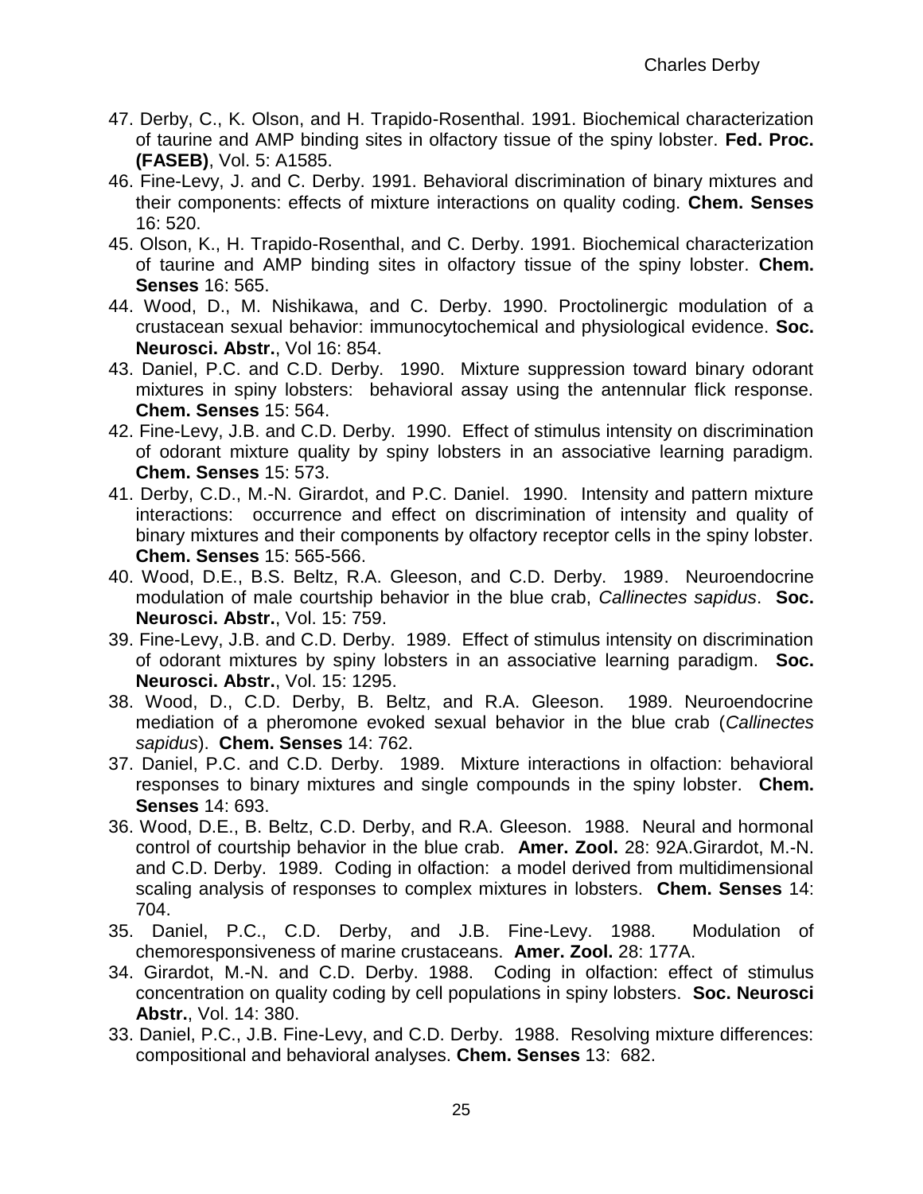47. Derby, C., K. Olson, and H. Trapido-Rosenthal. 1991. Biochemical characterization of taurine and AMP binding sites in olfactory tissue of the spiny lobster. **Fed. Proc. (FASEB)**, Vol. 5: A1585.

46. Fine-Levy, J. and C. Derby. 1991. Behavioral discrimination of binary mixtures and their components: effects of mixture interactions on quality coding. **Chem. Senses** 16: 520.

45. Olson, K., H. Trapido-Rosenthal, and C. Derby. 1991. Biochemical characterization of taurine and AMP binding sites in olfactory tissue of the spiny lobster. **Chem. Senses** 16: 565.

44. Wood, D., M. Nishikawa, and C. Derby. 1990. Proctolinergic modulation of a crustacean sexual behavior: immunocytochemical and physiological evidence. **Soc. Neurosci. Abstr.**, Vol 16: 854.

43. Daniel, P.C. and C.D. Derby. 1990. Mixture suppression toward binary odorant mixtures in spiny lobsters: behavioral assay using the antennular flick response. **Chem. Senses** 15: 564.

42. Fine-Levy, J.B. and C.D. Derby. 1990. Effect of stimulus intensity on discrimination of odorant mixture quality by spiny lobsters in an associative learning paradigm. **Chem. Senses** 15: 573.

41. Derby, C.D., M.-N. Girardot, and P.C. Daniel. 1990. Intensity and pattern mixture interactions: occurrence and effect on discrimination of intensity and quality of binary mixtures and their components by olfactory receptor cells in the spiny lobster. **Chem. Senses** 15: 565-566.

40. Wood, D.E., B.S. Beltz, R.A. Gleeson, and C.D. Derby. 1989. Neuroendocrine modulation of male courtship behavior in the blue crab, *Callinectes sapidus*. **Soc. Neurosci. Abstr.**, Vol. 15: 759.

39. Fine-Levy, J.B. and C.D. Derby. 1989. Effect of stimulus intensity on discrimination of odorant mixtures by spiny lobsters in an associative learning paradigm. **Soc. Neurosci. Abstr.**, Vol. 15: 1295.

38. Wood, D., C.D. Derby, B. Beltz, and R.A. Gleeson. 1989. Neuroendocrine mediation of a pheromone evoked sexual behavior in the blue crab (*Callinectes sapidus*). **Chem. Senses** 14: 762.

37. Daniel, P.C. and C.D. Derby. 1989. Mixture interactions in olfaction: behavioral responses to binary mixtures and single compounds in the spiny lobster. **Chem. Senses** 14: 693.

36. Wood, D.E., B. Beltz, C.D. Derby, and R.A. Gleeson. 1988. Neural and hormonal control of courtship behavior in the blue crab. **Amer. Zool.** 28: 92A.Girardot, M.-N. and C.D. Derby. 1989. Coding in olfaction: a model derived from multidimensional scaling analysis of responses to complex mixtures in lobsters. **Chem. Senses** 14: 704.

35. Daniel, P.C., C.D. Derby, and J.B. Fine-Levy. 1988. Modulation of chemoresponsiveness of marine crustaceans. **Amer. Zool.** 28: 177A.

34. Girardot, M.-N. and C.D. Derby. 1988. Coding in olfaction: effect of stimulus concentration on quality coding by cell populations in spiny lobsters. **Soc. Neurosci Abstr.**, Vol. 14: 380.

33. Daniel, P.C., J.B. Fine-Levy, and C.D. Derby. 1988. Resolving mixture differences: compositional and behavioral analyses. **Chem. Senses** 13: 682.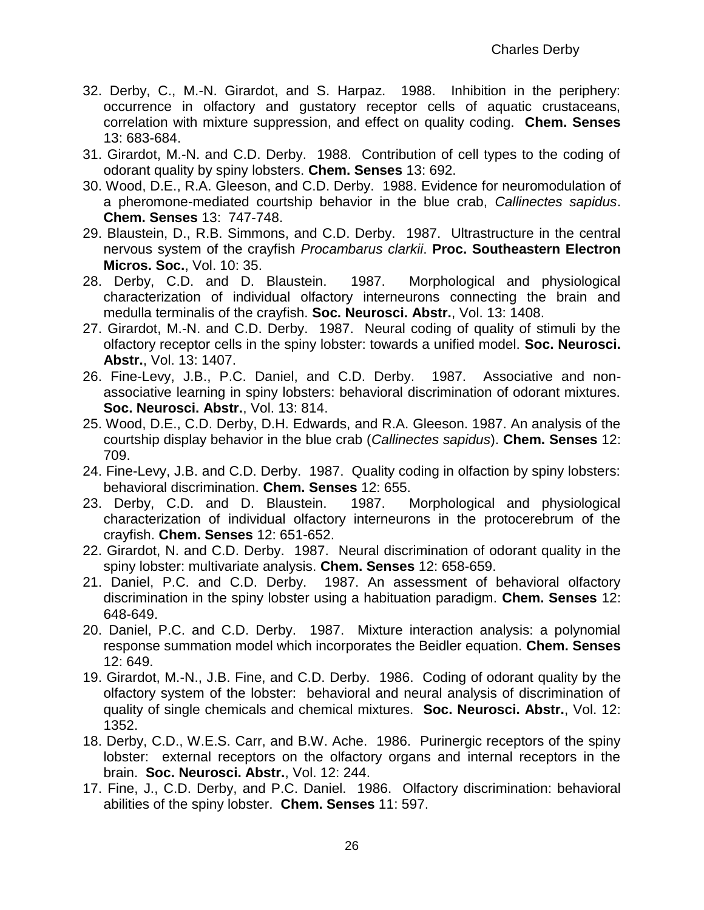32. Derby, C., M.-N. Girardot, and S. Harpaz. 1988. Inhibition in the periphery: occurrence in olfactory and gustatory receptor cells of aquatic crustaceans, correlation with mixture suppression, and effect on quality coding. **Chem. Senses** 13: 683-684.
31. Girardot, M.-N. and C.D. Derby. 1988. Contribution of cell types to the coding of odorant quality by spiny lobsters. **Chem. Senses** 13: 692.
30. Wood, D.E., R.A. Gleeson, and C.D. Derby. 1988. Evidence for neuromodulation of a pheromone-mediated courtship behavior in the blue crab, *Callinectes sapidus*. **Chem. Senses** 13: 747-748.
29. Blaustein, D., R.B. Simmons, and C.D. Derby. 1987. Ultrastructure in the central nervous system of the crayfish *Procambarus clarkii*. **Proc. Southeastern Electron Micros. Soc.**, Vol. 10: 35.
28. Derby, C.D. and D. Blaustein. 1987. Morphological and physiological characterization of individual olfactory interneurons connecting the brain and medulla terminalis of the crayfish. **Soc. Neurosci. Abstr.**, Vol. 13: 1408.
27. Girardot, M.-N. and C.D. Derby. 1987. Neural coding of quality of stimuli by the olfactory receptor cells in the spiny lobster: towards a unified model. **Soc. Neurosci. Abstr.**, Vol. 13: 1407.
26. Fine-Levy, J.B., P.C. Daniel, and C.D. Derby. 1987. Associative and non-associative learning in spiny lobsters: behavioral discrimination of odorant mixtures. **Soc. Neurosci. Abstr.**, Vol. 13: 814.
25. Wood, D.E., C.D. Derby, D.H. Edwards, and R.A. Gleeson. 1987. An analysis of the courtship display behavior in the blue crab (*Callinectes sapidus*). **Chem. Senses** 12: 709.
24. Fine-Levy, J.B. and C.D. Derby. 1987. Quality coding in olfaction by spiny lobsters: behavioral discrimination. **Chem. Senses** 12: 655.
23. Derby, C.D. and D. Blaustein. 1987. Morphological and physiological characterization of individual olfactory interneurons in the protocerebrum of the crayfish. **Chem. Senses** 12: 651-652.
22. Girardot, N. and C.D. Derby. 1987. Neural discrimination of odorant quality in the spiny lobster: multivariate analysis. **Chem. Senses** 12: 658-659.
21. Daniel, P.C. and C.D. Derby. 1987. An assessment of behavioral olfactory discrimination in the spiny lobster using a habituation paradigm. **Chem. Senses** 12: 648-649.
20. Daniel, P.C. and C.D. Derby. 1987. Mixture interaction analysis: a polynomial response summation model which incorporates the Beidler equation. **Chem. Senses** 12: 649.
19. Girardot, M.-N., J.B. Fine, and C.D. Derby. 1986. Coding of odorant quality by the olfactory system of the lobster: behavioral and neural analysis of discrimination of quality of single chemicals and chemical mixtures. **Soc. Neurosci. Abstr.**, Vol. 12: 1352.
18. Derby, C.D., W.E.S. Carr, and B.W. Ache. 1986. Purinergic receptors of the spiny lobster: external receptors on the olfactory organs and internal receptors in the brain. **Soc. Neurosci. Abstr.**, Vol. 12: 244.
17. Fine, J., C.D. Derby, and P.C. Daniel. 1986. Olfactory discrimination: behavioral abilities of the spiny lobster. **Chem. Senses** 11: 597.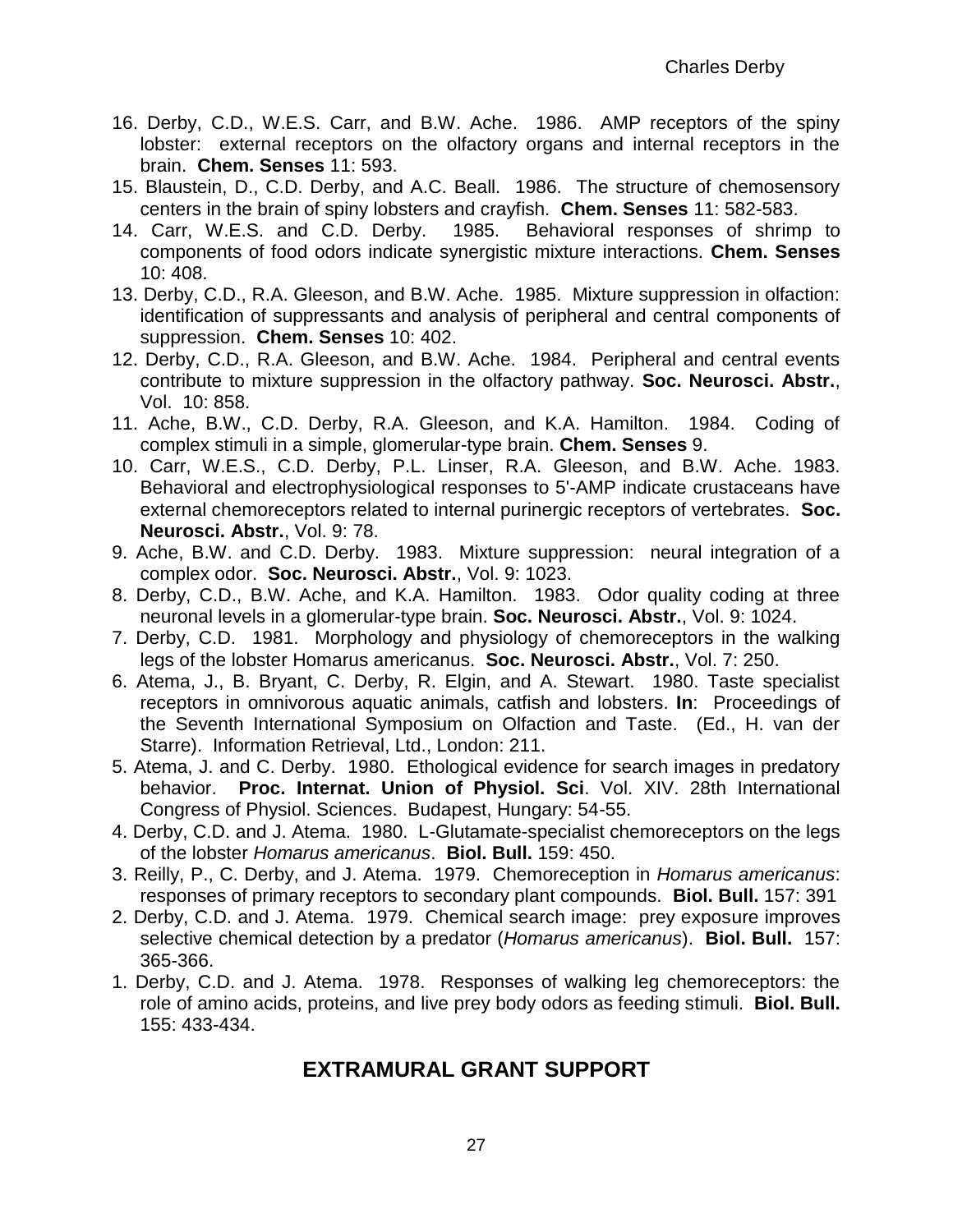16. Derby, C.D., W.E.S. Carr, and B.W. Ache. 1986. AMP receptors of the spiny lobster: external receptors on the olfactory organs and internal receptors in the brain. **Chem. Senses** 11: 593.
15. Blaustein, D., C.D. Derby, and A.C. Beall. 1986. The structure of chemosensory centers in the brain of spiny lobsters and crayfish. **Chem. Senses** 11: 582-583.
14. Carr, W.E.S. and C.D. Derby. 1985. Behavioral responses of shrimp to components of food odors indicate synergistic mixture interactions. **Chem. Senses** 10: 408.
13. Derby, C.D., R.A. Gleeson, and B.W. Ache. 1985. Mixture suppression in olfaction: identification of suppressants and analysis of peripheral and central components of suppression. **Chem. Senses** 10: 402.
12. Derby, C.D., R.A. Gleeson, and B.W. Ache. 1984. Peripheral and central events contribute to mixture suppression in the olfactory pathway. **Soc. Neurosci. Abstr.**, Vol. 10: 858.
11. Ache, B.W., C.D. Derby, R.A. Gleeson, and K.A. Hamilton. 1984. Coding of complex stimuli in a simple, glomerular-type brain. **Chem. Senses** 9.
10. Carr, W.E.S., C.D. Derby, P.L. Linser, R.A. Gleeson, and B.W. Ache. 1983. Behavioral and electrophysiological responses to 5'-AMP indicate crustaceans have external chemoreceptors related to internal purinergic receptors of vertebrates. **Soc. Neurosci. Abstr.**, Vol. 9: 78.
9. Ache, B.W. and C.D. Derby. 1983. Mixture suppression: neural integration of a complex odor. **Soc. Neurosci. Abstr.**, Vol. 9: 1023.
8. Derby, C.D., B.W. Ache, and K.A. Hamilton. 1983. Odor quality coding at three neuronal levels in a glomerular-type brain. **Soc. Neurosci. Abstr.**, Vol. 9: 1024.
7. Derby, C.D. 1981. Morphology and physiology of chemoreceptors in the walking legs of the lobster Homarus americanus. **Soc. Neurosci. Abstr.**, Vol. 7: 250.
6. Atema, J., B. Bryant, C. Derby, R. Elgin, and A. Stewart. 1980. Taste specialist receptors in omnivorous aquatic animals, catfish and lobsters. **In**: Proceedings of the Seventh International Symposium on Olfaction and Taste. (Ed., H. van der Starre). Information Retrieval, Ltd., London: 211.
5. Atema, J. and C. Derby. 1980. Ethological evidence for search images in predatory behavior. **Proc. Internat. Union of Physiol. Sci**. Vol. XIV. 28th International Congress of Physiol. Sciences. Budapest, Hungary: 54-55.
4. Derby, C.D. and J. Atema. 1980. L-Glutamate-specialist chemoreceptors on the legs of the lobster *Homarus americanus*. **Biol. Bull.** 159: 450.
3. Reilly, P., C. Derby, and J. Atema. 1979. Chemoreception in *Homarus americanus*: responses of primary receptors to secondary plant compounds. **Biol. Bull.** 157: 391
2. Derby, C.D. and J. Atema. 1979. Chemical search image: prey exposure improves selective chemical detection by a predator (*Homarus americanus*). **Biol. Bull.** 157: 365-366.
1. Derby, C.D. and J. Atema. 1978. Responses of walking leg chemoreceptors: the role of amino acids, proteins, and live prey body odors as feeding stimuli. **Biol. Bull.** 155: 433-434.

## EXTRAMURAL GRANT SUPPORT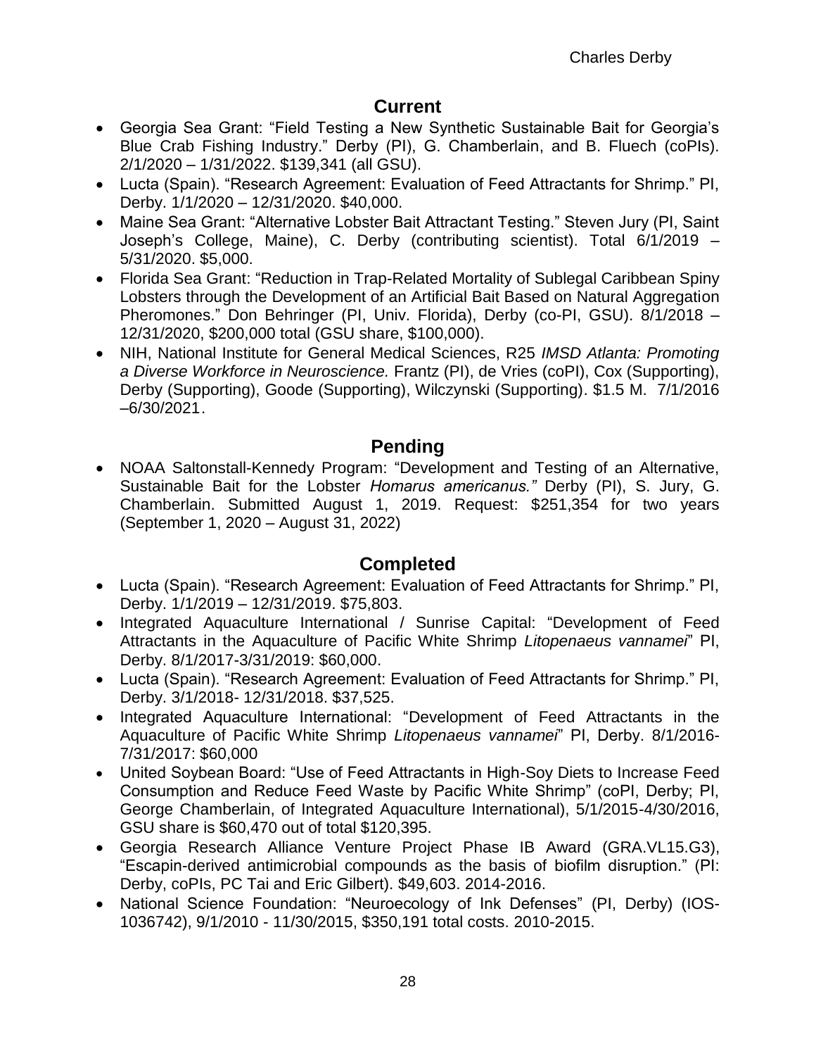## Current

- Georgia Sea Grant: "Field Testing a New Synthetic Sustainable Bait for Georgia's Blue Crab Fishing Industry." Derby (PI), G. Chamberlain, and B. Fluech (coPIs). 2/1/2020 – 1/31/2022. $139,341 (all GSU).
- Lucta (Spain). "Research Agreement: Evaluation of Feed Attractants for Shrimp." PI, Derby. 1/1/2020 – 12/31/2020. $40,000.
- Maine Sea Grant: "Alternative Lobster Bait Attractant Testing." Steven Jury (PI, Saint Joseph's College, Maine), C. Derby (contributing scientist). Total 6/1/2019 – 5/31/2020. $5,000.
- Florida Sea Grant: "Reduction in Trap-Related Mortality of Sublegal Caribbean Spiny Lobsters through the Development of an Artificial Bait Based on Natural Aggregation Pheromones." Don Behringer (PI, Univ. Florida), Derby (co-PI, GSU). 8/1/2018 – 12/31/2020, $200,000 total (GSU share, $100,000).
- NIH, National Institute for General Medical Sciences, R25 *IMSD Atlanta: Promoting a Diverse Workforce in Neuroscience.* Frantz (PI), de Vries (coPI), Cox (Supporting), Derby (Supporting), Goode (Supporting), Wilczynski (Supporting). $1.5 M. 7/1/2016 –6/30/2021.

## Pending

- NOAA Saltonstall-Kennedy Program: "Development and Testing of an Alternative, Sustainable Bait for the Lobster *Homarus americanus.*" Derby (PI), S. Jury, G. Chamberlain. Submitted August 1, 2019. Request: $251,354 for two years (September 1, 2020 – August 31, 2022)

## Completed

- Lucta (Spain). "Research Agreement: Evaluation of Feed Attractants for Shrimp." PI, Derby. 1/1/2019 – 12/31/2019. $75,803.
- Integrated Aquaculture International / Sunrise Capital: "Development of Feed Attractants in the Aquaculture of Pacific White Shrimp *Litopenaeus vannamei*" PI, Derby. 8/1/2017-3/31/2019: $60,000.
- Lucta (Spain). "Research Agreement: Evaluation of Feed Attractants for Shrimp." PI, Derby. 3/1/2018- 12/31/2018. $37,525.
- Integrated Aquaculture International: "Development of Feed Attractants in the Aquaculture of Pacific White Shrimp *Litopenaeus vannamei*" PI, Derby. 8/1/2016-7/31/2017: $60,000
- United Soybean Board: "Use of Feed Attractants in High-Soy Diets to Increase Feed Consumption and Reduce Feed Waste by Pacific White Shrimp" (coPI, Derby; PI, George Chamberlain, of Integrated Aquaculture International), 5/1/2015-4/30/2016, GSU share is $60,470 out of total $120,395.
- Georgia Research Alliance Venture Project Phase IB Award (GRA.VL15.G3), "Escapin-derived antimicrobial compounds as the basis of biofilm disruption." (PI: Derby, coPIs, PC Tai and Eric Gilbert). $49,603. 2014-2016.
- National Science Foundation: "Neuroecology of Ink Defenses" (PI, Derby) (IOS-1036742), 9/1/2010 - 11/30/2015, $350,191 total costs. 2010-2015.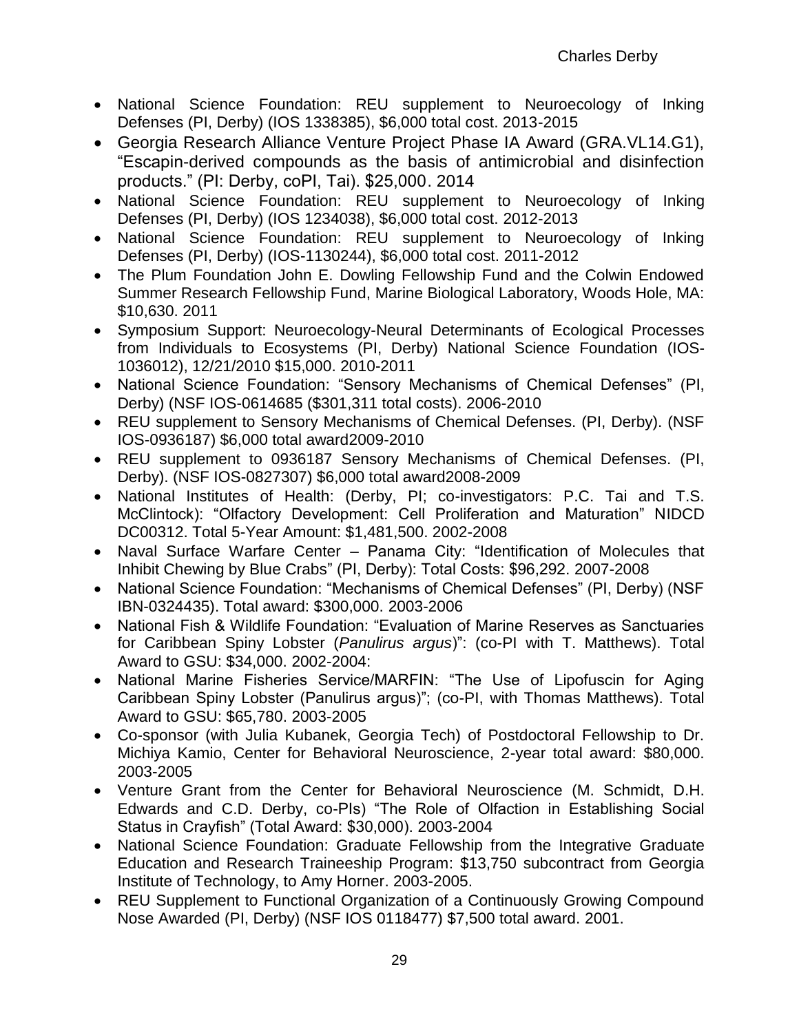- National Science Foundation: REU supplement to Neuroecology of Inking Defenses (PI, Derby) (IOS 1338385), $6,000 total cost. 2013-2015
- Georgia Research Alliance Venture Project Phase IA Award (GRA.VL14.G1), "Escapin-derived compounds as the basis of antimicrobial and disinfection products." (PI: Derby, coPI, Tai). $25,000. 2014
- National Science Foundation: REU supplement to Neuroecology of Inking Defenses (PI, Derby) (IOS 1234038), $6,000 total cost. 2012-2013
- National Science Foundation: REU supplement to Neuroecology of Inking Defenses (PI, Derby) (IOS-1130244), $6,000 total cost. 2011-2012
- The Plum Foundation John E. Dowling Fellowship Fund and the Colwin Endowed Summer Research Fellowship Fund, Marine Biological Laboratory, Woods Hole, MA: $10,630. 2011
- Symposium Support: Neuroecology-Neural Determinants of Ecological Processes from Individuals to Ecosystems (PI, Derby) National Science Foundation (IOS-1036012), 12/21/2010 $15,000. 2010-2011
- National Science Foundation: "Sensory Mechanisms of Chemical Defenses" (PI, Derby) (NSF IOS-0614685 ($301,311 total costs). 2006-2010
- REU supplement to Sensory Mechanisms of Chemical Defenses. (PI, Derby). (NSF IOS-0936187) $6,000 total award2009-2010
- REU supplement to 0936187 Sensory Mechanisms of Chemical Defenses. (PI, Derby). (NSF IOS-0827307) $6,000 total award2008-2009
- National Institutes of Health: (Derby, PI; co-investigators: P.C. Tai and T.S. McClintock): "Olfactory Development: Cell Proliferation and Maturation" NIDCD DC00312. Total 5-Year Amount: $1,481,500. 2002-2008
- Naval Surface Warfare Center – Panama City: "Identification of Molecules that Inhibit Chewing by Blue Crabs" (PI, Derby): Total Costs: $96,292. 2007-2008
- National Science Foundation: "Mechanisms of Chemical Defenses" (PI, Derby) (NSF IBN-0324435). Total award: $300,000. 2003-2006
- National Fish & Wildlife Foundation: "Evaluation of Marine Reserves as Sanctuaries for Caribbean Spiny Lobster (*Panulirus argus*)": (co-PI with T. Matthews). Total Award to GSU: $34,000. 2002-2004:
- National Marine Fisheries Service/MARFIN: "The Use of Lipofuscin for Aging Caribbean Spiny Lobster (Panulirus argus)"; (co-PI, with Thomas Matthews). Total Award to GSU: $65,780. 2003-2005
- Co-sponsor (with Julia Kubanek, Georgia Tech) of Postdoctoral Fellowship to Dr. Michiya Kamio, Center for Behavioral Neuroscience, 2-year total award: $80,000. 2003-2005
- Venture Grant from the Center for Behavioral Neuroscience (M. Schmidt, D.H. Edwards and C.D. Derby, co-PIs) "The Role of Olfaction in Establishing Social Status in Crayfish" (Total Award: $30,000). 2003-2004
- National Science Foundation: Graduate Fellowship from the Integrative Graduate Education and Research Traineeship Program: $13,750 subcontract from Georgia Institute of Technology, to Amy Horner. 2003-2005.
- REU Supplement to Functional Organization of a Continuously Growing Compound Nose Awarded (PI, Derby) (NSF IOS 0118477) $7,500 total award. 2001.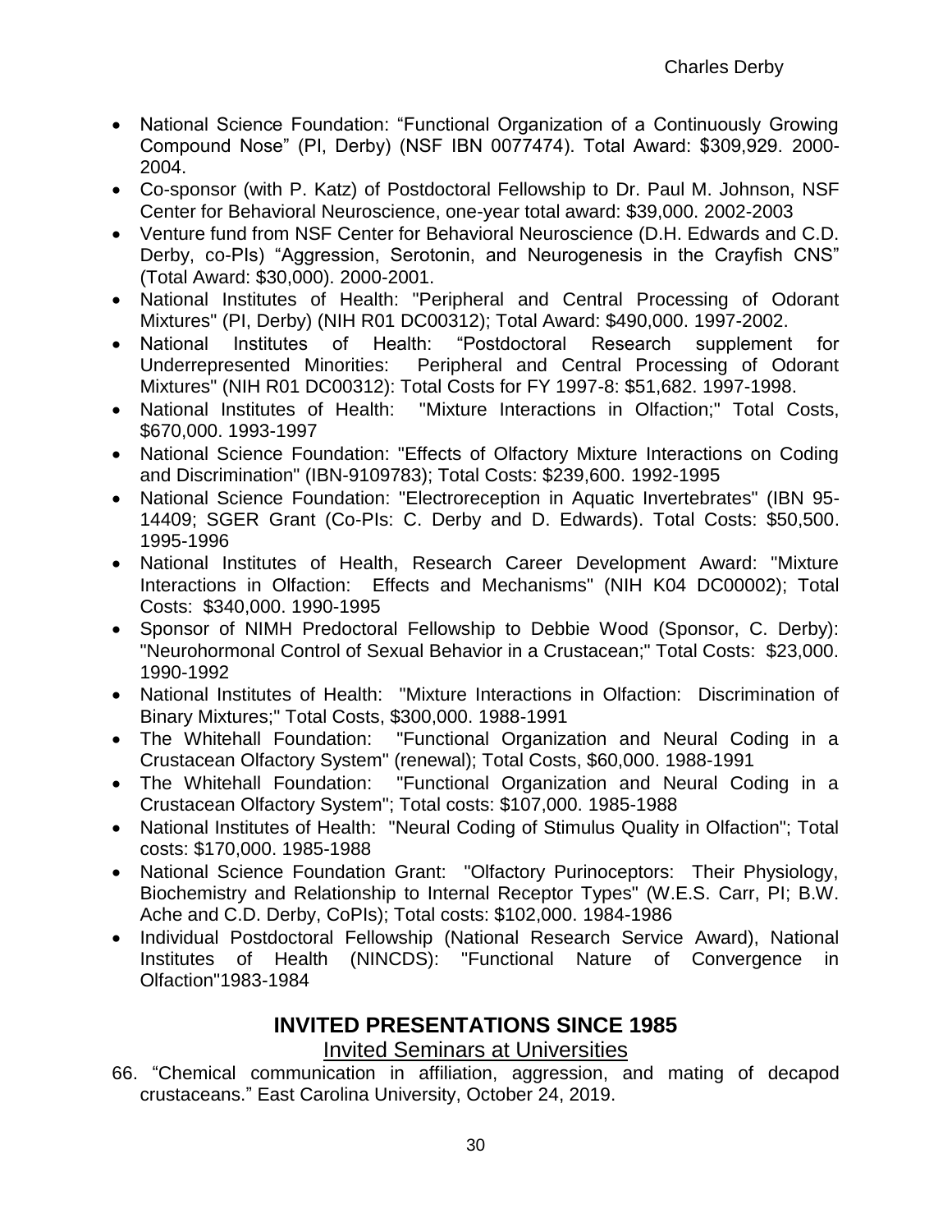- National Science Foundation: “Functional Organization of a Continuously Growing Compound Nose” (PI, Derby) (NSF IBN 0077474). Total Award: $309,929. 2000-2004.
- Co-sponsor (with P. Katz) of Postdoctoral Fellowship to Dr. Paul M. Johnson, NSF Center for Behavioral Neuroscience, one-year total award: $39,000. 2002-2003
- Venture fund from NSF Center for Behavioral Neuroscience (D.H. Edwards and C.D. Derby, co-PIs) “Aggression, Serotonin, and Neurogenesis in the Crayfish CNS” (Total Award: $30,000). 2000-2001.
- National Institutes of Health: "Peripheral and Central Processing of Odorant Mixtures" (PI, Derby) (NIH R01 DC00312); Total Award: $490,000. 1997-2002.
- National Institutes of Health: “Postdoctoral Research supplement for Underrepresented Minorities: Peripheral and Central Processing of Odorant Mixtures" (NIH R01 DC00312): Total Costs for FY 1997-8: $51,682. 1997-1998.
- National Institutes of Health: "Mixture Interactions in Olfaction;" Total Costs, $670,000. 1993-1997
- National Science Foundation: "Effects of Olfactory Mixture Interactions on Coding and Discrimination" (IBN-9109783); Total Costs: $239,600. 1992-1995
- National Science Foundation: "Electroreception in Aquatic Invertebrates" (IBN 95-14409; SGER Grant (Co-PIs: C. Derby and D. Edwards). Total Costs: $50,500. 1995-1996
- National Institutes of Health, Research Career Development Award: "Mixture Interactions in Olfaction: Effects and Mechanisms" (NIH K04 DC00002); Total Costs: $340,000. 1990-1995
- Sponsor of NIMH Predoctoral Fellowship to Debbie Wood (Sponsor, C. Derby): "Neurohormonal Control of Sexual Behavior in a Crustacean;" Total Costs: $23,000. 1990-1992
- National Institutes of Health: "Mixture Interactions in Olfaction: Discrimination of Binary Mixtures;" Total Costs, $300,000. 1988-1991
- The Whitehall Foundation: "Functional Organization and Neural Coding in a Crustacean Olfactory System" (renewal); Total Costs, $60,000. 1988-1991
- The Whitehall Foundation: "Functional Organization and Neural Coding in a Crustacean Olfactory System"; Total costs: $107,000. 1985-1988
- National Institutes of Health: "Neural Coding of Stimulus Quality in Olfaction"; Total costs: $170,000. 1985-1988
- National Science Foundation Grant: "Olfactory Purinoceptors: Their Physiology, Biochemistry and Relationship to Internal Receptor Types" (W.E.S. Carr, PI; B.W. Ache and C.D. Derby, CoPIs); Total costs: $102,000. 1984-1986
- Individual Postdoctoral Fellowship (National Research Service Award), National Institutes of Health (NINCDS): "Functional Nature of Convergence in Olfaction"1983-1984

## INVITED PRESENTATIONS SINCE 1985

### Invited Seminars at Universities

66. “Chemical communication in affiliation, aggression, and mating of decapod crustaceans.” East Carolina University, October 24, 2019.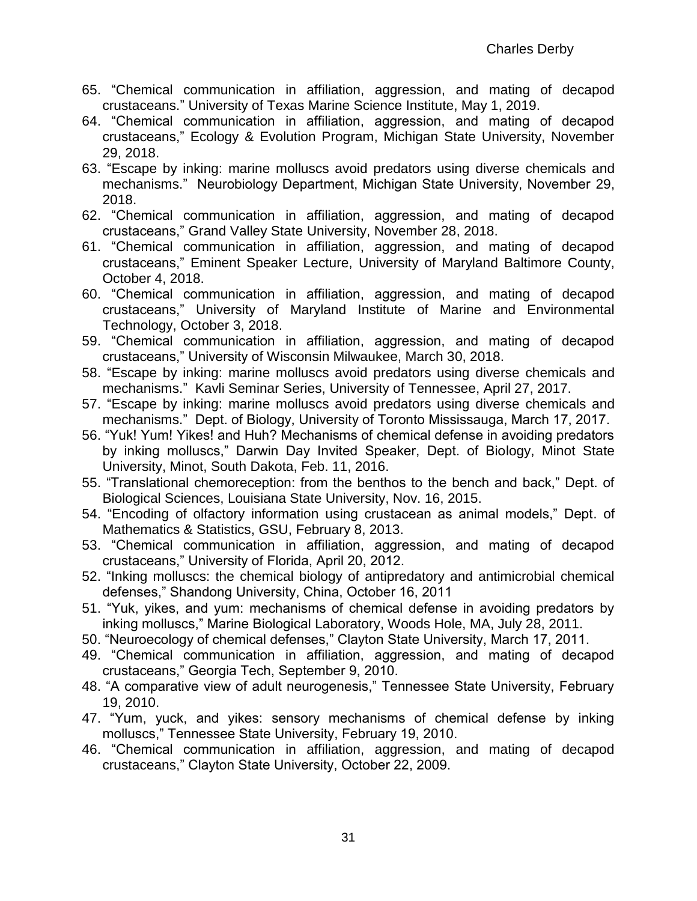65. "Chemical communication in affiliation, aggression, and mating of decapod crustaceans." University of Texas Marine Science Institute, May 1, 2019.
64. "Chemical communication in affiliation, aggression, and mating of decapod crustaceans," Ecology & Evolution Program, Michigan State University, November 29, 2018.
63. "Escape by inking: marine molluscs avoid predators using diverse chemicals and mechanisms." Neurobiology Department, Michigan State University, November 29, 2018.
62. "Chemical communication in affiliation, aggression, and mating of decapod crustaceans," Grand Valley State University, November 28, 2018.
61. "Chemical communication in affiliation, aggression, and mating of decapod crustaceans," Eminent Speaker Lecture, University of Maryland Baltimore County, October 4, 2018.
60. "Chemical communication in affiliation, aggression, and mating of decapod crustaceans," University of Maryland Institute of Marine and Environmental Technology, October 3, 2018.
59. "Chemical communication in affiliation, aggression, and mating of decapod crustaceans," University of Wisconsin Milwaukee, March 30, 2018.
58. "Escape by inking: marine molluscs avoid predators using diverse chemicals and mechanisms." Kavli Seminar Series, University of Tennessee, April 27, 2017.
57. "Escape by inking: marine molluscs avoid predators using diverse chemicals and mechanisms." Dept. of Biology, University of Toronto Mississauga, March 17, 2017.
56. "Yuk! Yum! Yikes! and Huh? Mechanisms of chemical defense in avoiding predators by inking molluscs," Darwin Day Invited Speaker, Dept. of Biology, Minot State University, Minot, South Dakota, Feb. 11, 2016.
55. "Translational chemoreception: from the benthos to the bench and back," Dept. of Biological Sciences, Louisiana State University, Nov. 16, 2015.
54. "Encoding of olfactory information using crustacean as animal models," Dept. of Mathematics & Statistics, GSU, February 8, 2013.
53. "Chemical communication in affiliation, aggression, and mating of decapod crustaceans," University of Florida, April 20, 2012.
52. "Inking molluscs: the chemical biology of antipredatory and antimicrobial chemical defenses," Shandong University, China, October 16, 2011
51. "Yuk, yikes, and yum: mechanisms of chemical defense in avoiding predators by inking molluscs," Marine Biological Laboratory, Woods Hole, MA, July 28, 2011.
50. "Neuroecology of chemical defenses," Clayton State University, March 17, 2011.
49. "Chemical communication in affiliation, aggression, and mating of decapod crustaceans," Georgia Tech, September 9, 2010.
48. "A comparative view of adult neurogenesis," Tennessee State University, February 19, 2010.
47. "Yum, yuck, and yikes: sensory mechanisms of chemical defense by inking molluscs," Tennessee State University, February 19, 2010.
46. "Chemical communication in affiliation, aggression, and mating of decapod crustaceans," Clayton State University, October 22, 2009.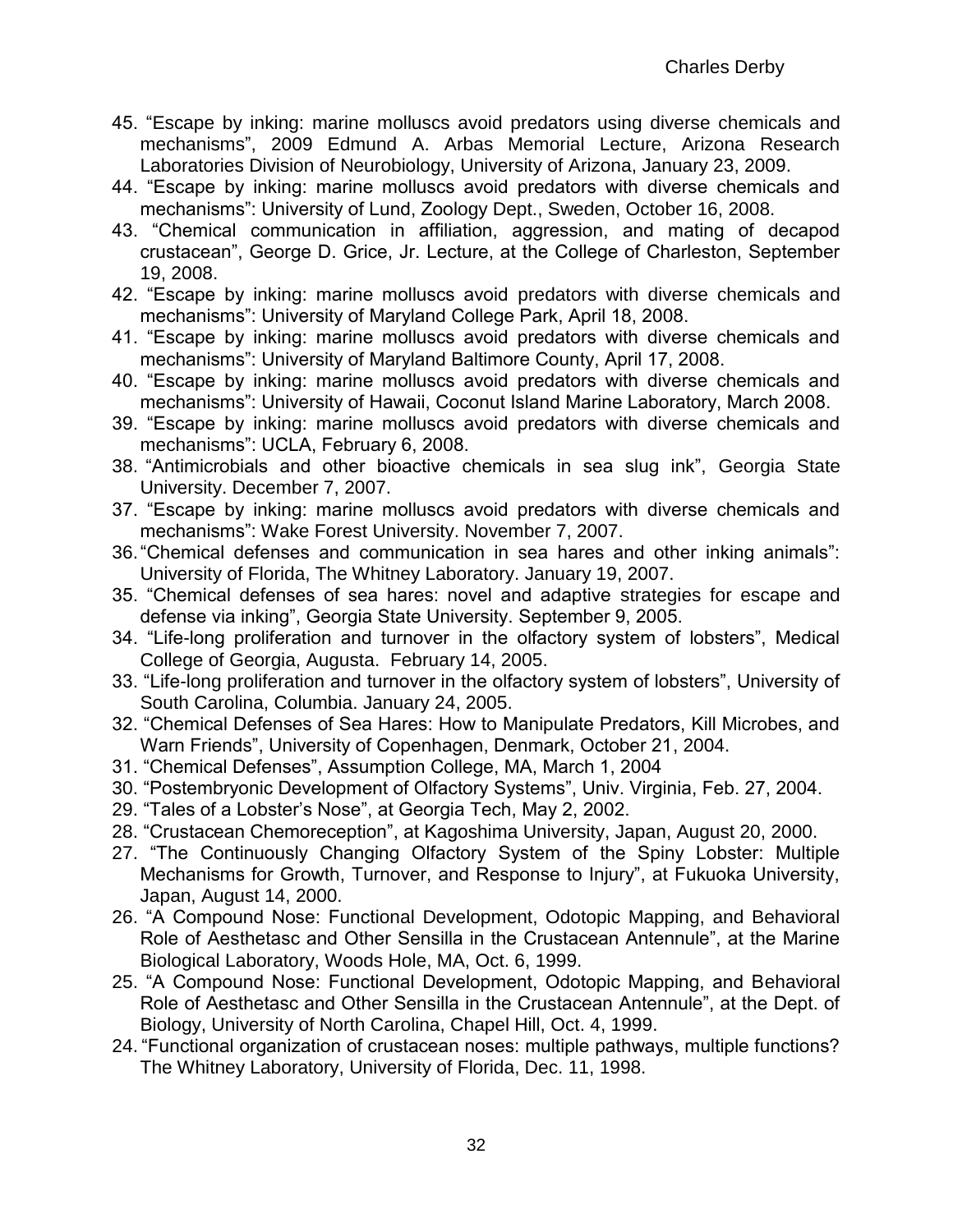45. "Escape by inking: marine molluscs avoid predators using diverse chemicals and mechanisms", 2009 Edmund A. Arbas Memorial Lecture, Arizona Research Laboratories Division of Neurobiology, University of Arizona, January 23, 2009.
44. "Escape by inking: marine molluscs avoid predators with diverse chemicals and mechanisms": University of Lund, Zoology Dept., Sweden, October 16, 2008.
43. "Chemical communication in affiliation, aggression, and mating of decapod crustacean", George D. Grice, Jr. Lecture, at the College of Charleston, September 19, 2008.
42. "Escape by inking: marine molluscs avoid predators with diverse chemicals and mechanisms": University of Maryland College Park, April 18, 2008.
41. "Escape by inking: marine molluscs avoid predators with diverse chemicals and mechanisms": University of Maryland Baltimore County, April 17, 2008.
40. "Escape by inking: marine molluscs avoid predators with diverse chemicals and mechanisms": University of Hawaii, Coconut Island Marine Laboratory, March 2008.
39. "Escape by inking: marine molluscs avoid predators with diverse chemicals and mechanisms": UCLA, February 6, 2008.
38. "Antimicrobials and other bioactive chemicals in sea slug ink", Georgia State University. December 7, 2007.
37. "Escape by inking: marine molluscs avoid predators with diverse chemicals and mechanisms": Wake Forest University. November 7, 2007.
36. "Chemical defenses and communication in sea hares and other inking animals": University of Florida, The Whitney Laboratory. January 19, 2007.
35. "Chemical defenses of sea hares: novel and adaptive strategies for escape and defense via inking", Georgia State University. September 9, 2005.
34. "Life-long proliferation and turnover in the olfactory system of lobsters", Medical College of Georgia, Augusta. February 14, 2005.
33. "Life-long proliferation and turnover in the olfactory system of lobsters", University of South Carolina, Columbia. January 24, 2005.
32. "Chemical Defenses of Sea Hares: How to Manipulate Predators, Kill Microbes, and Warn Friends", University of Copenhagen, Denmark, October 21, 2004.
31. "Chemical Defenses", Assumption College, MA, March 1, 2004
30. "Postembryonic Development of Olfactory Systems", Univ. Virginia, Feb. 27, 2004.
29. "Tales of a Lobster's Nose", at Georgia Tech, May 2, 2002.
28. "Crustacean Chemoreception", at Kagoshima University, Japan, August 20, 2000.
27. "The Continuously Changing Olfactory System of the Spiny Lobster: Multiple Mechanisms for Growth, Turnover, and Response to Injury", at Fukuoka University, Japan, August 14, 2000.
26. "A Compound Nose: Functional Development, Odotopic Mapping, and Behavioral Role of Aesthetasc and Other Sensilla in the Crustacean Antennule", at the Marine Biological Laboratory, Woods Hole, MA, Oct. 6, 1999.
25. "A Compound Nose: Functional Development, Odotopic Mapping, and Behavioral Role of Aesthetasc and Other Sensilla in the Crustacean Antennule", at the Dept. of Biology, University of North Carolina, Chapel Hill, Oct. 4, 1999.
24. "Functional organization of crustacean noses: multiple pathways, multiple functions? The Whitney Laboratory, University of Florida, Dec. 11, 1998.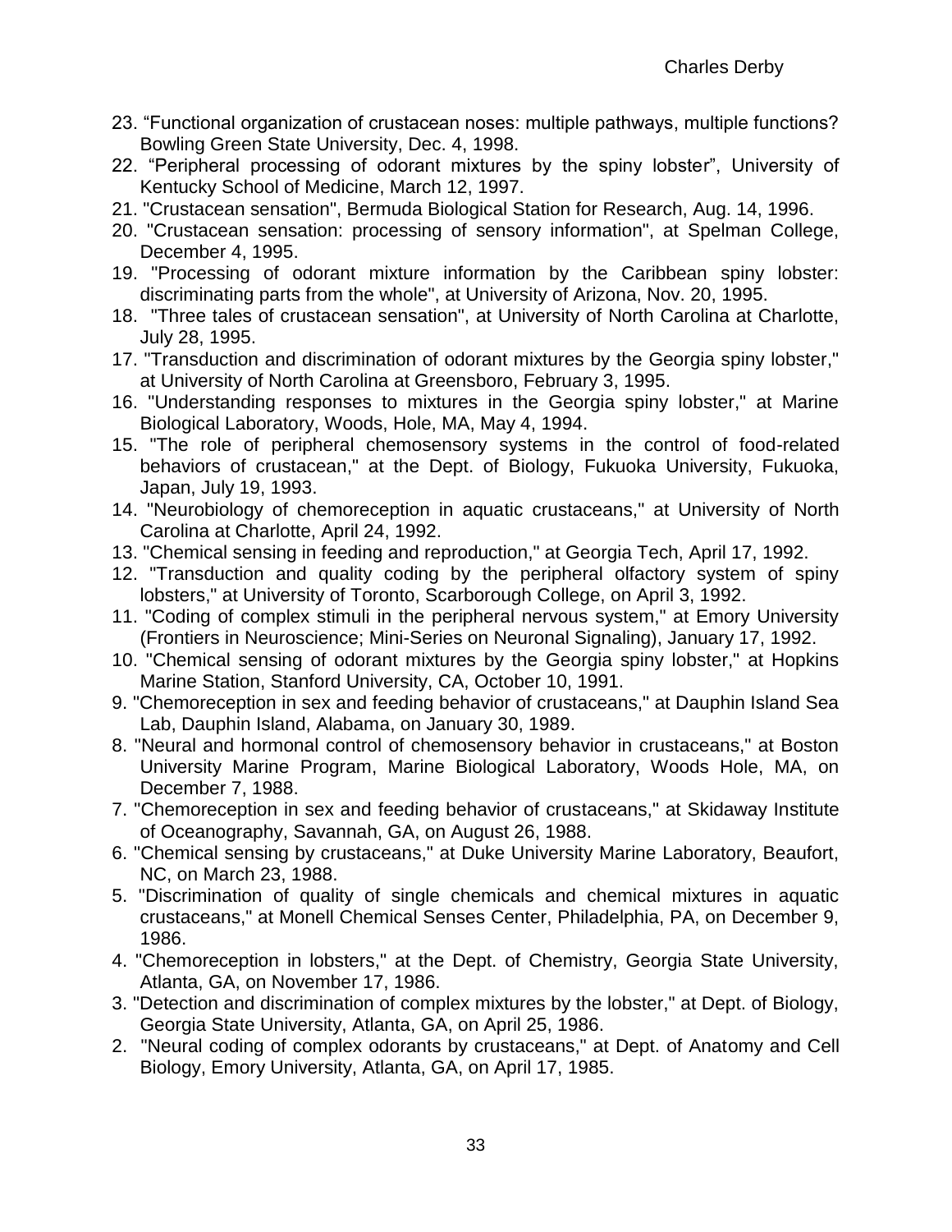23. “Functional organization of crustacean noses: multiple pathways, multiple functions? Bowling Green State University, Dec. 4, 1998.
22. “Peripheral processing of odorant mixtures by the spiny lobster”, University of Kentucky School of Medicine, March 12, 1997.
21. "Crustacean sensation", Bermuda Biological Station for Research, Aug. 14, 1996.
20. "Crustacean sensation: processing of sensory information", at Spelman College, December 4, 1995.
19. "Processing of odorant mixture information by the Caribbean spiny lobster: discriminating parts from the whole", at University of Arizona, Nov. 20, 1995.
18. "Three tales of crustacean sensation", at University of North Carolina at Charlotte, July 28, 1995.
17. "Transduction and discrimination of odorant mixtures by the Georgia spiny lobster," at University of North Carolina at Greensboro, February 3, 1995.
16. "Understanding responses to mixtures in the Georgia spiny lobster," at Marine Biological Laboratory, Woods, Hole, MA, May 4, 1994.
15. "The role of peripheral chemosensory systems in the control of food-related behaviors of crustacean," at the Dept. of Biology, Fukuoka University, Fukuoka, Japan, July 19, 1993.
14. "Neurobiology of chemoreception in aquatic crustaceans," at University of North Carolina at Charlotte, April 24, 1992.
13. "Chemical sensing in feeding and reproduction," at Georgia Tech, April 17, 1992.
12. "Transduction and quality coding by the peripheral olfactory system of spiny lobsters," at University of Toronto, Scarborough College, on April 3, 1992.
11. "Coding of complex stimuli in the peripheral nervous system," at Emory University (Frontiers in Neuroscience; Mini-Series on Neuronal Signaling), January 17, 1992.
10. "Chemical sensing of odorant mixtures by the Georgia spiny lobster," at Hopkins Marine Station, Stanford University, CA, October 10, 1991.
9. "Chemoreception in sex and feeding behavior of crustaceans," at Dauphin Island Sea Lab, Dauphin Island, Alabama, on January 30, 1989.
8. "Neural and hormonal control of chemosensory behavior in crustaceans," at Boston University Marine Program, Marine Biological Laboratory, Woods Hole, MA, on December 7, 1988.
7. "Chemoreception in sex and feeding behavior of crustaceans," at Skidaway Institute of Oceanography, Savannah, GA, on August 26, 1988.
6. "Chemical sensing by crustaceans," at Duke University Marine Laboratory, Beaufort, NC, on March 23, 1988.
5. "Discrimination of quality of single chemicals and chemical mixtures in aquatic crustaceans," at Monell Chemical Senses Center, Philadelphia, PA, on December 9, 1986.
4. "Chemoreception in lobsters," at the Dept. of Chemistry, Georgia State University, Atlanta, GA, on November 17, 1986.
3. "Detection and discrimination of complex mixtures by the lobster," at Dept. of Biology, Georgia State University, Atlanta, GA, on April 25, 1986.
2. "Neural coding of complex odorants by crustaceans," at Dept. of Anatomy and Cell Biology, Emory University, Atlanta, GA, on April 17, 1985.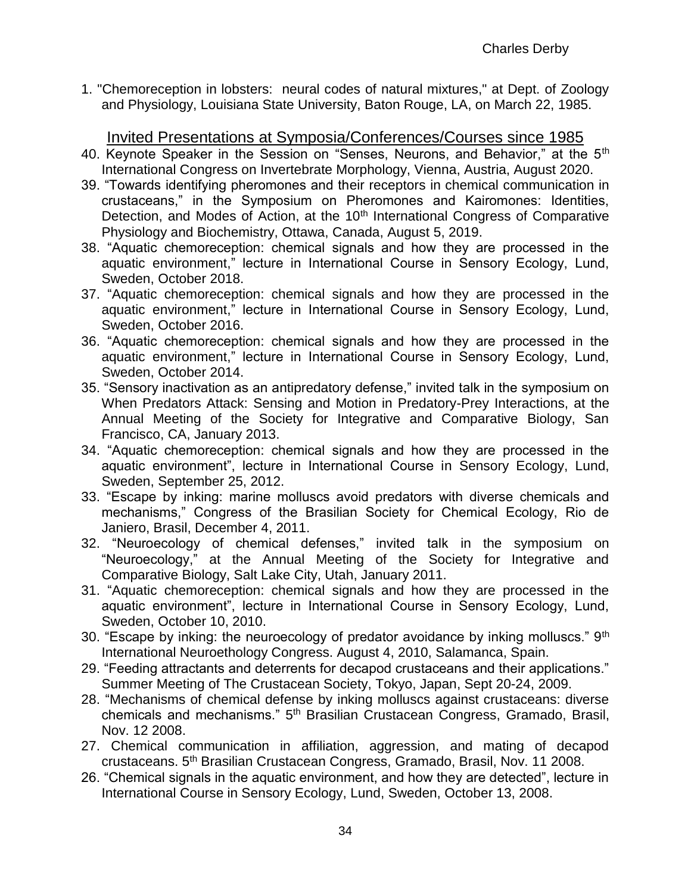1. "Chemoreception in lobsters: neural codes of natural mixtures," at Dept. of Zoology and Physiology, Louisiana State University, Baton Rouge, LA, on March 22, 1985.

## Invited Presentations at Symposia/Conferences/Courses since 1985

40. Keynote Speaker in the Session on "Senses, Neurons, and Behavior," at the 5th International Congress on Invertebrate Morphology, Vienna, Austria, August 2020.
39. "Towards identifying pheromones and their receptors in chemical communication in crustaceans," in the Symposium on Pheromones and Kairomones: Identities, Detection, and Modes of Action, at the 10th International Congress of Comparative Physiology and Biochemistry, Ottawa, Canada, August 5, 2019.
38. "Aquatic chemoreception: chemical signals and how they are processed in the aquatic environment," lecture in International Course in Sensory Ecology, Lund, Sweden, October 2018.
37. "Aquatic chemoreception: chemical signals and how they are processed in the aquatic environment," lecture in International Course in Sensory Ecology, Lund, Sweden, October 2016.
36. "Aquatic chemoreception: chemical signals and how they are processed in the aquatic environment," lecture in International Course in Sensory Ecology, Lund, Sweden, October 2014.
35. "Sensory inactivation as an antipredatory defense," invited talk in the symposium on When Predators Attack: Sensing and Motion in Predatory-Prey Interactions, at the Annual Meeting of the Society for Integrative and Comparative Biology, San Francisco, CA, January 2013.
34. "Aquatic chemoreception: chemical signals and how they are processed in the aquatic environment", lecture in International Course in Sensory Ecology, Lund, Sweden, September 25, 2012.
33. "Escape by inking: marine molluscs avoid predators with diverse chemicals and mechanisms," Congress of the Brasilian Society for Chemical Ecology, Rio de Janiero, Brasil, December 4, 2011.
32. "Neuroecology of chemical defenses," invited talk in the symposium on "Neuroecology," at the Annual Meeting of the Society for Integrative and Comparative Biology, Salt Lake City, Utah, January 2011.
31. "Aquatic chemoreception: chemical signals and how they are processed in the aquatic environment", lecture in International Course in Sensory Ecology, Lund, Sweden, October 10, 2010.
30. "Escape by inking: the neuroecology of predator avoidance by inking molluscs." 9th International Neuroethology Congress. August 4, 2010, Salamanca, Spain.
29. "Feeding attractants and deterrents for decapod crustaceans and their applications." Summer Meeting of The Crustacean Society, Tokyo, Japan, Sept 20-24, 2009.
28. "Mechanisms of chemical defense by inking molluscs against crustaceans: diverse chemicals and mechanisms." 5th Brasilian Crustacean Congress, Gramado, Brasil, Nov. 12 2008.
27. Chemical communication in affiliation, aggression, and mating of decapod crustaceans. 5th Brasilian Crustacean Congress, Gramado, Brasil, Nov. 11 2008.
26. "Chemical signals in the aquatic environment, and how they are detected", lecture in International Course in Sensory Ecology, Lund, Sweden, October 13, 2008.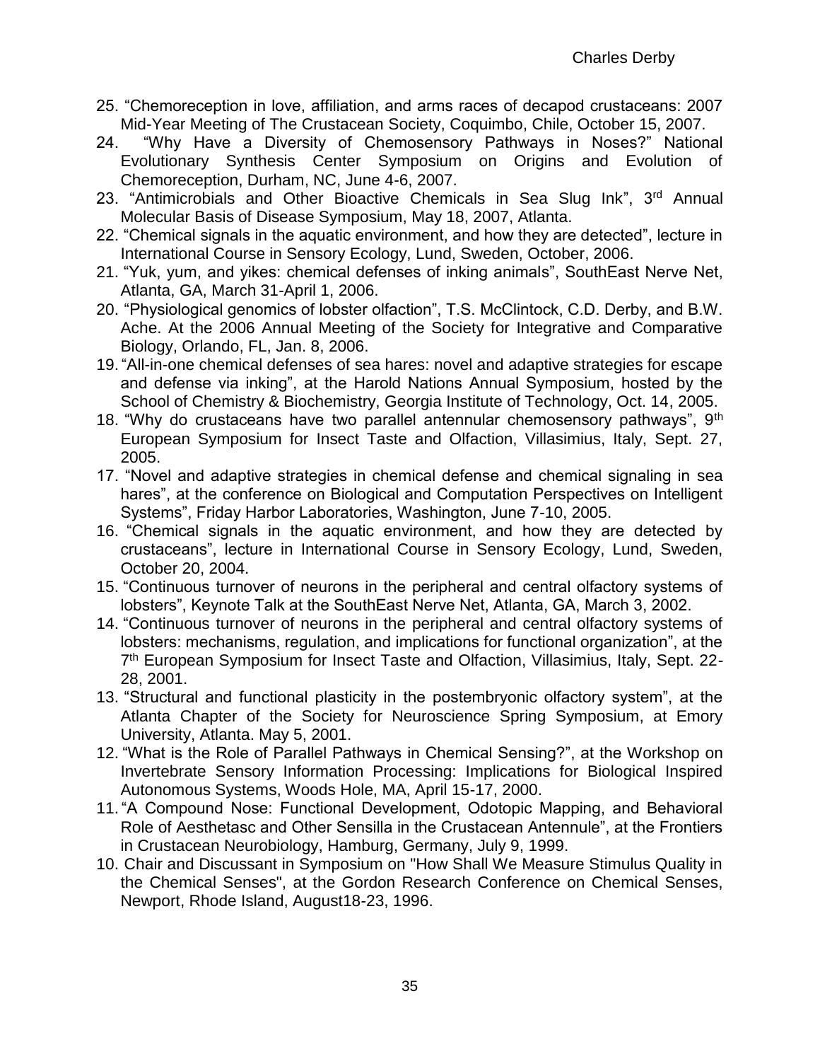25. "Chemoreception in love, affiliation, and arms races of decapod crustaceans: 2007 Mid-Year Meeting of The Crustacean Society, Coquimbo, Chile, October 15, 2007.
24. "Why Have a Diversity of Chemosensory Pathways in Noses?" National Evolutionary Synthesis Center Symposium on Origins and Evolution of Chemoreception, Durham, NC, June 4-6, 2007.
23. "Antimicrobials and Other Bioactive Chemicals in Sea Slug Ink", 3rd Annual Molecular Basis of Disease Symposium, May 18, 2007, Atlanta.
22. "Chemical signals in the aquatic environment, and how they are detected", lecture in International Course in Sensory Ecology, Lund, Sweden, October, 2006.
21. "Yuk, yum, and yikes: chemical defenses of inking animals", SouthEast Nerve Net, Atlanta, GA, March 31-April 1, 2006.
20. "Physiological genomics of lobster olfaction", T.S. McClintock, C.D. Derby, and B.W. Ache. At the 2006 Annual Meeting of the Society for Integrative and Comparative Biology, Orlando, FL, Jan. 8, 2006.
19. "All-in-one chemical defenses of sea hares: novel and adaptive strategies for escape and defense via inking", at the Harold Nations Annual Symposium, hosted by the School of Chemistry & Biochemistry, Georgia Institute of Technology, Oct. 14, 2005.
18. "Why do crustaceans have two parallel antennular chemosensory pathways", 9th European Symposium for Insect Taste and Olfaction, Villasimius, Italy, Sept. 27, 2005.
17. "Novel and adaptive strategies in chemical defense and chemical signaling in sea hares", at the conference on Biological and Computation Perspectives on Intelligent Systems", Friday Harbor Laboratories, Washington, June 7-10, 2005.
16. "Chemical signals in the aquatic environment, and how they are detected by crustaceans", lecture in International Course in Sensory Ecology, Lund, Sweden, October 20, 2004.
15. "Continuous turnover of neurons in the peripheral and central olfactory systems of lobsters", Keynote Talk at the SouthEast Nerve Net, Atlanta, GA, March 3, 2002.
14. "Continuous turnover of neurons in the peripheral and central olfactory systems of lobsters: mechanisms, regulation, and implications for functional organization", at the 7th European Symposium for Insect Taste and Olfaction, Villasimius, Italy, Sept. 22-28, 2001.
13. "Structural and functional plasticity in the postembryonic olfactory system", at the Atlanta Chapter of the Society for Neuroscience Spring Symposium, at Emory University, Atlanta. May 5, 2001.
12. "What is the Role of Parallel Pathways in Chemical Sensing?", at the Workshop on Invertebrate Sensory Information Processing: Implications for Biological Inspired Autonomous Systems, Woods Hole, MA, April 15-17, 2000.
11. "A Compound Nose: Functional Development, Odotopic Mapping, and Behavioral Role of Aesthetasc and Other Sensilla in the Crustacean Antennule", at the Frontiers in Crustacean Neurobiology, Hamburg, Germany, July 9, 1999.
10. Chair and Discussant in Symposium on "How Shall We Measure Stimulus Quality in the Chemical Senses", at the Gordon Research Conference on Chemical Senses, Newport, Rhode Island, August18-23, 1996.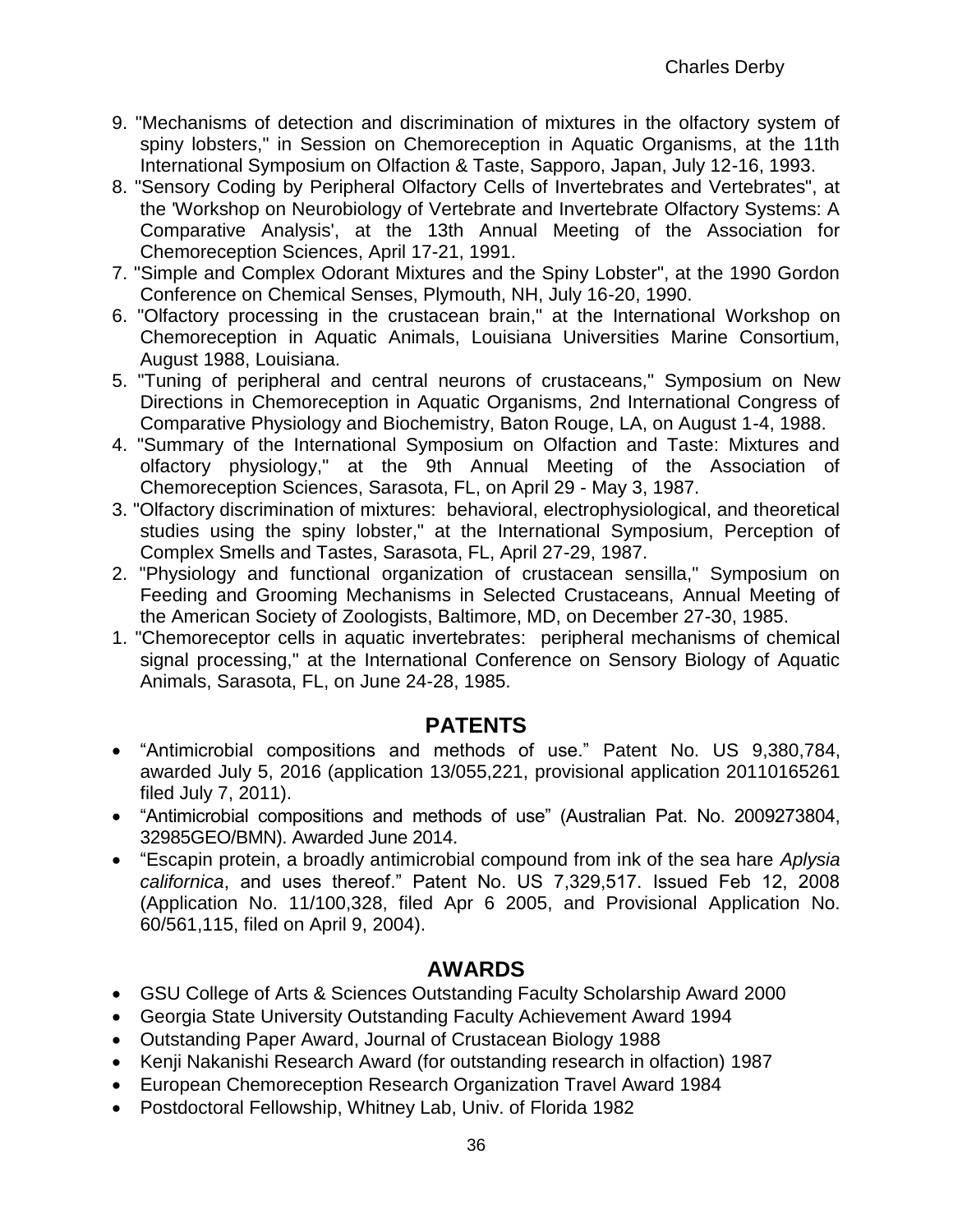9. "Mechanisms of detection and discrimination of mixtures in the olfactory system of spiny lobsters," in Session on Chemoreception in Aquatic Organisms, at the 11th International Symposium on Olfaction & Taste, Sapporo, Japan, July 12-16, 1993.
8. "Sensory Coding by Peripheral Olfactory Cells of Invertebrates and Vertebrates", at the 'Workshop on Neurobiology of Vertebrate and Invertebrate Olfactory Systems: A Comparative Analysis', at the 13th Annual Meeting of the Association for Chemoreception Sciences, April 17-21, 1991.
7. "Simple and Complex Odorant Mixtures and the Spiny Lobster", at the 1990 Gordon Conference on Chemical Senses, Plymouth, NH, July 16-20, 1990.
6. "Olfactory processing in the crustacean brain," at the International Workshop on Chemoreception in Aquatic Animals, Louisiana Universities Marine Consortium, August 1988, Louisiana.
5. "Tuning of peripheral and central neurons of crustaceans," Symposium on New Directions in Chemoreception in Aquatic Organisms, 2nd International Congress of Comparative Physiology and Biochemistry, Baton Rouge, LA, on August 1-4, 1988.
4. "Summary of the International Symposium on Olfaction and Taste: Mixtures and olfactory physiology," at the 9th Annual Meeting of the Association of Chemoreception Sciences, Sarasota, FL, on April 29 - May 3, 1987.
3. "Olfactory discrimination of mixtures: behavioral, electrophysiological, and theoretical studies using the spiny lobster," at the International Symposium, Perception of Complex Smells and Tastes, Sarasota, FL, April 27-29, 1987.
2. "Physiology and functional organization of crustacean sensilla," Symposium on Feeding and Grooming Mechanisms in Selected Crustaceans, Annual Meeting of the American Society of Zoologists, Baltimore, MD, on December 27-30, 1985.
1. "Chemoreceptor cells in aquatic invertebrates: peripheral mechanisms of chemical signal processing," at the International Conference on Sensory Biology of Aquatic Animals, Sarasota, FL, on June 24-28, 1985.

## PATENTS

- "Antimicrobial compositions and methods of use." Patent No. US 9,380,784, awarded July 5, 2016 (application 13/055,221, provisional application 20110165261 filed July 7, 2011).
- "Antimicrobial compositions and methods of use" (Australian Pat. No. 2009273804, 32985GEO/BMN). Awarded June 2014.
- "Escapin protein, a broadly antimicrobial compound from ink of the sea hare *Aplysia californica*, and uses thereof." Patent No. US 7,329,517. Issued Feb 12, 2008 (Application No. 11/100,328, filed Apr 6 2005, and Provisional Application No. 60/561,115, filed on April 9, 2004).

## AWARDS

- GSU College of Arts & Sciences Outstanding Faculty Scholarship Award 2000
- Georgia State University Outstanding Faculty Achievement Award 1994
- Outstanding Paper Award, Journal of Crustacean Biology 1988
- Kenji Nakanishi Research Award (for outstanding research in olfaction) 1987
- European Chemoreception Research Organization Travel Award 1984
- Postdoctoral Fellowship, Whitney Lab, Univ. of Florida 1982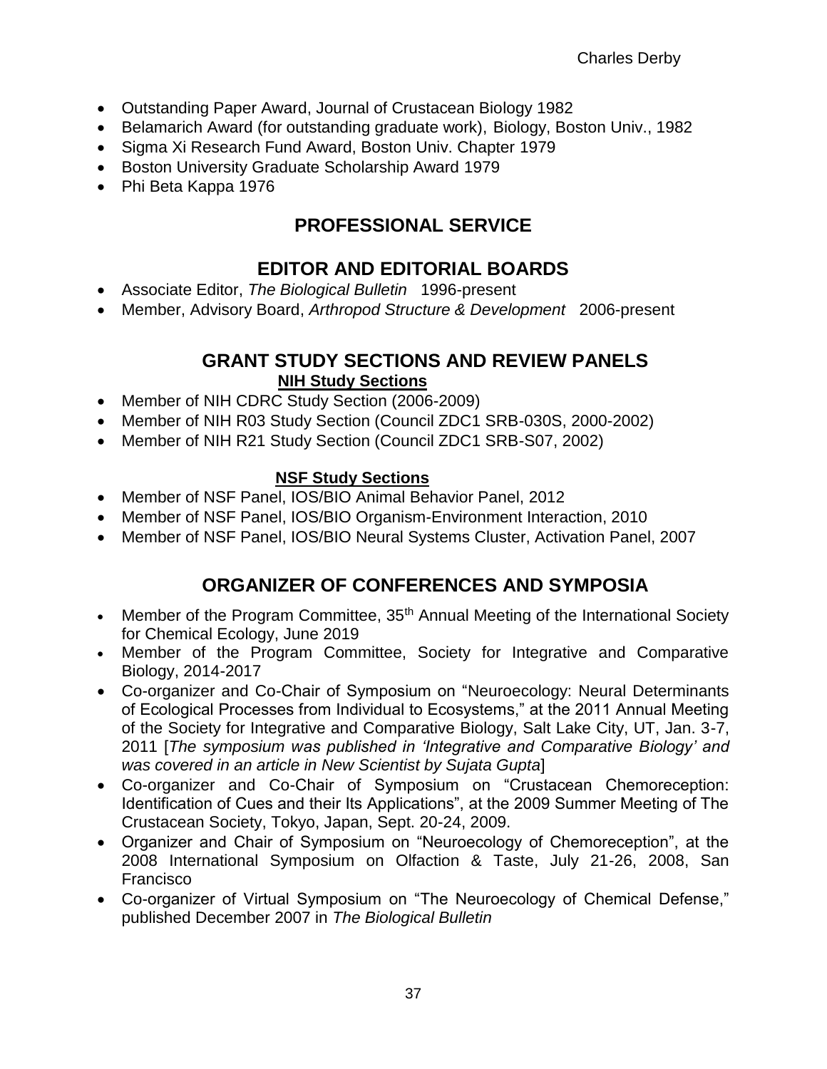- Outstanding Paper Award, Journal of Crustacean Biology 1982
- Belamarich Award (for outstanding graduate work), Biology, Boston Univ., 1982
- Sigma Xi Research Fund Award, Boston Univ. Chapter 1979
- Boston University Graduate Scholarship Award 1979
- Phi Beta Kappa 1976

# PROFESSIONAL SERVICE

## EDITOR AND EDITORIAL BOARDS

- Associate Editor, *The Biological Bulletin* 1996-present
- Member, Advisory Board, *Arthropod Structure & Development* 2006-present

## GRANT STUDY SECTIONS AND REVIEW PANELS

### NIH Study Sections

- Member of NIH CDRC Study Section (2006-2009)
- Member of NIH R03 Study Section (Council ZDC1 SRB-030S, 2000-2002)
- Member of NIH R21 Study Section (Council ZDC1 SRB-S07, 2002)

### NSF Study Sections

- Member of NSF Panel, IOS/BIO Animal Behavior Panel, 2012
- Member of NSF Panel, IOS/BIO Organism-Environment Interaction, 2010
- Member of NSF Panel, IOS/BIO Neural Systems Cluster, Activation Panel, 2007

## ORGANIZER OF CONFERENCES AND SYMPOSIA

- Member of the Program Committee, 35th Annual Meeting of the International Society for Chemical Ecology, June 2019
- Member of the Program Committee, Society for Integrative and Comparative Biology, 2014-2017
- Co-organizer and Co-Chair of Symposium on "Neuroecology: Neural Determinants of Ecological Processes from Individual to Ecosystems," at the 2011 Annual Meeting of the Society for Integrative and Comparative Biology, Salt Lake City, UT, Jan. 3-7, 2011 [*The symposium was published in 'Integrative and Comparative Biology' and was covered in an article in New Scientist by Sujata Gupta*]
- Co-organizer and Co-Chair of Symposium on "Crustacean Chemoreception: Identification of Cues and their Its Applications", at the 2009 Summer Meeting of The Crustacean Society, Tokyo, Japan, Sept. 20-24, 2009.
- Organizer and Chair of Symposium on "Neuroecology of Chemoreception", at the 2008 International Symposium on Olfaction & Taste, July 21-26, 2008, San Francisco
- Co-organizer of Virtual Symposium on "The Neuroecology of Chemical Defense," published December 2007 in *The Biological Bulletin*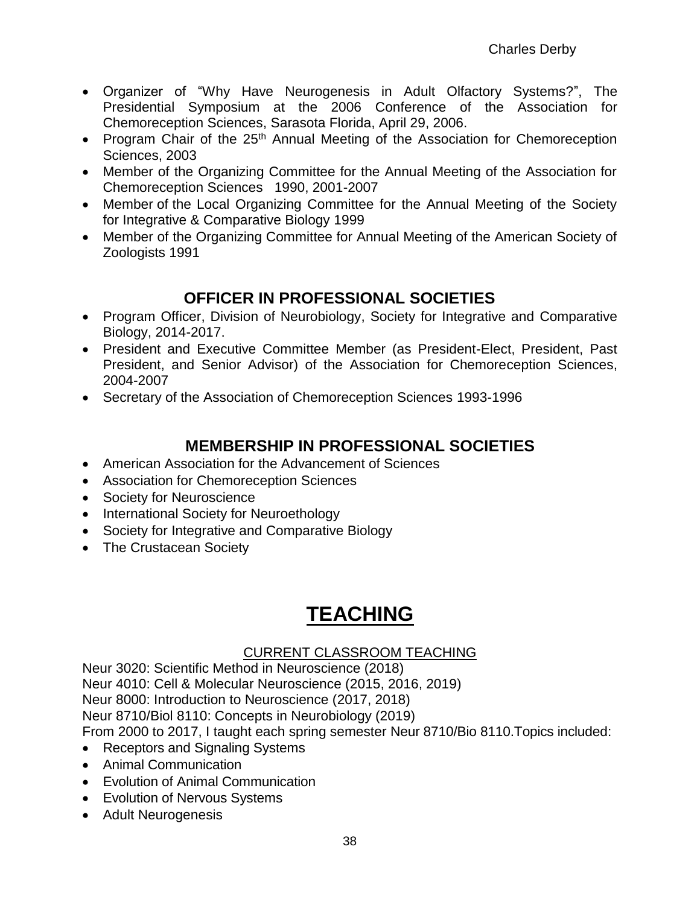- Organizer of "Why Have Neurogenesis in Adult Olfactory Systems?", The Presidential Symposium at the 2006 Conference of the Association for Chemoreception Sciences, Sarasota Florida, April 29, 2006.
- Program Chair of the 25th Annual Meeting of the Association for Chemoreception Sciences, 2003
- Member of the Organizing Committee for the Annual Meeting of the Association for Chemoreception Sciences 1990, 2001-2007
- Member of the Local Organizing Committee for the Annual Meeting of the Society for Integrative & Comparative Biology 1999
- Member of the Organizing Committee for Annual Meeting of the American Society of Zoologists 1991

## OFFICER IN PROFESSIONAL SOCIETIES

- Program Officer, Division of Neurobiology, Society for Integrative and Comparative Biology, 2014-2017.
- President and Executive Committee Member (as President-Elect, President, Past President, and Senior Advisor) of the Association for Chemoreception Sciences, 2004-2007
- Secretary of the Association of Chemoreception Sciences 1993-1996

## MEMBERSHIP IN PROFESSIONAL SOCIETIES

- American Association for the Advancement of Sciences
- Association for Chemoreception Sciences
- Society for Neuroscience
- International Society for Neuroethology
- Society for Integrative and Comparative Biology
- The Crustacean Society

# TEACHING

### CURRENT CLASSROOM TEACHING

Neur 3020: Scientific Method in Neuroscience (2018)
Neur 4010: Cell & Molecular Neuroscience (2015, 2016, 2019)
Neur 8000: Introduction to Neuroscience (2017, 2018)
Neur 8710/Biol 8110: Concepts in Neurobiology (2019)
From 2000 to 2017, I taught each spring semester Neur 8710/Bio 8110.Topics included:

- Receptors and Signaling Systems
- Animal Communication
- Evolution of Animal Communication
- Evolution of Nervous Systems
- Adult Neurogenesis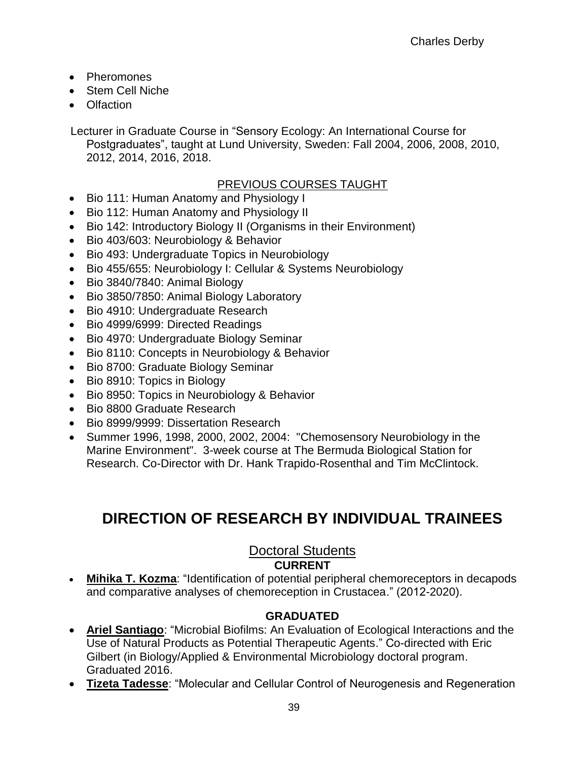- Pheromones
- Stem Cell Niche
- Olfaction

Lecturer in Graduate Course in "Sensory Ecology: An International Course for Postgraduates", taught at Lund University, Sweden: Fall 2004, 2006, 2008, 2010, 2012, 2014, 2016, 2018.

PREVIOUS COURSES TAUGHT

- Bio 111: Human Anatomy and Physiology I
- Bio 112: Human Anatomy and Physiology II
- Bio 142: Introductory Biology II (Organisms in their Environment)
- Bio 403/603: Neurobiology & Behavior
- Bio 493: Undergraduate Topics in Neurobiology
- Bio 455/655: Neurobiology I: Cellular & Systems Neurobiology
- Bio 3840/7840: Animal Biology
- Bio 3850/7850: Animal Biology Laboratory
- Bio 4910: Undergraduate Research
- Bio 4999/6999: Directed Readings
- Bio 4970: Undergraduate Biology Seminar
- Bio 8110: Concepts in Neurobiology & Behavior
- Bio 8700: Graduate Biology Seminar
- Bio 8910: Topics in Biology
- Bio 8950: Topics in Neurobiology & Behavior
- Bio 8800 Graduate Research
- Bio 8999/9999: Dissertation Research
- Summer 1996, 1998, 2000, 2002, 2004: "Chemosensory Neurobiology in the Marine Environment". 3-week course at The Bermuda Biological Station for Research. Co-Director with Dr. Hank Trapido-Rosenthal and Tim McClintock.

# DIRECTION OF RESEARCH BY INDIVIDUAL TRAINEES

## Doctoral Students

**CURRENT**

- **Mihika T. Kozma**: "Identification of potential peripheral chemoreceptors in decapods and comparative analyses of chemoreception in Crustacea." (2012-2020).

**GRADUATED**

- **Ariel Santiago**: "Microbial Biofilms: An Evaluation of Ecological Interactions and the Use of Natural Products as Potential Therapeutic Agents." Co-directed with Eric Gilbert (in Biology/Applied & Environmental Microbiology doctoral program. Graduated 2016.
- **Tizeta Tadesse**: "Molecular and Cellular Control of Neurogenesis and Regeneration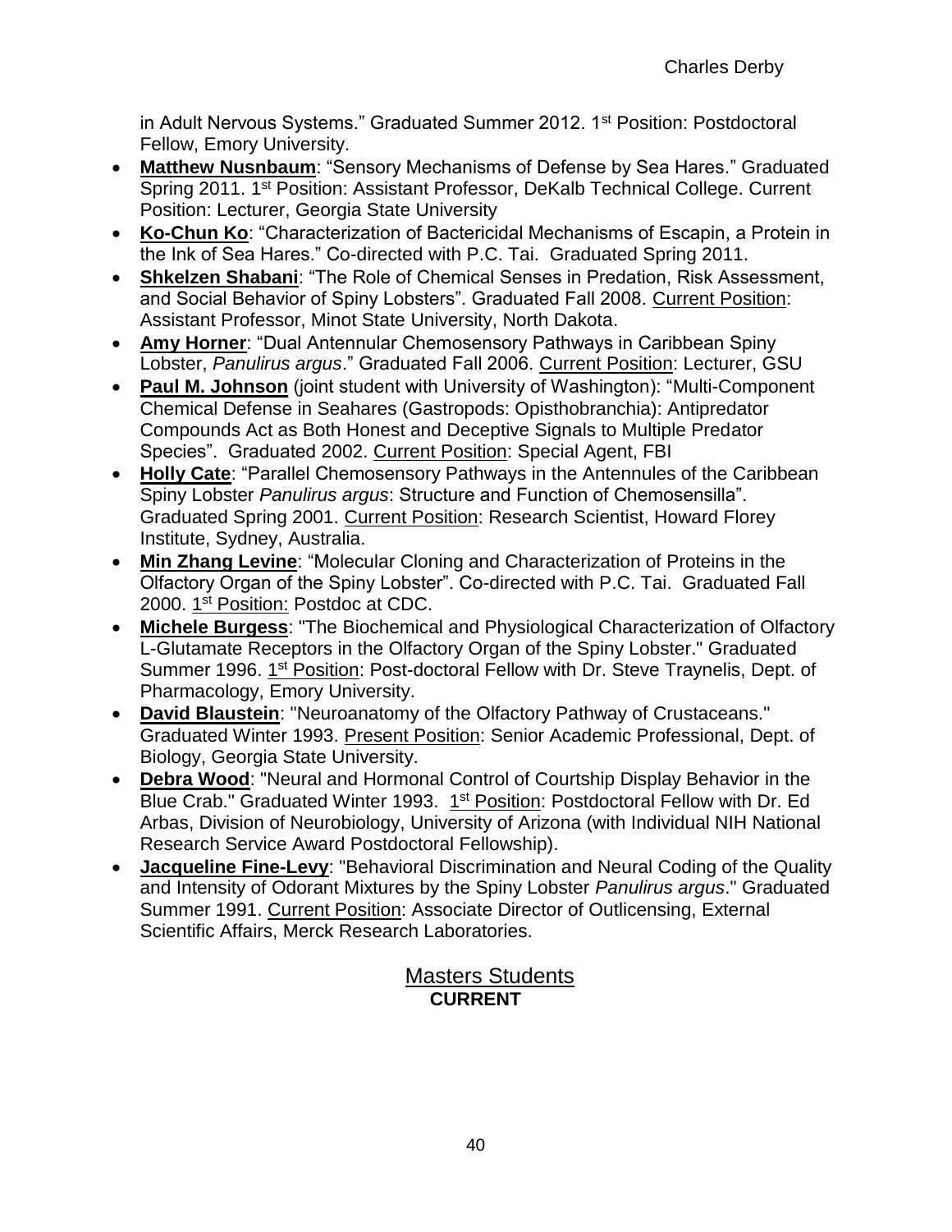in Adult Nervous Systems." Graduated Summer 2012. 1st Position: Postdoctoral Fellow, Emory University.

- **Matthew Nusnbaum**: "Sensory Mechanisms of Defense by Sea Hares." Graduated Spring 2011. 1st Position: Assistant Professor, DeKalb Technical College. Current Position: Lecturer, Georgia State University
- **Ko-Chun Ko**: "Characterization of Bactericidal Mechanisms of Escapin, a Protein in the Ink of Sea Hares." Co-directed with P.C. Tai. Graduated Spring 2011.
- **Shkelzen Shabani**: "The Role of Chemical Senses in Predation, Risk Assessment, and Social Behavior of Spiny Lobsters". Graduated Fall 2008. Current Position: Assistant Professor, Minot State University, North Dakota.
- **Amy Horner**: "Dual Antennular Chemosensory Pathways in Caribbean Spiny Lobster, *Panulirus argus*." Graduated Fall 2006. Current Position: Lecturer, GSU
- **Paul M. Johnson** (joint student with University of Washington): "Multi-Component Chemical Defense in Seahares (Gastropods: Opisthobranchia): Antipredator Compounds Act as Both Honest and Deceptive Signals to Multiple Predator Species". Graduated 2002. Current Position: Special Agent, FBI
- **Holly Cate**: "Parallel Chemosensory Pathways in the Antennules of the Caribbean Spiny Lobster *Panulirus argus*: Structure and Function of Chemosensilla". Graduated Spring 2001. Current Position: Research Scientist, Howard Florey Institute, Sydney, Australia.
- **Min Zhang Levine**: "Molecular Cloning and Characterization of Proteins in the Olfactory Organ of the Spiny Lobster". Co-directed with P.C. Tai. Graduated Fall 2000. 1st Position: Postdoc at CDC.
- **Michele Burgess**: "The Biochemical and Physiological Characterization of Olfactory L-Glutamate Receptors in the Olfactory Organ of the Spiny Lobster." Graduated Summer 1996. 1st Position: Post-doctoral Fellow with Dr. Steve Traynelis, Dept. of Pharmacology, Emory University.
- **David Blaustein**: "Neuroanatomy of the Olfactory Pathway of Crustaceans." Graduated Winter 1993. Present Position: Senior Academic Professional, Dept. of Biology, Georgia State University.
- **Debra Wood**: "Neural and Hormonal Control of Courtship Display Behavior in the Blue Crab." Graduated Winter 1993. 1st Position: Postdoctoral Fellow with Dr. Ed Arbas, Division of Neurobiology, University of Arizona (with Individual NIH National Research Service Award Postdoctoral Fellowship).
- **Jacqueline Fine-Levy**: "Behavioral Discrimination and Neural Coding of the Quality and Intensity of Odorant Mixtures by the Spiny Lobster *Panulirus argus*." Graduated Summer 1991. Current Position: Associate Director of Outlicensing, External Scientific Affairs, Merck Research Laboratories.

## Masters Students

### CURRENT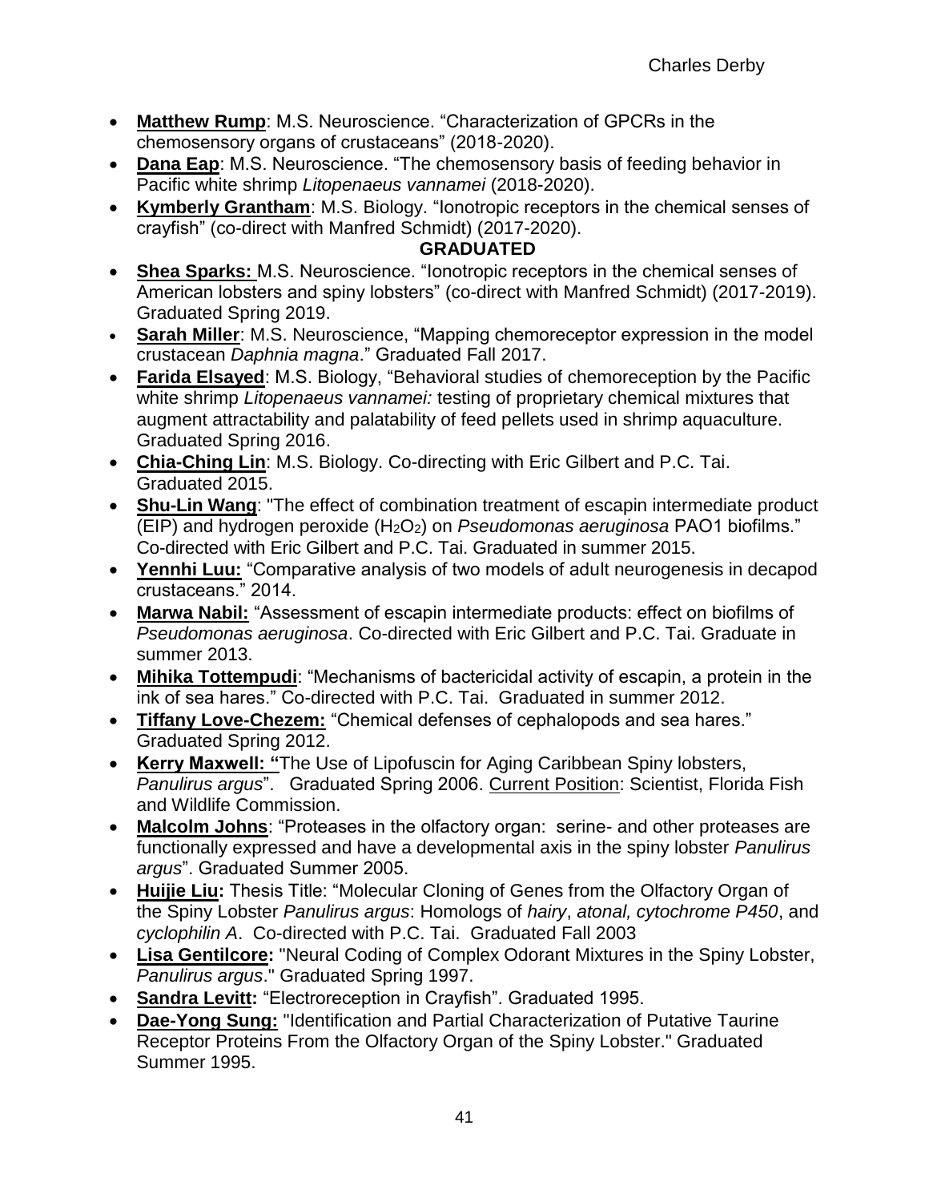- **Matthew Rump**: M.S. Neuroscience. “Characterization of GPCRs in the chemosensory organs of crustaceans” (2018-2020).
- **Dana Eap**: M.S. Neuroscience. “The chemosensory basis of feeding behavior in Pacific white shrimp *Litopenaeus vannamei* (2018-2020).
- **Kymberly Grantham**: M.S. Biology. “Ionotropic receptors in the chemical senses of crayfish” (co-direct with Manfred Schmidt) (2017-2020).

**GRADUATED**

- **Shea Sparks:** M.S. Neuroscience. “Ionotropic receptors in the chemical senses of American lobsters and spiny lobsters” (co-direct with Manfred Schmidt) (2017-2019). Graduated Spring 2019.
- **Sarah Miller**: M.S. Neuroscience, “Mapping chemoreceptor expression in the model crustacean *Daphnia magna*.” Graduated Fall 2017.
- **Farida Elsayed**: M.S. Biology, “Behavioral studies of chemoreception by the Pacific white shrimp *Litopenaeus vannamei:* testing of proprietary chemical mixtures that augment attractability and palatability of feed pellets used in shrimp aquaculture. Graduated Spring 2016.
- **Chia-Ching Lin**: M.S. Biology. Co-directing with Eric Gilbert and P.C. Tai. Graduated 2015.
- **Shu-Lin Wang**: "The effect of combination treatment of escapin intermediate product (EIP) and hydrogen peroxide ($H_2O_2$) on *Pseudomonas aeruginosa* PAO1 biofilms.” Co-directed with Eric Gilbert and P.C. Tai. Graduated in summer 2015.
- **Yennhi Luu:** “Comparative analysis of two models of adult neurogenesis in decapod crustaceans.” 2014.
- **Marwa Nabil:** “Assessment of escapin intermediate products: effect on biofilms of *Pseudomonas aeruginosa*. Co-directed with Eric Gilbert and P.C. Tai. Graduate in summer 2013.
- **Mihika Tottempudi**: “Mechanisms of bactericidal activity of escapin, a protein in the ink of sea hares.” Co-directed with P.C. Tai. Graduated in summer 2012.
- **Tiffany Love-Chezem:** “Chemical defenses of cephalopods and sea hares.” Graduated Spring 2012.
- **Kerry Maxwell: “**The Use of Lipofuscin for Aging Caribbean Spiny lobsters, *Panulirus argus*”. Graduated Spring 2006. Current Position: Scientist, Florida Fish and Wildlife Commission.
- **Malcolm Johns**: “Proteases in the olfactory organ: serine- and other proteases are functionally expressed and have a developmental axis in the spiny lobster *Panulirus argus*”. Graduated Summer 2005.
- **Huijie Liu:** Thesis Title: “Molecular Cloning of Genes from the Olfactory Organ of the Spiny Lobster *Panulirus argus*: Homologs of *hairy*, *atonal, cytochrome P450*, and *cyclophilin A*. Co-directed with P.C. Tai. Graduated Fall 2003
- **Lisa Gentilcore:** "Neural Coding of Complex Odorant Mixtures in the Spiny Lobster, *Panulirus argus*." Graduated Spring 1997.
- **Sandra Levitt:** “Electroreception in Crayfish”. Graduated 1995.
- **Dae-Yong Sung:** "Identification and Partial Characterization of Putative Taurine Receptor Proteins From the Olfactory Organ of the Spiny Lobster." Graduated Summer 1995.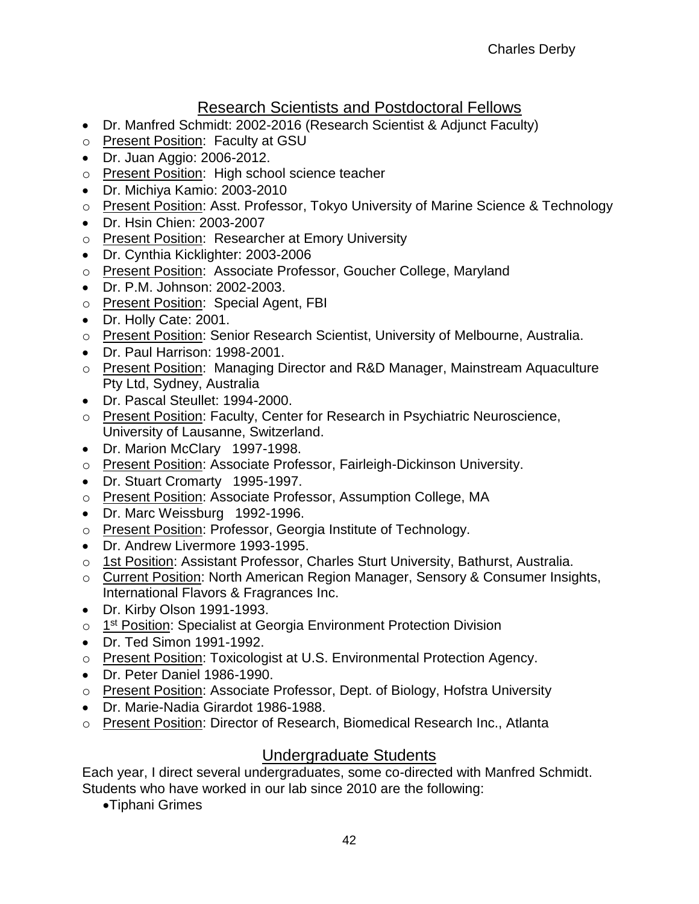## Research Scientists and Postdoctoral Fellows

- Dr. Manfred Schmidt: 2002-2016 (Research Scientist & Adjunct Faculty)
  - Present Position: Faculty at GSU
- Dr. Juan Aggio: 2006-2012.
  - Present Position: High school science teacher
- Dr. Michiya Kamio: 2003-2010
  - Present Position: Asst. Professor, Tokyo University of Marine Science & Technology
- Dr. Hsin Chien: 2003-2007
  - Present Position: Researcher at Emory University
- Dr. Cynthia Kicklighter: 2003-2006
  - Present Position: Associate Professor, Goucher College, Maryland
- Dr. P.M. Johnson: 2002-2003.
  - Present Position: Special Agent, FBI
- Dr. Holly Cate: 2001.
  - Present Position: Senior Research Scientist, University of Melbourne, Australia.
- Dr. Paul Harrison: 1998-2001.
  - Present Position: Managing Director and R&D Manager, Mainstream Aquaculture Pty Ltd, Sydney, Australia
- Dr. Pascal Steullet: 1994-2000.
  - Present Position: Faculty, Center for Research in Psychiatric Neuroscience, University of Lausanne, Switzerland.
- Dr. Marion McClary 1997-1998.
  - Present Position: Associate Professor, Fairleigh-Dickinson University.
- Dr. Stuart Cromarty 1995-1997.
  - Present Position: Associate Professor, Assumption College, MA
- Dr. Marc Weissburg 1992-1996.
  - Present Position: Professor, Georgia Institute of Technology.
- Dr. Andrew Livermore 1993-1995.
  - 1st Position: Assistant Professor, Charles Sturt University, Bathurst, Australia.
  - Current Position: North American Region Manager, Sensory & Consumer Insights, International Flavors & Fragrances Inc.
- Dr. Kirby Olson 1991-1993.
  - 1st Position: Specialist at Georgia Environment Protection Division
- Dr. Ted Simon 1991-1992.
  - Present Position: Toxicologist at U.S. Environmental Protection Agency.
- Dr. Peter Daniel 1986-1990.
  - Present Position: Associate Professor, Dept. of Biology, Hofstra University
- Dr. Marie-Nadia Girardot 1986-1988.
  - Present Position: Director of Research, Biomedical Research Inc., Atlanta

## Undergraduate Students

Each year, I direct several undergraduates, some co-directed with Manfred Schmidt. Students who have worked in our lab since 2010 are the following:

- Tiphani Grimes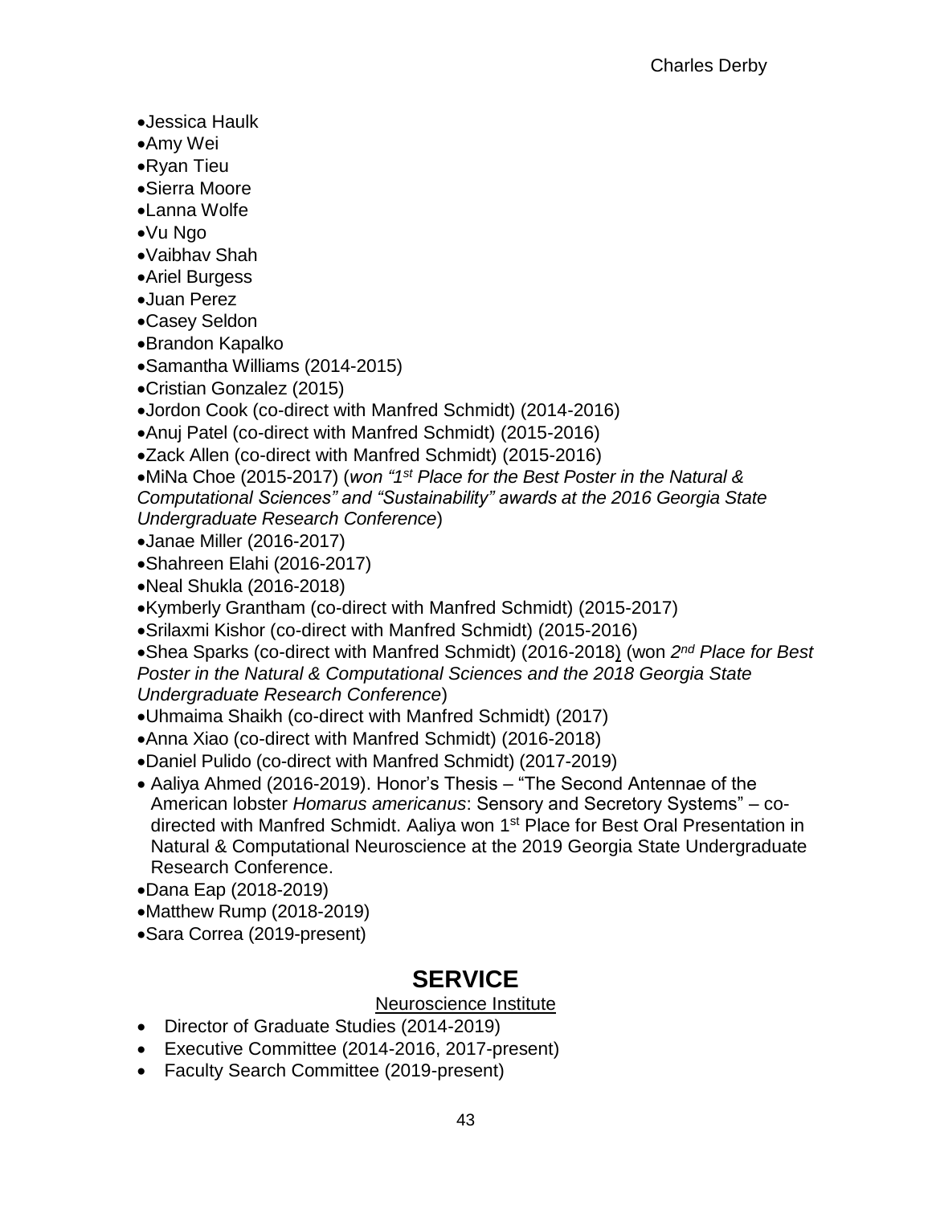- Jessica Haulk
- Amy Wei
- Ryan Tieu
- Sierra Moore
- Lanna Wolfe
- Vu Ngo
- Vaibhav Shah
- Ariel Burgess
- Juan Perez
- Casey Seldon
- Brandon Kapalko
- Samantha Williams (2014-2015)
- Cristian Gonzalez (2015)
- Jordon Cook (co-direct with Manfred Schmidt) (2014-2016)
- Anuj Patel (co-direct with Manfred Schmidt) (2015-2016)
- Zack Allen (co-direct with Manfred Schmidt) (2015-2016)
- MiNa Choe (2015-2017) (*won "1st Place for the Best Poster in the Natural & Computational Sciences" and "Sustainability" awards at the 2016 Georgia State Undergraduate Research Conference*)
- Janae Miller (2016-2017)
- Shahreen Elahi (2016-2017)
- Neal Shukla (2016-2018)
- Kymberly Grantham (co-direct with Manfred Schmidt) (2015-2017)
- Srilaxmi Kishor (co-direct with Manfred Schmidt) (2015-2016)
- Shea Sparks (co-direct with Manfred Schmidt) (2016-2018) (won *2nd Place for Best Poster in the Natural & Computational Sciences and the 2018 Georgia State Undergraduate Research Conference*)
- Uhmaima Shaikh (co-direct with Manfred Schmidt) (2017)
- Anna Xiao (co-direct with Manfred Schmidt) (2016-2018)
- Daniel Pulido (co-direct with Manfred Schmidt) (2017-2019)
- Aaliya Ahmed (2016-2019). Honor's Thesis – "The Second Antennae of the American lobster *Homarus americanus*: Sensory and Secretory Systems" – co-directed with Manfred Schmidt. Aaliya won 1st Place for Best Oral Presentation in Natural & Computational Neuroscience at the 2019 Georgia State Undergraduate Research Conference.
- Dana Eap (2018-2019)
- Matthew Rump (2018-2019)
- Sara Correa (2019-present)

# SERVICE

Neuroscience Institute

- Director of Graduate Studies (2014-2019)
- Executive Committee (2014-2016, 2017-present)
- Faculty Search Committee (2019-present)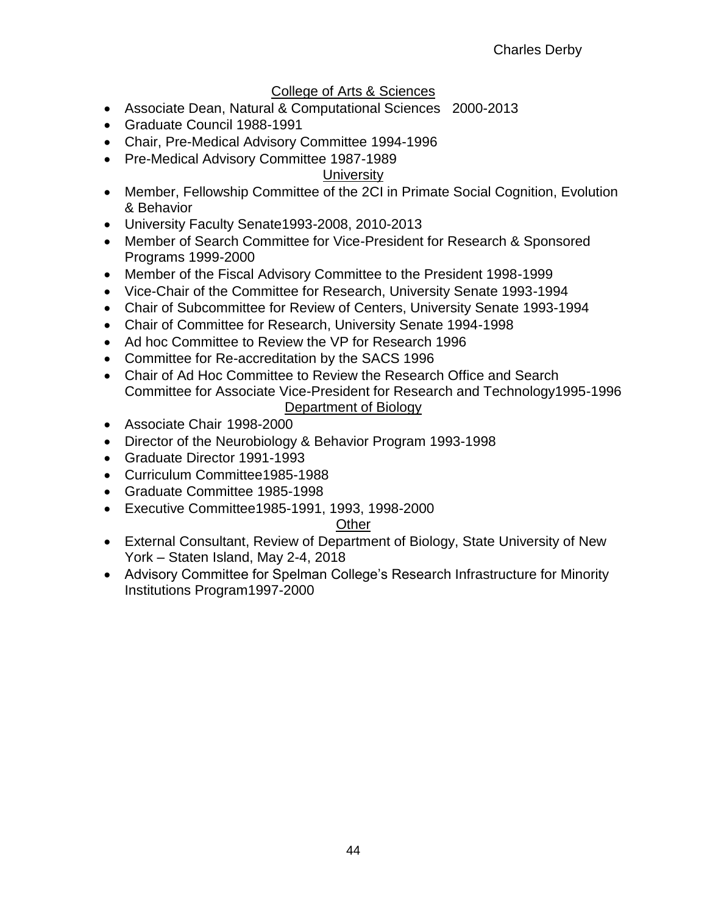### College of Arts & Sciences

- Associate Dean, Natural & Computational Sciences 2000-2013
- Graduate Council 1988-1991
- Chair, Pre-Medical Advisory Committee 1994-1996
- Pre-Medical Advisory Committee 1987-1989

### University

- Member, Fellowship Committee of the 2CI in Primate Social Cognition, Evolution & Behavior
- University Faculty Senate1993-2008, 2010-2013
- Member of Search Committee for Vice-President for Research & Sponsored Programs 1999-2000
- Member of the Fiscal Advisory Committee to the President 1998-1999
- Vice-Chair of the Committee for Research, University Senate 1993-1994
- Chair of Subcommittee for Review of Centers, University Senate 1993-1994
- Chair of Committee for Research, University Senate 1994-1998
- Ad hoc Committee to Review the VP for Research 1996
- Committee for Re-accreditation by the SACS 1996
- Chair of Ad Hoc Committee to Review the Research Office and Search Committee for Associate Vice-President for Research and Technology1995-1996

### Department of Biology

- Associate Chair 1998-2000
- Director of the Neurobiology & Behavior Program 1993-1998
- Graduate Director 1991-1993
- Curriculum Committee1985-1988
- Graduate Committee 1985-1998
- Executive Committee1985-1991, 1993, 1998-2000

### Other

- External Consultant, Review of Department of Biology, State University of New York – Staten Island, May 2-4, 2018
- Advisory Committee for Spelman College's Research Infrastructure for Minority Institutions Program1997-2000